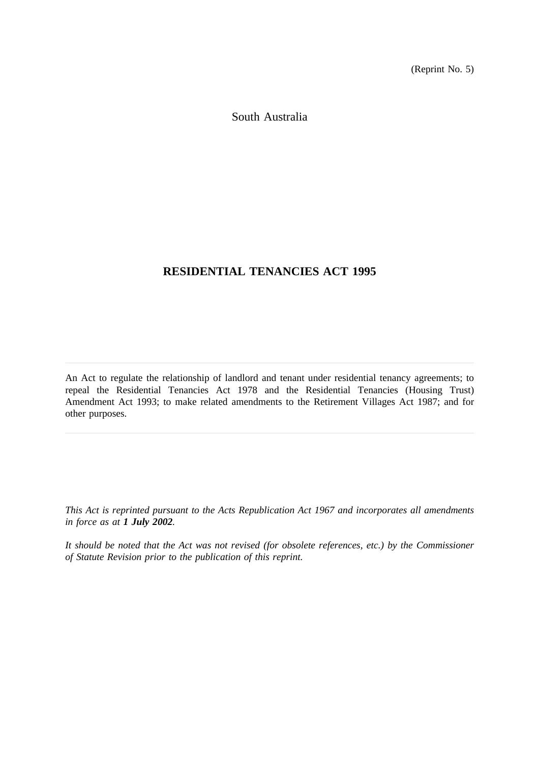(Reprint No. 5)

South Australia

# RESIDENTIAL TENANCIES ACT 1995

---

An Act to regulate the relationship of landlord and tenant under residential tenancy agreements; to repeal the Residential Tenancies Act 1978 and the Residential Tenancies (Housing Trust) Amendment Act 1993; to make related amendments to the Retirement Villages Act 1987; and for other purposes.

---

*This Act is reprinted pursuant to the Acts Republication Act 1967 and incorporates all amendments in force as at **1 July 2002**.*

*It should be noted that the Act was not revised (for obsolete references, etc.) by the Commissioner of Statute Revision prior to the publication of this reprint.*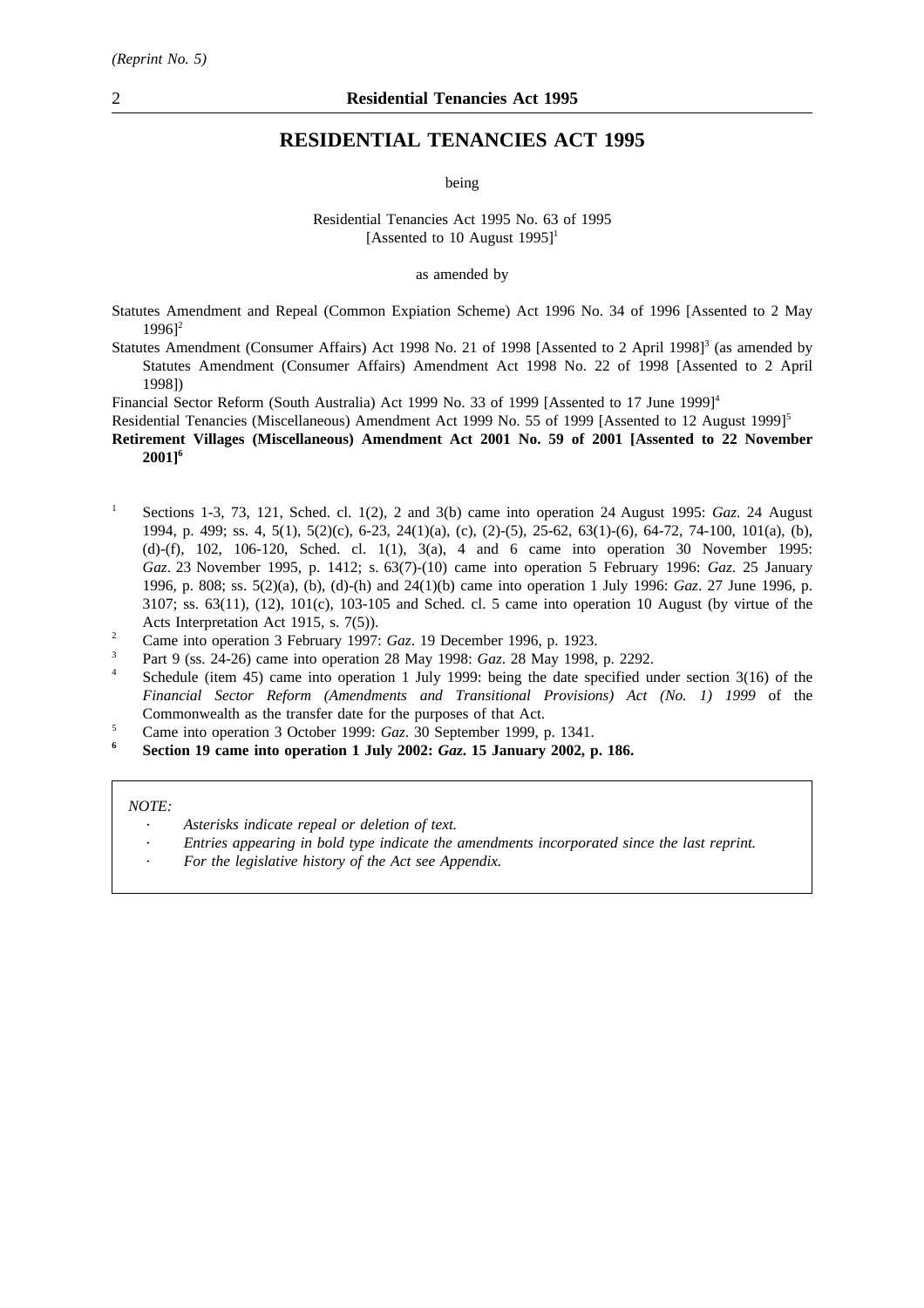*(Reprint No. 5)*

# RESIDENTIAL TENANCIES ACT 1995

being

Residential Tenancies Act 1995 No. 63 of 1995
[Assented to 10 August 1995][1]

as amended by

Statutes Amendment and Repeal (Common Expiation Scheme) Act 1996 No. 34 of 1996 [Assented to 2 May 1996][2]

Statutes Amendment (Consumer Affairs) Act 1998 No. 21 of 1998 [Assented to 2 April 1998][3] (as amended by Statutes Amendment (Consumer Affairs) Amendment Act 1998 No. 22 of 1998 [Assented to 2 April 1998])

Financial Sector Reform (South Australia) Act 1999 No. 33 of 1999 [Assented to 17 June 1999][4]

Residential Tenancies (Miscellaneous) Amendment Act 1999 No. 55 of 1999 [Assented to 12 August 1999][5]

**Retirement Villages (Miscellaneous) Amendment Act 2001 No. 59 of 2001 [Assented to 22 November 2001][6]**

[1] Sections 1-3, 73, 121, Sched. cl. 1(2), 2 and 3(b) came into operation 24 August 1995: *Gaz*. 24 August 1994, p. 499; ss. 4, 5(1), 5(2)(c), 6-23, 24(1)(a), (c), (2)-(5), 25-62, 63(1)-(6), 64-72, 74-100, 101(a), (b), (d)-(f), 102, 106-120, Sched. cl. 1(1), 3(a), 4 and 6 came into operation 30 November 1995: *Gaz*. 23 November 1995, p. 1412; s. 63(7)-(10) came into operation 5 February 1996: *Gaz*. 25 January 1996, p. 808; ss. 5(2)(a), (b), (d)-(h) and 24(1)(b) came into operation 1 July 1996: *Gaz*. 27 June 1996, p. 3107; ss. 63(11), (12), 101(c), 103-105 and Sched. cl. 5 came into operation 10 August (by virtue of the Acts Interpretation Act 1915, s. 7(5)).

[2] Came into operation 3 February 1997: *Gaz*. 19 December 1996, p. 1923.

[3] Part 9 (ss. 24-26) came into operation 28 May 1998: *Gaz*. 28 May 1998, p. 2292.

[4] Schedule (item 45) came into operation 1 July 1999: being the date specified under section 3(16) of the *Financial Sector Reform (Amendments and Transitional Provisions) Act (No. 1) 1999* of the Commonwealth as the transfer date for the purposes of that Act.

[5] Came into operation 3 October 1999: *Gaz*. 30 September 1999, p. 1341.

**[6] Section 19 came into operation 1 July 2002: *Gaz*. 15 January 2002, p. 186.**

*NOTE:*

- *Asterisks indicate repeal or deletion of text.*
- *Entries appearing in bold type indicate the amendments incorporated since the last reprint.*
- *For the legislative history of the Act see Appendix.*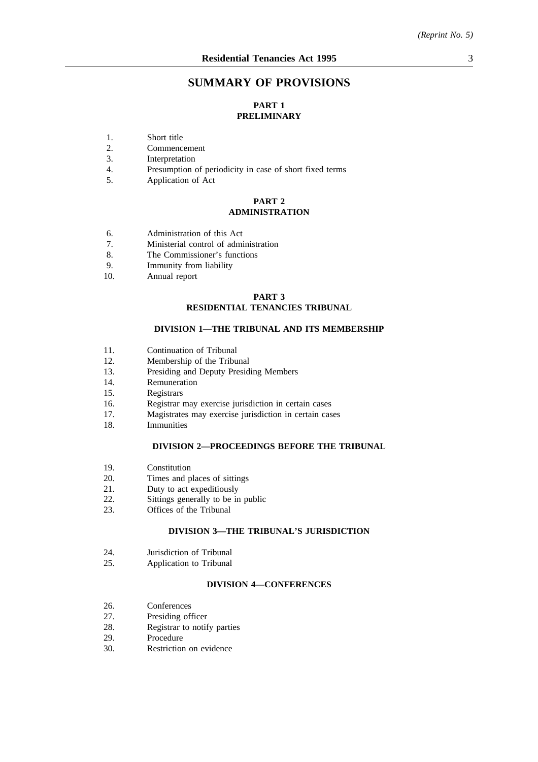# SUMMARY OF PROVISIONS

## PART 1
## PRELIMINARY

1. Short title
2. Commencement
3. Interpretation
4. Presumption of periodicity in case of short fixed terms
5. Application of Act

## PART 2
## ADMINISTRATION

6. Administration of this Act
7. Ministerial control of administration
8. The Commissioner's functions
9. Immunity from liability
10. Annual report

## PART 3
## RESIDENTIAL TENANCIES TRIBUNAL

### DIVISION 1—THE TRIBUNAL AND ITS MEMBERSHIP

11. Continuation of Tribunal
12. Membership of the Tribunal
13. Presiding and Deputy Presiding Members
14. Remuneration
15. Registrars
16. Registrar may exercise jurisdiction in certain cases
17. Magistrates may exercise jurisdiction in certain cases
18. Immunities

### DIVISION 2—PROCEEDINGS BEFORE THE TRIBUNAL

19. Constitution
20. Times and places of sittings
21. Duty to act expeditiously
22. Sittings generally to be in public
23. Offices of the Tribunal

### DIVISION 3—THE TRIBUNAL'S JURISDICTION

24. Jurisdiction of Tribunal
25. Application to Tribunal

### DIVISION 4—CONFERENCES

26. Conferences
27. Presiding officer
28. Registrar to notify parties
29. Procedure
30. Restriction on evidence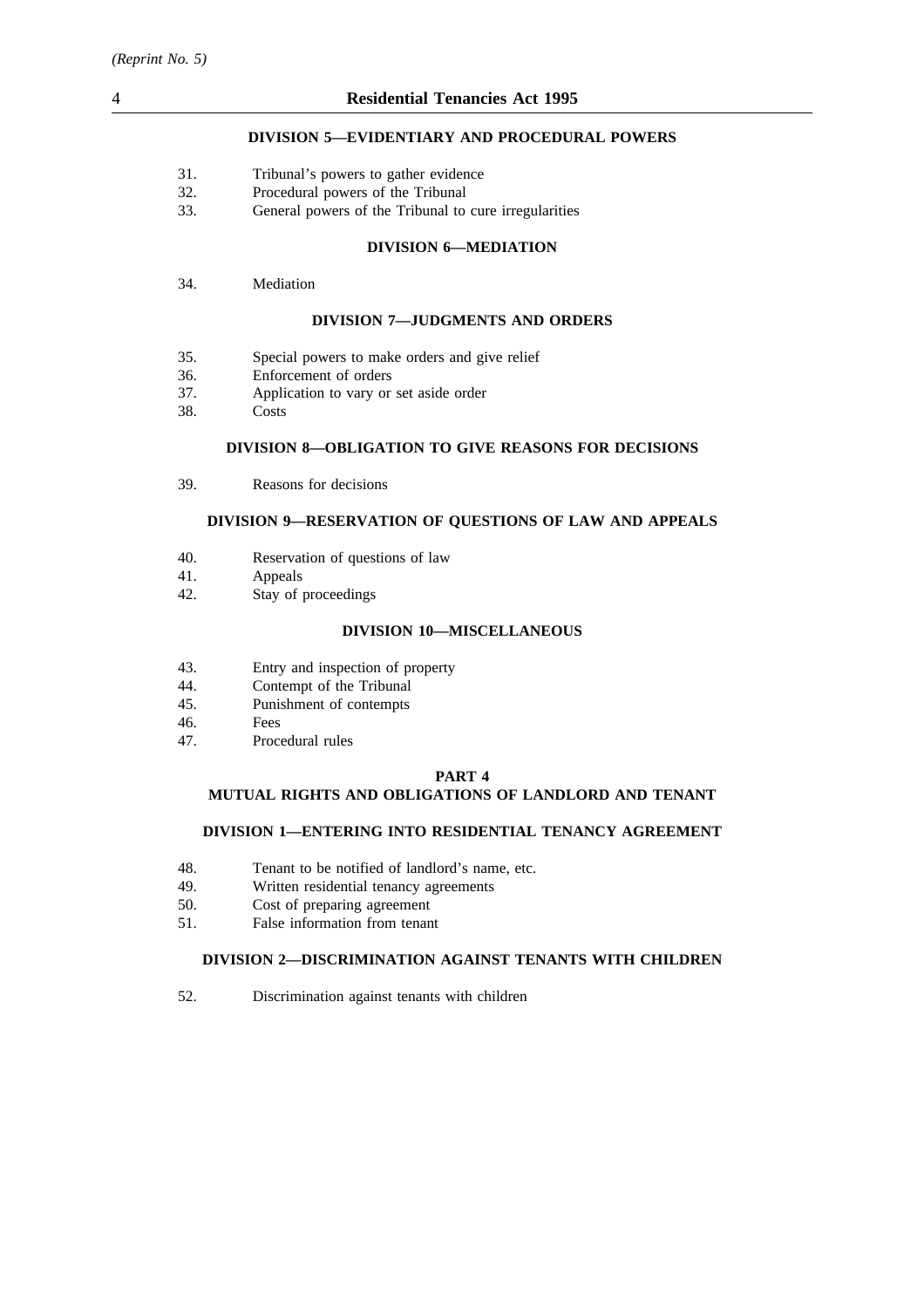#### DIVISION 5—EVIDENTIARY AND PROCEDURAL POWERS

31. Tribunal's powers to gather evidence
32. Procedural powers of the Tribunal
33. General powers of the Tribunal to cure irregularities

#### DIVISION 6—MEDIATION

34. Mediation

#### DIVISION 7—JUDGMENTS AND ORDERS

35. Special powers to make orders and give relief
36. Enforcement of orders
37. Application to vary or set aside order
38. Costs

#### DIVISION 8—OBLIGATION TO GIVE REASONS FOR DECISIONS

39. Reasons for decisions

#### DIVISION 9—RESERVATION OF QUESTIONS OF LAW AND APPEALS

40. Reservation of questions of law
41. Appeals
42. Stay of proceedings

#### DIVISION 10—MISCELLANEOUS

43. Entry and inspection of property
44. Contempt of the Tribunal
45. Punishment of contempts
46. Fees
47. Procedural rules

### PART 4
### MUTUAL RIGHTS AND OBLIGATIONS OF LANDLORD AND TENANT

#### DIVISION 1—ENTERING INTO RESIDENTIAL TENANCY AGREEMENT

48. Tenant to be notified of landlord's name, etc.
49. Written residential tenancy agreements
50. Cost of preparing agreement
51. False information from tenant

#### DIVISION 2—DISCRIMINATION AGAINST TENANTS WITH CHILDREN

52. Discrimination against tenants with children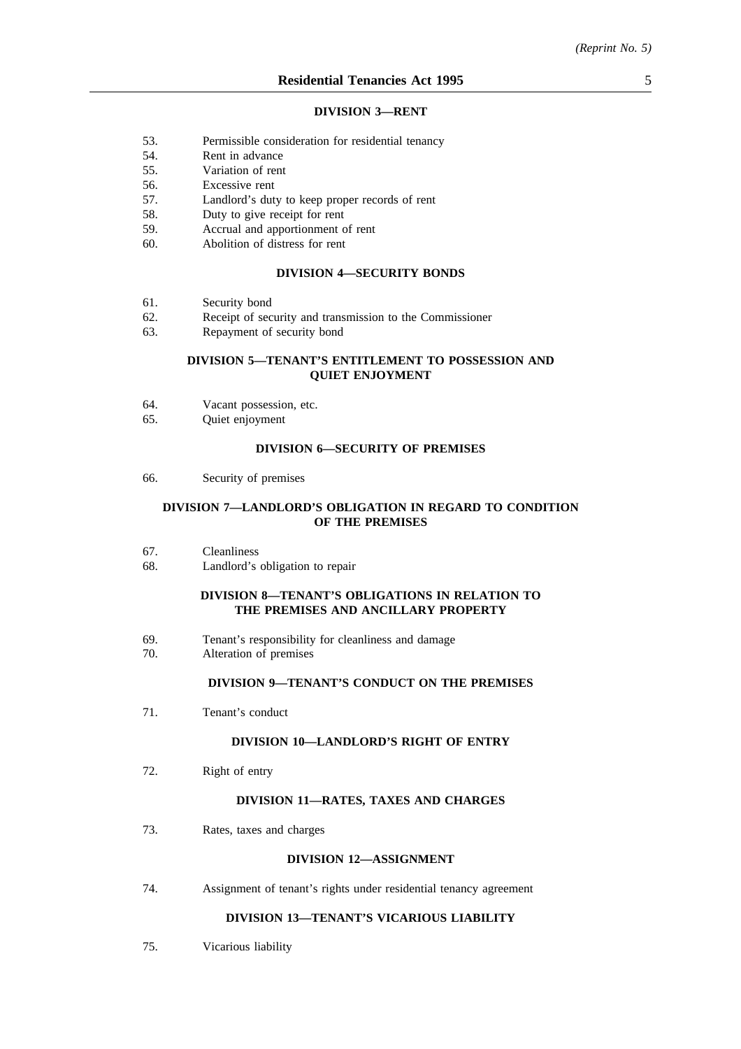#### DIVISION 3—RENT

53. Permissible consideration for residential tenancy
54. Rent in advance
55. Variation of rent
56. Excessive rent
57. Landlord's duty to keep proper records of rent
58. Duty to give receipt for rent
59. Accrual and apportionment of rent
60. Abolition of distress for rent

#### DIVISION 4—SECURITY BONDS

61. Security bond
62. Receipt of security and transmission to the Commissioner
63. Repayment of security bond

#### DIVISION 5—TENANT'S ENTITLEMENT TO POSSESSION AND QUIET ENJOYMENT

64. Vacant possession, etc.
65. Quiet enjoyment

#### DIVISION 6—SECURITY OF PREMISES

66. Security of premises

#### DIVISION 7—LANDLORD'S OBLIGATION IN REGARD TO CONDITION OF THE PREMISES

67. Cleanliness
68. Landlord's obligation to repair

#### DIVISION 8—TENANT'S OBLIGATIONS IN RELATION TO THE PREMISES AND ANCILLARY PROPERTY

69. Tenant's responsibility for cleanliness and damage
70. Alteration of premises

#### DIVISION 9—TENANT'S CONDUCT ON THE PREMISES

71. Tenant's conduct

#### DIVISION 10—LANDLORD'S RIGHT OF ENTRY

72. Right of entry

#### DIVISION 11—RATES, TAXES AND CHARGES

73. Rates, taxes and charges

#### DIVISION 12—ASSIGNMENT

74. Assignment of tenant's rights under residential tenancy agreement

#### DIVISION 13—TENANT'S VICARIOUS LIABILITY

75. Vicarious liability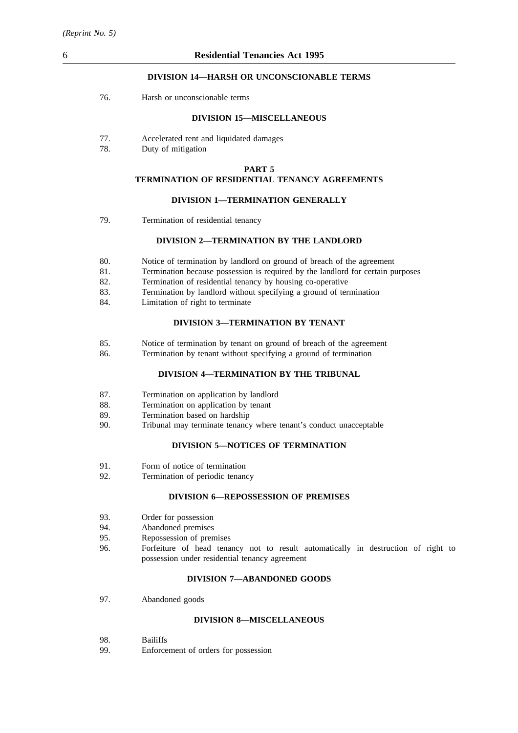#### DIVISION 14—HARSH OR UNCONSCIONABLE TERMS

76. Harsh or unconscionable terms

#### DIVISION 15—MISCELLANEOUS

77. Accelerated rent and liquidated damages
78. Duty of mitigation

## PART 5
## TERMINATION OF RESIDENTIAL TENANCY AGREEMENTS

#### DIVISION 1—TERMINATION GENERALLY

79. Termination of residential tenancy

#### DIVISION 2—TERMINATION BY THE LANDLORD

80. Notice of termination by landlord on ground of breach of the agreement
81. Termination because possession is required by the landlord for certain purposes
82. Termination of residential tenancy by housing co-operative
83. Termination by landlord without specifying a ground of termination
84. Limitation of right to terminate

#### DIVISION 3—TERMINATION BY TENANT

85. Notice of termination by tenant on ground of breach of the agreement
86. Termination by tenant without specifying a ground of termination

#### DIVISION 4—TERMINATION BY THE TRIBUNAL

87. Termination on application by landlord
88. Termination on application by tenant
89. Termination based on hardship
90. Tribunal may terminate tenancy where tenant's conduct unacceptable

#### DIVISION 5—NOTICES OF TERMINATION

91. Form of notice of termination
92. Termination of periodic tenancy

#### DIVISION 6—REPOSSESSION OF PREMISES

93. Order for possession
94. Abandoned premises
95. Repossession of premises
96. Forfeiture of head tenancy not to result automatically in destruction of right to possession under residential tenancy agreement

#### DIVISION 7—ABANDONED GOODS

97. Abandoned goods

#### DIVISION 8—MISCELLANEOUS

98. Bailiffs
99. Enforcement of orders for possession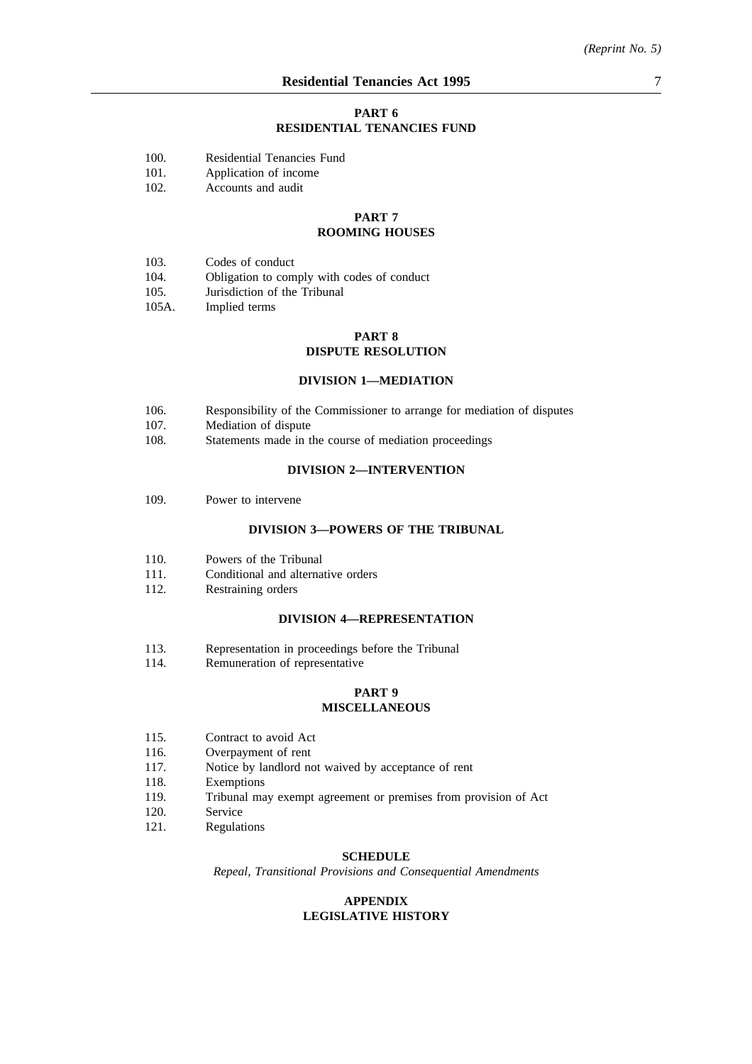## PART 6
## RESIDENTIAL TENANCIES FUND

100. Residential Tenancies Fund
101. Application of income
102. Accounts and audit

## PART 7
## ROOMING HOUSES

103. Codes of conduct
104. Obligation to comply with codes of conduct
105. Jurisdiction of the Tribunal
105A. Implied terms

## PART 8
## DISPUTE RESOLUTION

### DIVISION 1—MEDIATION

106. Responsibility of the Commissioner to arrange for mediation of disputes
107. Mediation of dispute
108. Statements made in the course of mediation proceedings

### DIVISION 2—INTERVENTION

109. Power to intervene

### DIVISION 3—POWERS OF THE TRIBUNAL

110. Powers of the Tribunal
111. Conditional and alternative orders
112. Restraining orders

### DIVISION 4—REPRESENTATION

113. Representation in proceedings before the Tribunal
114. Remuneration of representative

## PART 9
## MISCELLANEOUS

115. Contract to avoid Act
116. Overpayment of rent
117. Notice by landlord not waived by acceptance of rent
118. Exemptions
119. Tribunal may exempt agreement or premises from provision of Act
120. Service
121. Regulations

## SCHEDULE

*Repeal, Transitional Provisions and Consequential Amendments*

## APPENDIX
## LEGISLATIVE HISTORY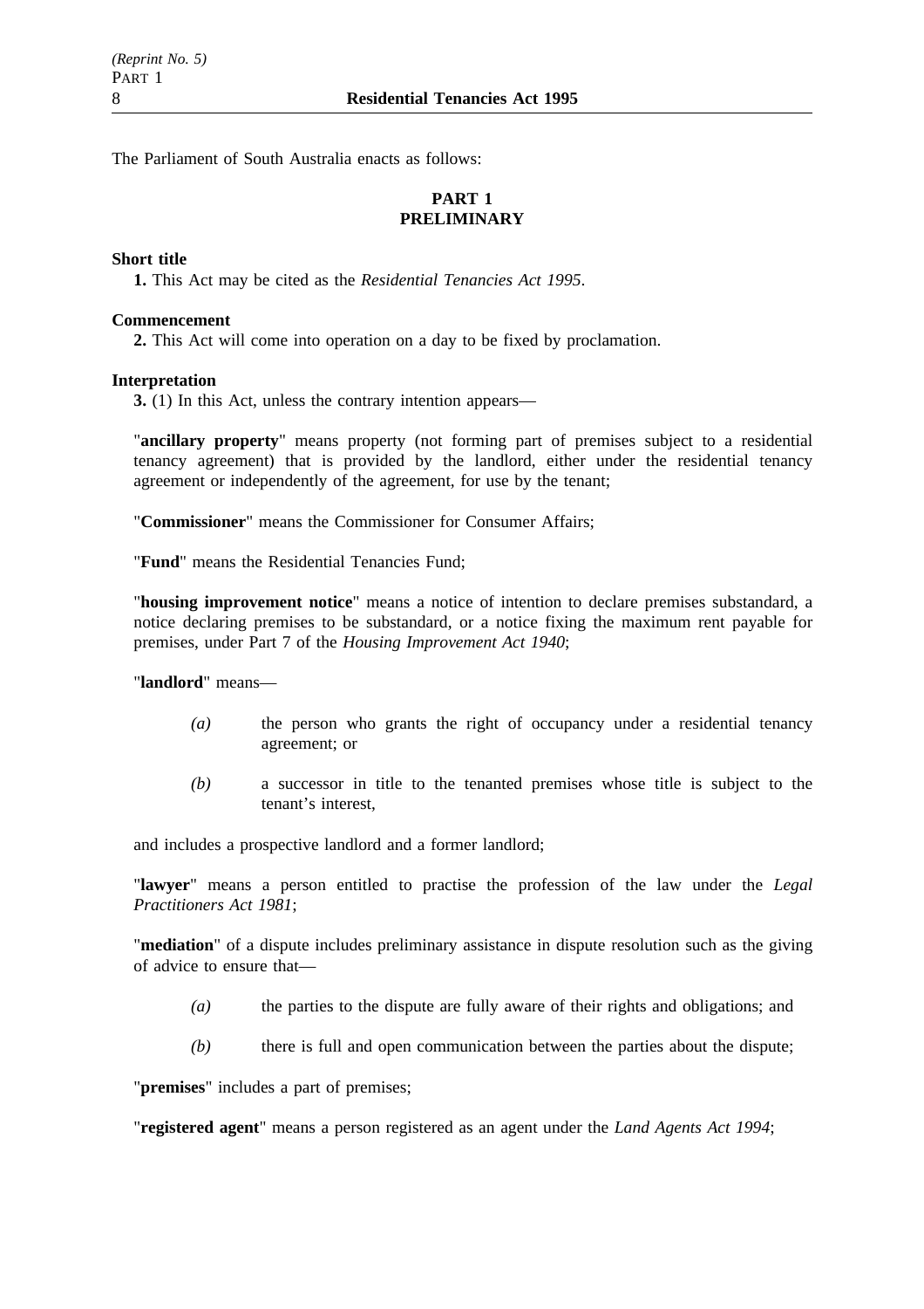The Parliament of South Australia enacts as follows:

## PART 1
## PRELIMINARY

**Short title**

**1.** This Act may be cited as the *Residential Tenancies Act 1995*.

**Commencement**

**2.** This Act will come into operation on a day to be fixed by proclamation.

**Interpretation**

**3.** (1) In this Act, unless the contrary intention appears—

"**ancillary property**" means property (not forming part of premises subject to a residential tenancy agreement) that is provided by the landlord, either under the residential tenancy agreement or independently of the agreement, for use by the tenant;

"**Commissioner**" means the Commissioner for Consumer Affairs;

"**Fund**" means the Residential Tenancies Fund;

"**housing improvement notice**" means a notice of intention to declare premises substandard, a notice declaring premises to be substandard, or a notice fixing the maximum rent payable for premises, under Part 7 of the *Housing Improvement Act 1940*;

"**landlord**" means—

*(a)* the person who grants the right of occupancy under a residential tenancy agreement; or

*(b)* a successor in title to the tenanted premises whose title is subject to the tenant's interest,

and includes a prospective landlord and a former landlord;

"**lawyer**" means a person entitled to practise the profession of the law under the *Legal Practitioners Act 1981*;

"**mediation**" of a dispute includes preliminary assistance in dispute resolution such as the giving of advice to ensure that—

*(a)* the parties to the dispute are fully aware of their rights and obligations; and

*(b)* there is full and open communication between the parties about the dispute;

"**premises**" includes a part of premises;

"**registered agent**" means a person registered as an agent under the *Land Agents Act 1994*;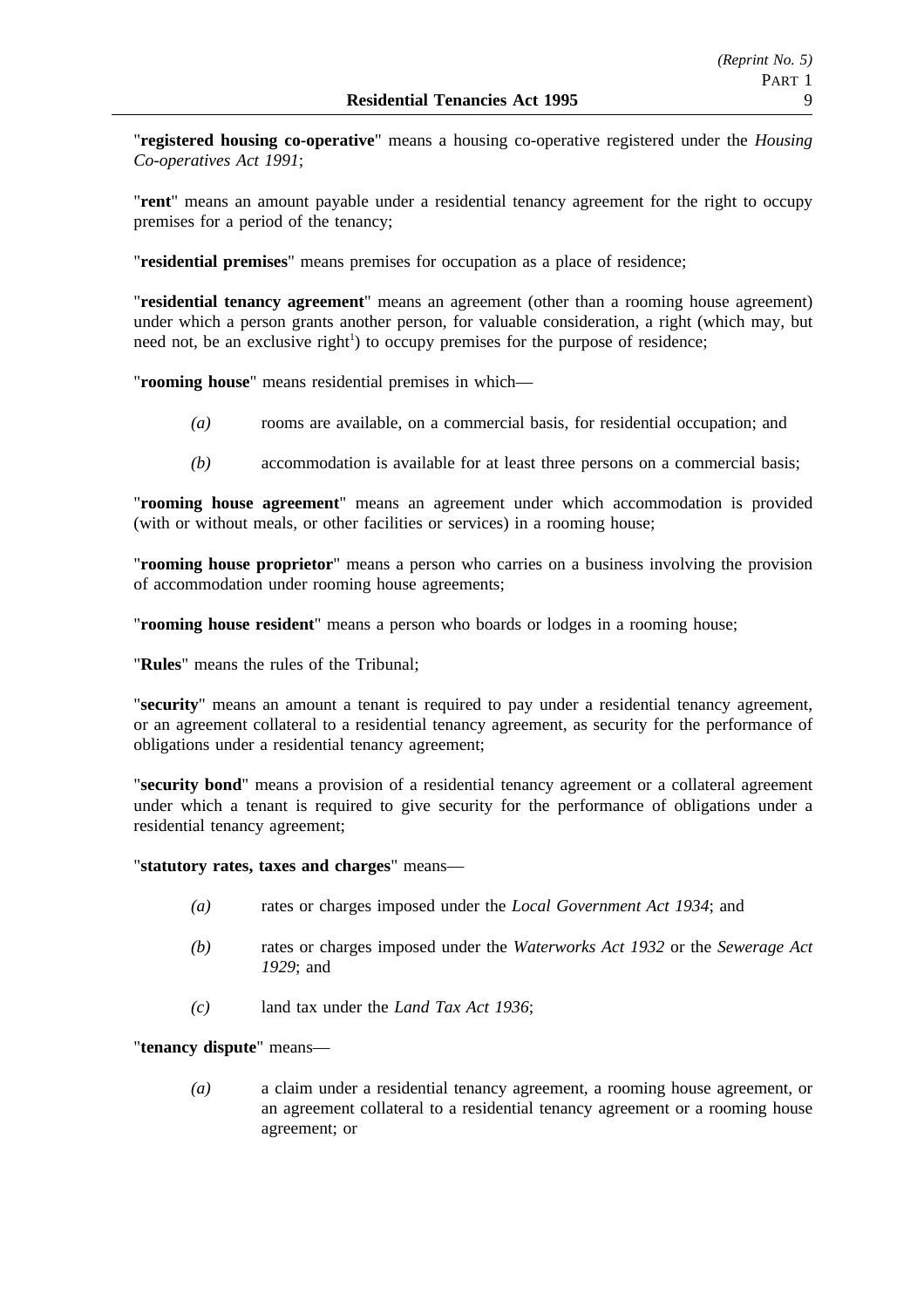"**registered housing co-operative**" means a housing co-operative registered under the *Housing Co-operatives Act 1991*;

"**rent**" means an amount payable under a residential tenancy agreement for the right to occupy premises for a period of the tenancy;

"**residential premises**" means premises for occupation as a place of residence;

"**residential tenancy agreement**" means an agreement (other than a rooming house agreement) under which a person grants another person, for valuable consideration, a right (which may, but need not, be an exclusive right[1]) to occupy premises for the purpose of residence;

"**rooming house**" means residential premises in which—

*(a)* rooms are available, on a commercial basis, for residential occupation; and

*(b)* accommodation is available for at least three persons on a commercial basis;

"**rooming house agreement**" means an agreement under which accommodation is provided (with or without meals, or other facilities or services) in a rooming house;

"**rooming house proprietor**" means a person who carries on a business involving the provision of accommodation under rooming house agreements;

"**rooming house resident**" means a person who boards or lodges in a rooming house;

"**Rules**" means the rules of the Tribunal;

"**security**" means an amount a tenant is required to pay under a residential tenancy agreement, or an agreement collateral to a residential tenancy agreement, as security for the performance of obligations under a residential tenancy agreement;

"**security bond**" means a provision of a residential tenancy agreement or a collateral agreement under which a tenant is required to give security for the performance of obligations under a residential tenancy agreement;

"**statutory rates, taxes and charges**" means—

*(a)* rates or charges imposed under the *Local Government Act 1934*; and

*(b)* rates or charges imposed under the *Waterworks Act 1932* or the *Sewerage Act 1929*; and

*(c)* land tax under the *Land Tax Act 1936*;

"**tenancy dispute**" means—

*(a)* a claim under a residential tenancy agreement, a rooming house agreement, or an agreement collateral to a residential tenancy agreement or a rooming house agreement; or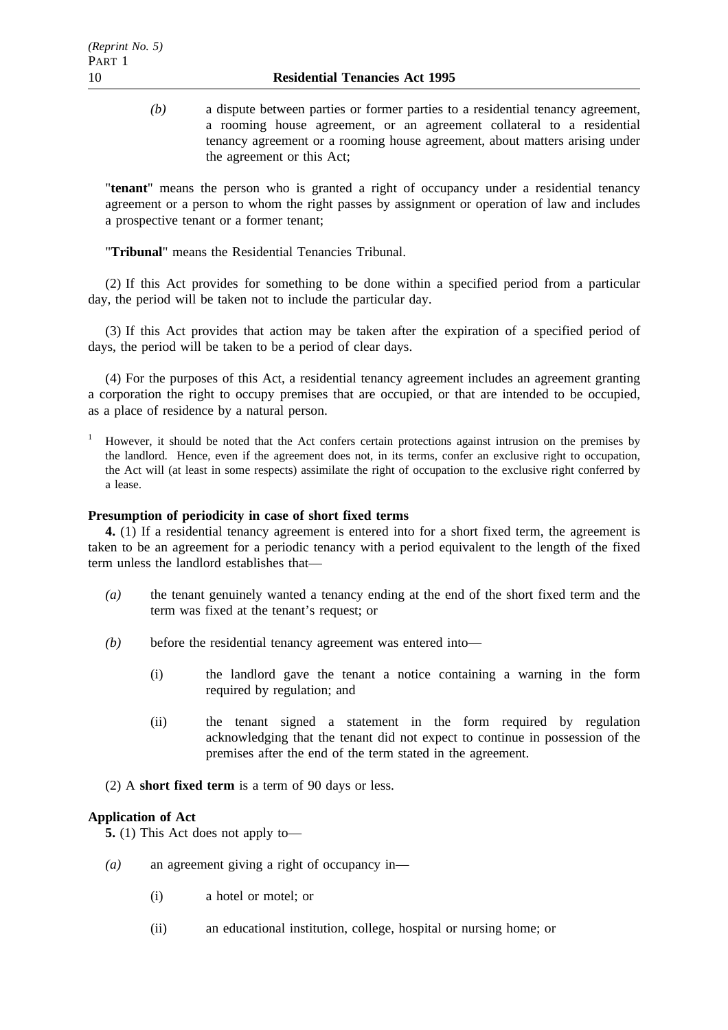*(b)* a dispute between parties or former parties to a residential tenancy agreement, a rooming house agreement, or an agreement collateral to a residential tenancy agreement or a rooming house agreement, about matters arising under the agreement or this Act;

"**tenant**" means the person who is granted a right of occupancy under a residential tenancy agreement or a person to whom the right passes by assignment or operation of law and includes a prospective tenant or a former tenant;

"**Tribunal**" means the Residential Tenancies Tribunal.

(2) If this Act provides for something to be done within a specified period from a particular day, the period will be taken not to include the particular day.

(3) If this Act provides that action may be taken after the expiration of a specified period of days, the period will be taken to be a period of clear days.

(4) For the purposes of this Act, a residential tenancy agreement includes an agreement granting a corporation the right to occupy premises that are occupied, or that are intended to be occupied, as a place of residence by a natural person.

[1] However, it should be noted that the Act confers certain protections against intrusion on the premises by the landlord. Hence, even if the agreement does not, in its terms, confer an exclusive right to occupation, the Act will (at least in some respects) assimilate the right of occupation to the exclusive right conferred by a lease.

**Presumption of periodicity in case of short fixed terms**

**4.** (1) If a residential tenancy agreement is entered into for a short fixed term, the agreement is taken to be an agreement for a periodic tenancy with a period equivalent to the length of the fixed term unless the landlord establishes that—

*(a)* the tenant genuinely wanted a tenancy ending at the end of the short fixed term and the term was fixed at the tenant's request; or

*(b)* before the residential tenancy agreement was entered into—

(i) the landlord gave the tenant a notice containing a warning in the form required by regulation; and

(ii) the tenant signed a statement in the form required by regulation acknowledging that the tenant did not expect to continue in possession of the premises after the end of the term stated in the agreement.

(2) A **short fixed term** is a term of 90 days or less.

**Application of Act**

**5.** (1) This Act does not apply to—

*(a)* an agreement giving a right of occupancy in—

(i) a hotel or motel; or

(ii) an educational institution, college, hospital or nursing home; or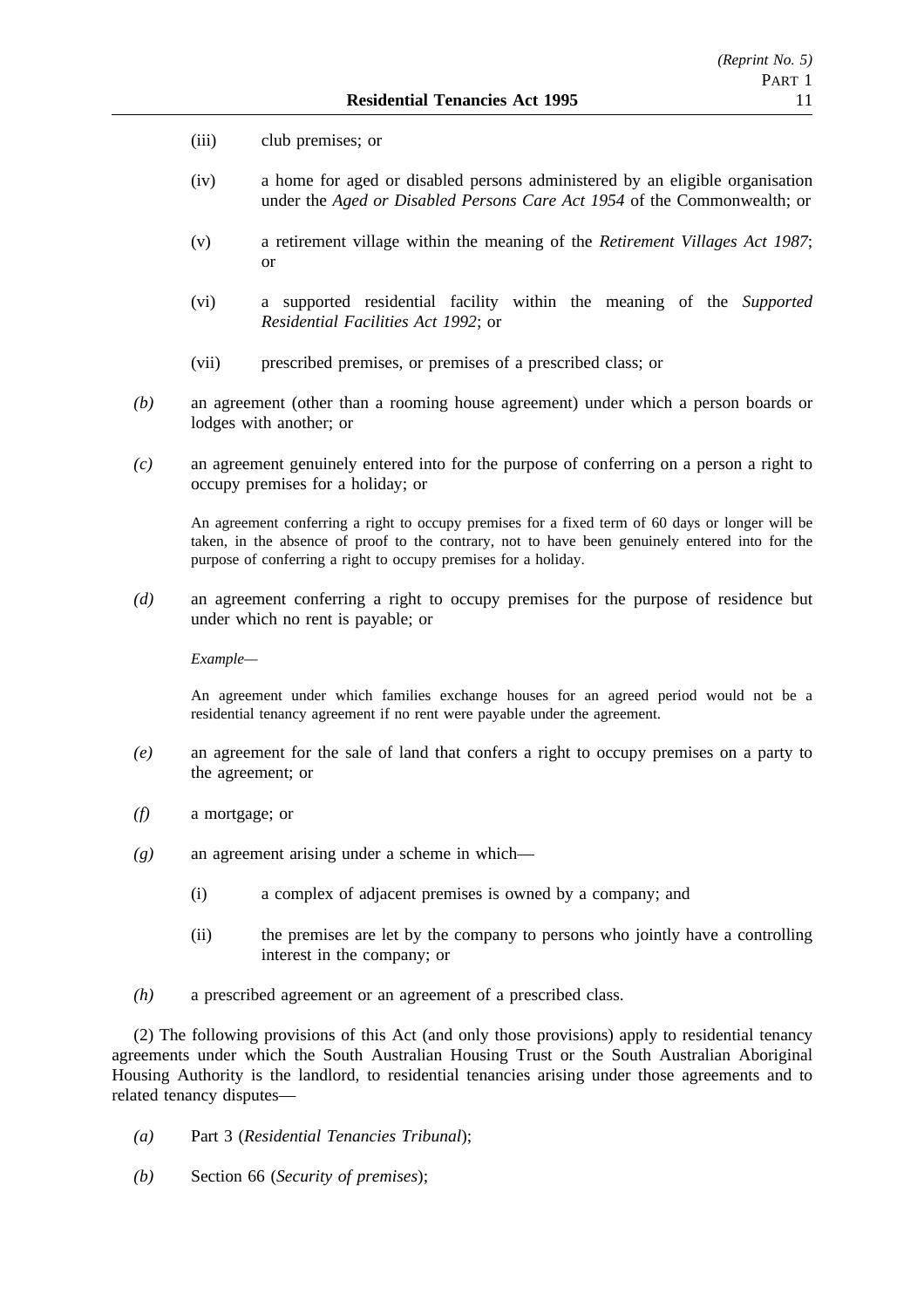(iii) club premises; or

(iv) a home for aged or disabled persons administered by an eligible organisation under the *Aged or Disabled Persons Care Act 1954* of the Commonwealth; or

(v) a retirement village within the meaning of the *Retirement Villages Act 1987*; or

(vi) a supported residential facility within the meaning of the *Supported Residential Facilities Act 1992*; or

(vii) prescribed premises, or premises of a prescribed class; or

*(b)* an agreement (other than a rooming house agreement) under which a person boards or lodges with another; or

*(c)* an agreement genuinely entered into for the purpose of conferring on a person a right to occupy premises for a holiday; or

An agreement conferring a right to occupy premises for a fixed term of 60 days or longer will be taken, in the absence of proof to the contrary, not to have been genuinely entered into for the purpose of conferring a right to occupy premises for a holiday.

*(d)* an agreement conferring a right to occupy premises for the purpose of residence but under which no rent is payable; or

*Example—*

An agreement under which families exchange houses for an agreed period would not be a residential tenancy agreement if no rent were payable under the agreement.

*(e)* an agreement for the sale of land that confers a right to occupy premises on a party to the agreement; or

*(f)* a mortgage; or

*(g)* an agreement arising under a scheme in which—

(i) a complex of adjacent premises is owned by a company; and

(ii) the premises are let by the company to persons who jointly have a controlling interest in the company; or

*(h)* a prescribed agreement or an agreement of a prescribed class.

(2) The following provisions of this Act (and only those provisions) apply to residential tenancy agreements under which the South Australian Housing Trust or the South Australian Aboriginal Housing Authority is the landlord, to residential tenancies arising under those agreements and to related tenancy disputes—

*(a)* Part 3 (*Residential Tenancies Tribunal*);

*(b)* Section 66 (*Security of premises*);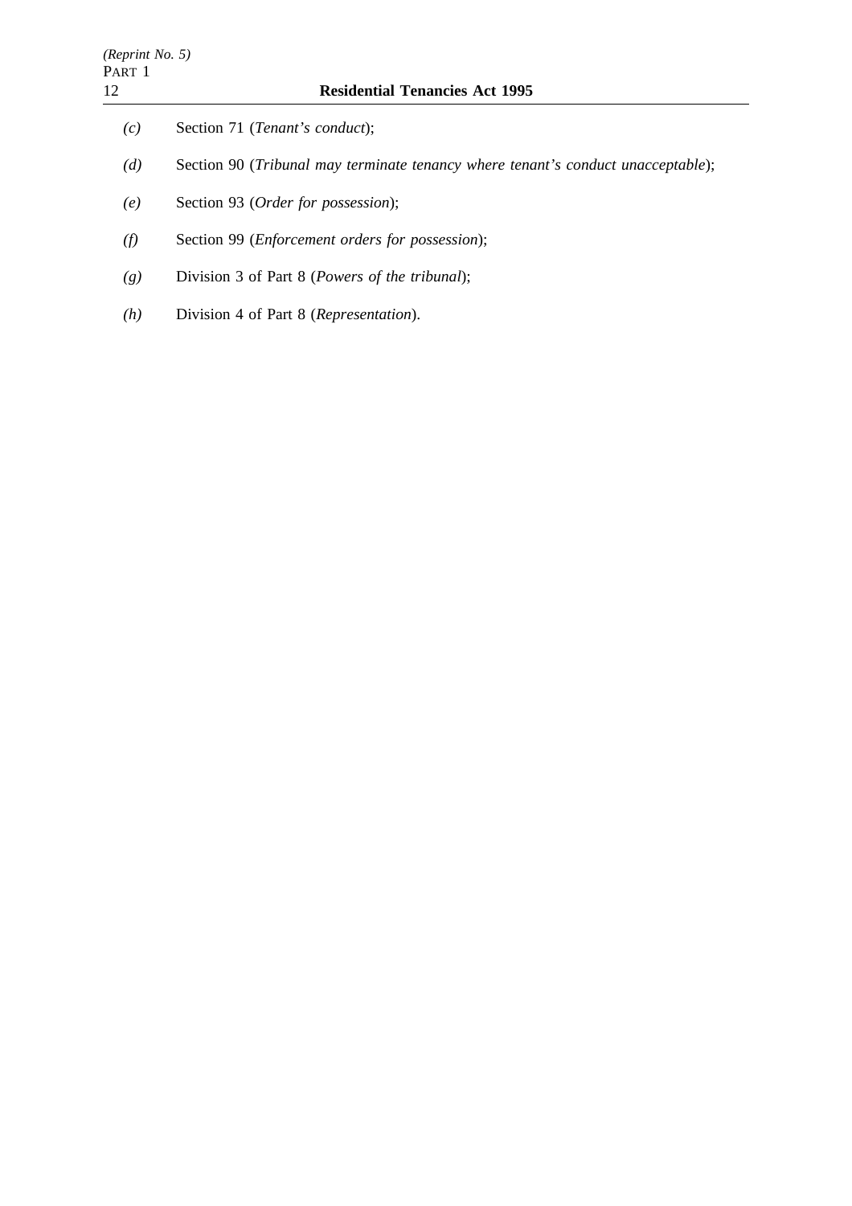*(c)* Section 71 (*Tenant's conduct*);

*(d)* Section 90 (*Tribunal may terminate tenancy where tenant's conduct unacceptable*);

*(e)* Section 93 (*Order for possession*);

*(f)* Section 99 (*Enforcement orders for possession*);

*(g)* Division 3 of Part 8 (*Powers of the tribunal*);

*(h)* Division 4 of Part 8 (*Representation*).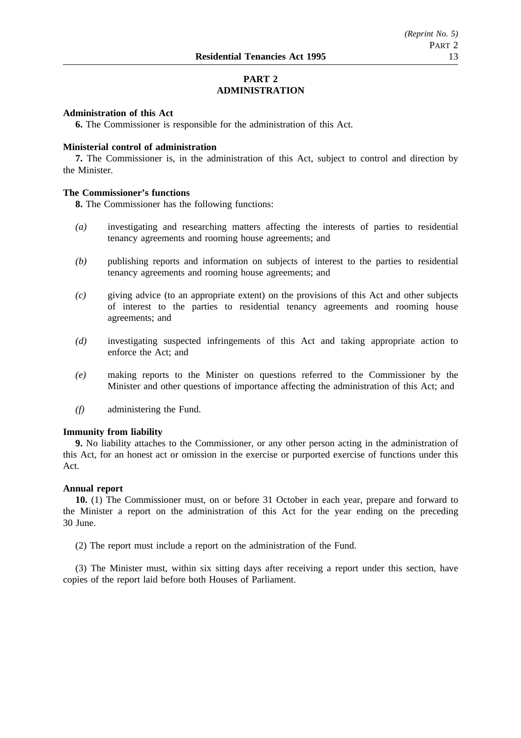# PART 2
# ADMINISTRATION

**Administration of this Act**

**6.** The Commissioner is responsible for the administration of this Act.

**Ministerial control of administration**

**7.** The Commissioner is, in the administration of this Act, subject to control and direction by the Minister.

**The Commissioner's functions**

**8.** The Commissioner has the following functions:

*(a)* investigating and researching matters affecting the interests of parties to residential tenancy agreements and rooming house agreements; and

*(b)* publishing reports and information on subjects of interest to the parties to residential tenancy agreements and rooming house agreements; and

*(c)* giving advice (to an appropriate extent) on the provisions of this Act and other subjects of interest to the parties to residential tenancy agreements and rooming house agreements; and

*(d)* investigating suspected infringements of this Act and taking appropriate action to enforce the Act; and

*(e)* making reports to the Minister on questions referred to the Commissioner by the Minister and other questions of importance affecting the administration of this Act; and

*(f)* administering the Fund.

**Immunity from liability**

**9.** No liability attaches to the Commissioner, or any other person acting in the administration of this Act, for an honest act or omission in the exercise or purported exercise of functions under this Act.

**Annual report**

**10.** (1) The Commissioner must, on or before 31 October in each year, prepare and forward to the Minister a report on the administration of this Act for the year ending on the preceding 30 June.

(2) The report must include a report on the administration of the Fund.

(3) The Minister must, within six sitting days after receiving a report under this section, have copies of the report laid before both Houses of Parliament.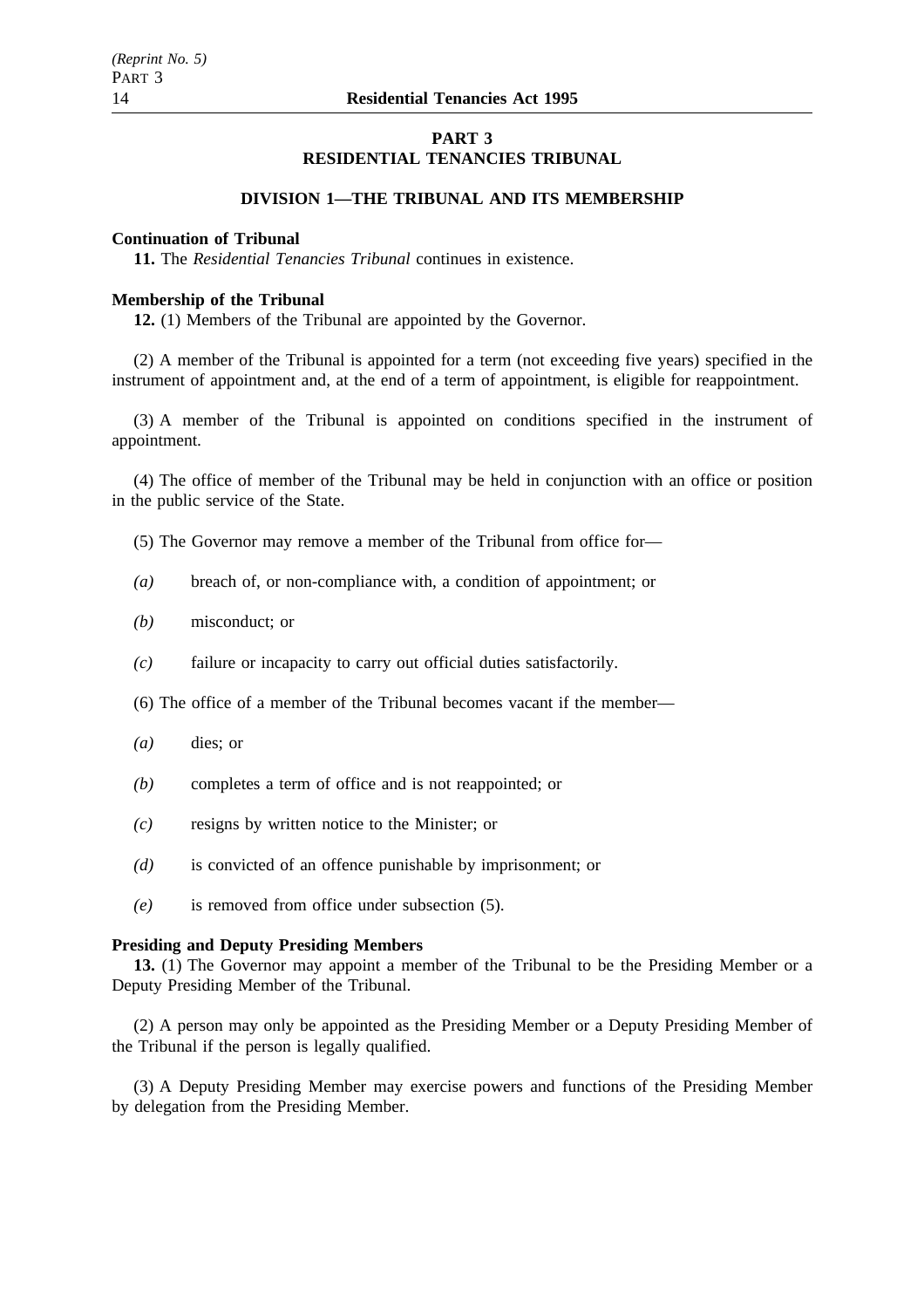## PART 3
## RESIDENTIAL TENANCIES TRIBUNAL

### DIVISION 1—THE TRIBUNAL AND ITS MEMBERSHIP

**Continuation of Tribunal**

**11.** The *Residential Tenancies Tribunal* continues in existence.

**Membership of the Tribunal**

**12.** (1) Members of the Tribunal are appointed by the Governor.

(2) A member of the Tribunal is appointed for a term (not exceeding five years) specified in the instrument of appointment and, at the end of a term of appointment, is eligible for reappointment.

(3) A member of the Tribunal is appointed on conditions specified in the instrument of appointment.

(4) The office of member of the Tribunal may be held in conjunction with an office or position in the public service of the State.

(5) The Governor may remove a member of the Tribunal from office for—

*(a)* breach of, or non-compliance with, a condition of appointment; or

*(b)* misconduct; or

*(c)* failure or incapacity to carry out official duties satisfactorily.

(6) The office of a member of the Tribunal becomes vacant if the member—

*(a)* dies; or

*(b)* completes a term of office and is not reappointed; or

*(c)* resigns by written notice to the Minister; or

*(d)* is convicted of an offence punishable by imprisonment; or

*(e)* is removed from office under subsection (5).

**Presiding and Deputy Presiding Members**

**13.** (1) The Governor may appoint a member of the Tribunal to be the Presiding Member or a Deputy Presiding Member of the Tribunal.

(2) A person may only be appointed as the Presiding Member or a Deputy Presiding Member of the Tribunal if the person is legally qualified.

(3) A Deputy Presiding Member may exercise powers and functions of the Presiding Member by delegation from the Presiding Member.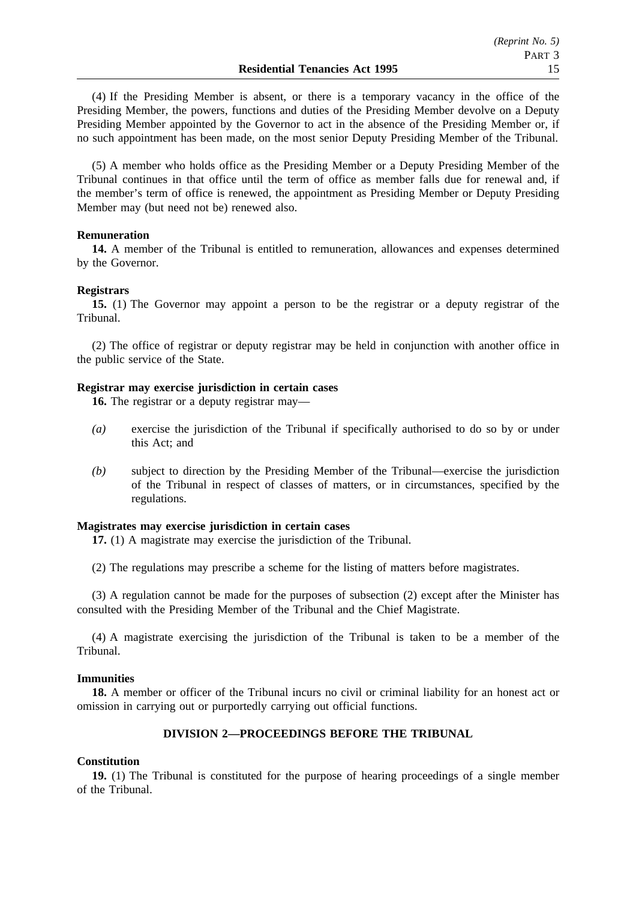(4) If the Presiding Member is absent, or there is a temporary vacancy in the office of the Presiding Member, the powers, functions and duties of the Presiding Member devolve on a Deputy Presiding Member appointed by the Governor to act in the absence of the Presiding Member or, if no such appointment has been made, on the most senior Deputy Presiding Member of the Tribunal.

(5) A member who holds office as the Presiding Member or a Deputy Presiding Member of the Tribunal continues in that office until the term of office as member falls due for renewal and, if the member's term of office is renewed, the appointment as Presiding Member or Deputy Presiding Member may (but need not be) renewed also.

**Remuneration**

**14.** A member of the Tribunal is entitled to remuneration, allowances and expenses determined by the Governor.

**Registrars**

**15.** (1) The Governor may appoint a person to be the registrar or a deputy registrar of the Tribunal.

(2) The office of registrar or deputy registrar may be held in conjunction with another office in the public service of the State.

**Registrar may exercise jurisdiction in certain cases**

**16.** The registrar or a deputy registrar may—

*(a)* exercise the jurisdiction of the Tribunal if specifically authorised to do so by or under this Act; and

*(b)* subject to direction by the Presiding Member of the Tribunal—exercise the jurisdiction of the Tribunal in respect of classes of matters, or in circumstances, specified by the regulations.

**Magistrates may exercise jurisdiction in certain cases**

**17.** (1) A magistrate may exercise the jurisdiction of the Tribunal.

(2) The regulations may prescribe a scheme for the listing of matters before magistrates.

(3) A regulation cannot be made for the purposes of subsection (2) except after the Minister has consulted with the Presiding Member of the Tribunal and the Chief Magistrate.

(4) A magistrate exercising the jurisdiction of the Tribunal is taken to be a member of the Tribunal.

**Immunities**

**18.** A member or officer of the Tribunal incurs no civil or criminal liability for an honest act or omission in carrying out or purportedly carrying out official functions.

## DIVISION 2—PROCEEDINGS BEFORE THE TRIBUNAL

**Constitution**

**19.** (1) The Tribunal is constituted for the purpose of hearing proceedings of a single member of the Tribunal.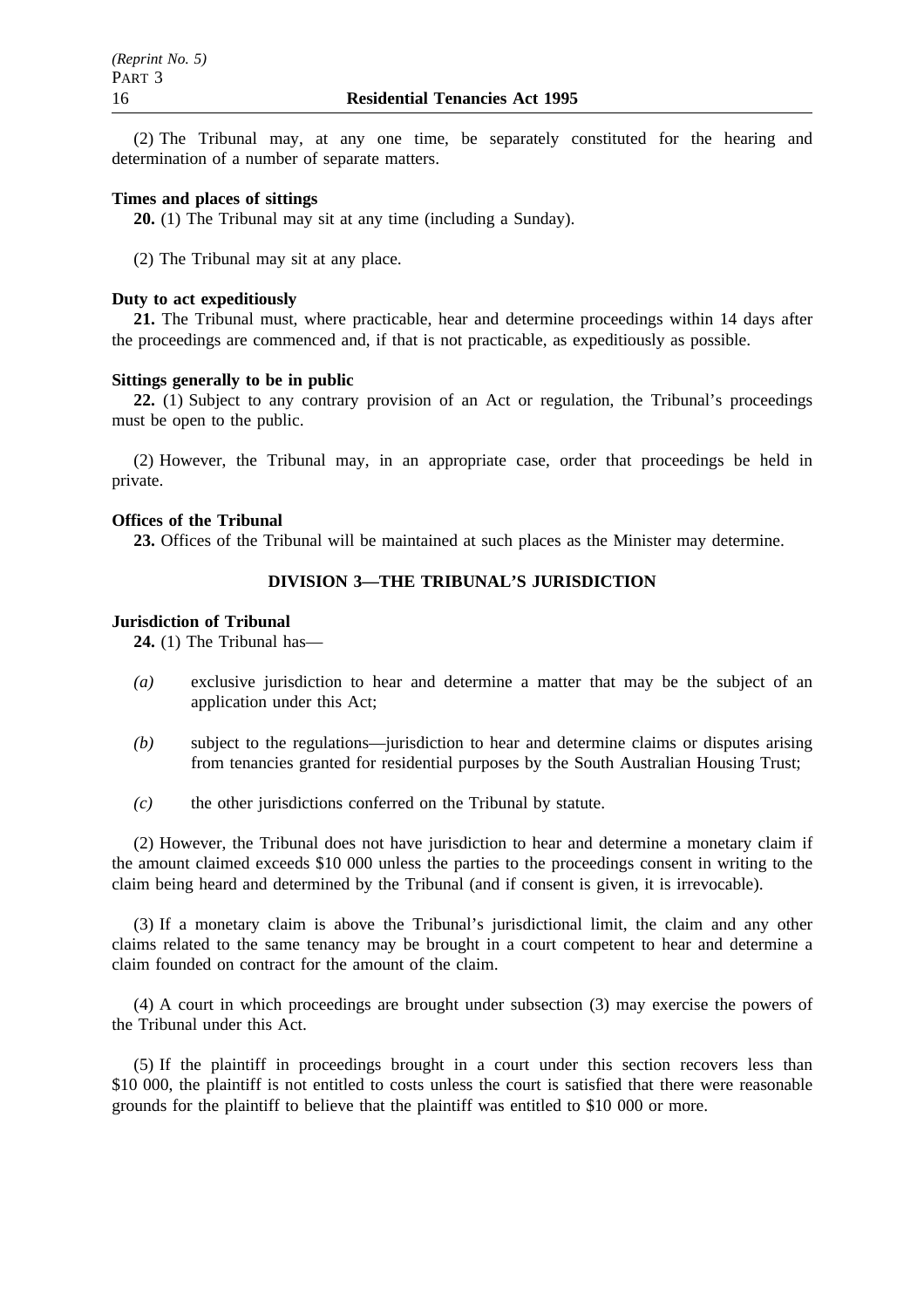(2) The Tribunal may, at any one time, be separately constituted for the hearing and determination of a number of separate matters.

**Times and places of sittings**

**20.** (1) The Tribunal may sit at any time (including a Sunday).

(2) The Tribunal may sit at any place.

**Duty to act expeditiously**

**21.** The Tribunal must, where practicable, hear and determine proceedings within 14 days after the proceedings are commenced and, if that is not practicable, as expeditiously as possible.

**Sittings generally to be in public**

**22.** (1) Subject to any contrary provision of an Act or regulation, the Tribunal's proceedings must be open to the public.

(2) However, the Tribunal may, in an appropriate case, order that proceedings be held in private.

**Offices of the Tribunal**

**23.** Offices of the Tribunal will be maintained at such places as the Minister may determine.

## DIVISION 3—THE TRIBUNAL'S JURISDICTION

**Jurisdiction of Tribunal**

**24.** (1) The Tribunal has—

*(a)* exclusive jurisdiction to hear and determine a matter that may be the subject of an application under this Act;

*(b)* subject to the regulations—jurisdiction to hear and determine claims or disputes arising from tenancies granted for residential purposes by the South Australian Housing Trust;

*(c)* the other jurisdictions conferred on the Tribunal by statute.

(2) However, the Tribunal does not have jurisdiction to hear and determine a monetary claim if the amount claimed exceeds $10 000 unless the parties to the proceedings consent in writing to the claim being heard and determined by the Tribunal (and if consent is given, it is irrevocable).

(3) If a monetary claim is above the Tribunal's jurisdictional limit, the claim and any other claims related to the same tenancy may be brought in a court competent to hear and determine a claim founded on contract for the amount of the claim.

(4) A court in which proceedings are brought under subsection (3) may exercise the powers of the Tribunal under this Act.

(5) If the plaintiff in proceedings brought in a court under this section recovers less than $10 000, the plaintiff is not entitled to costs unless the court is satisfied that there were reasonable grounds for the plaintiff to believe that the plaintiff was entitled to $10 000 or more.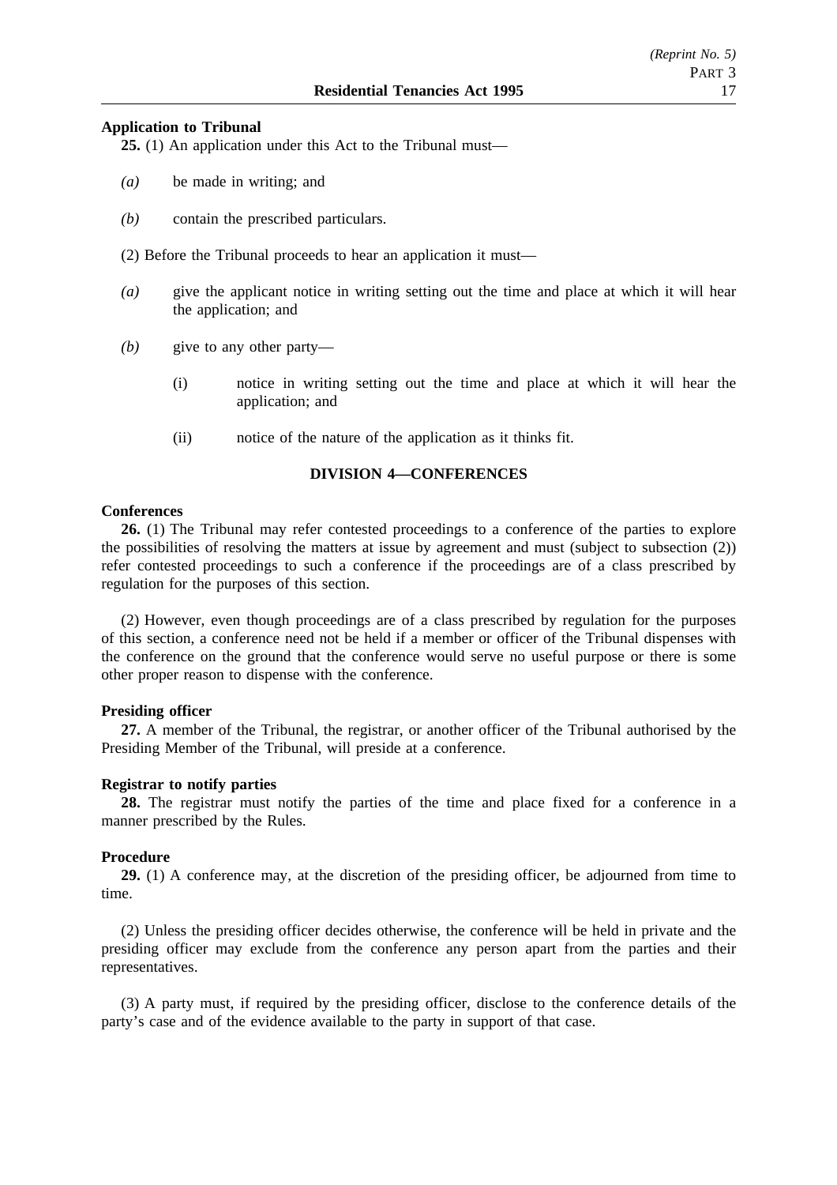**Application to Tribunal**

**25.** (1) An application under this Act to the Tribunal must—

*(a)* be made in writing; and

*(b)* contain the prescribed particulars.

(2) Before the Tribunal proceeds to hear an application it must—

*(a)* give the applicant notice in writing setting out the time and place at which it will hear the application; and

*(b)* give to any other party—

(i) notice in writing setting out the time and place at which it will hear the application; and

(ii) notice of the nature of the application as it thinks fit.

## DIVISION 4—CONFERENCES

**Conferences**

**26.** (1) The Tribunal may refer contested proceedings to a conference of the parties to explore the possibilities of resolving the matters at issue by agreement and must (subject to subsection (2)) refer contested proceedings to such a conference if the proceedings are of a class prescribed by regulation for the purposes of this section.

(2) However, even though proceedings are of a class prescribed by regulation for the purposes of this section, a conference need not be held if a member or officer of the Tribunal dispenses with the conference on the ground that the conference would serve no useful purpose or there is some other proper reason to dispense with the conference.

**Presiding officer**

**27.** A member of the Tribunal, the registrar, or another officer of the Tribunal authorised by the Presiding Member of the Tribunal, will preside at a conference.

**Registrar to notify parties**

**28.** The registrar must notify the parties of the time and place fixed for a conference in a manner prescribed by the Rules.

**Procedure**

**29.** (1) A conference may, at the discretion of the presiding officer, be adjourned from time to time.

(2) Unless the presiding officer decides otherwise, the conference will be held in private and the presiding officer may exclude from the conference any person apart from the parties and their representatives.

(3) A party must, if required by the presiding officer, disclose to the conference details of the party's case and of the evidence available to the party in support of that case.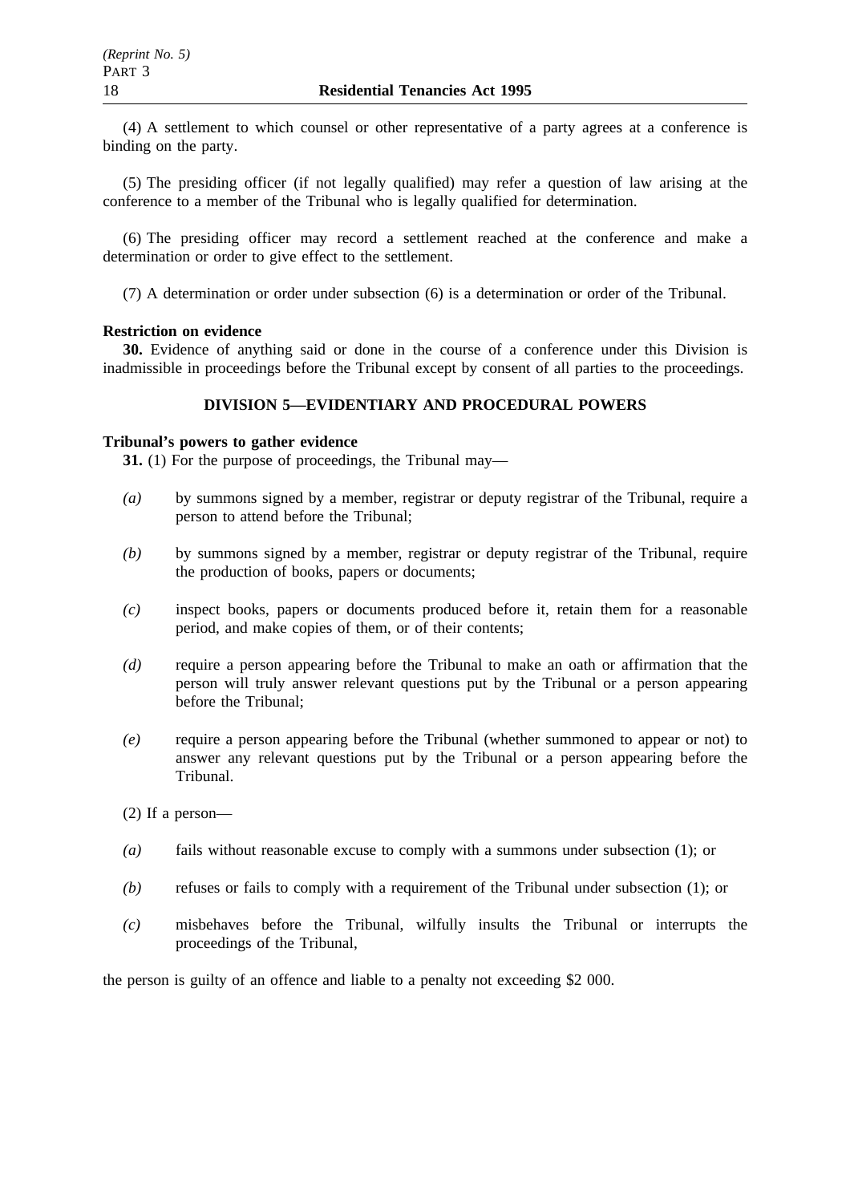(4) A settlement to which counsel or other representative of a party agrees at a conference is binding on the party.

(5) The presiding officer (if not legally qualified) may refer a question of law arising at the conference to a member of the Tribunal who is legally qualified for determination.

(6) The presiding officer may record a settlement reached at the conference and make a determination or order to give effect to the settlement.

(7) A determination or order under subsection (6) is a determination or order of the Tribunal.

**Restriction on evidence**

**30.** Evidence of anything said or done in the course of a conference under this Division is inadmissible in proceedings before the Tribunal except by consent of all parties to the proceedings.

## DIVISION 5—EVIDENTIARY AND PROCEDURAL POWERS

**Tribunal's powers to gather evidence**

**31.** (1) For the purpose of proceedings, the Tribunal may—

*(a)* by summons signed by a member, registrar or deputy registrar of the Tribunal, require a person to attend before the Tribunal;

*(b)* by summons signed by a member, registrar or deputy registrar of the Tribunal, require the production of books, papers or documents;

*(c)* inspect books, papers or documents produced before it, retain them for a reasonable period, and make copies of them, or of their contents;

*(d)* require a person appearing before the Tribunal to make an oath or affirmation that the person will truly answer relevant questions put by the Tribunal or a person appearing before the Tribunal;

*(e)* require a person appearing before the Tribunal (whether summoned to appear or not) to answer any relevant questions put by the Tribunal or a person appearing before the Tribunal.

(2) If a person—

*(a)* fails without reasonable excuse to comply with a summons under subsection (1); or

*(b)* refuses or fails to comply with a requirement of the Tribunal under subsection (1); or

*(c)* misbehaves before the Tribunal, wilfully insults the Tribunal or interrupts the proceedings of the Tribunal,

the person is guilty of an offence and liable to a penalty not exceeding $2 000.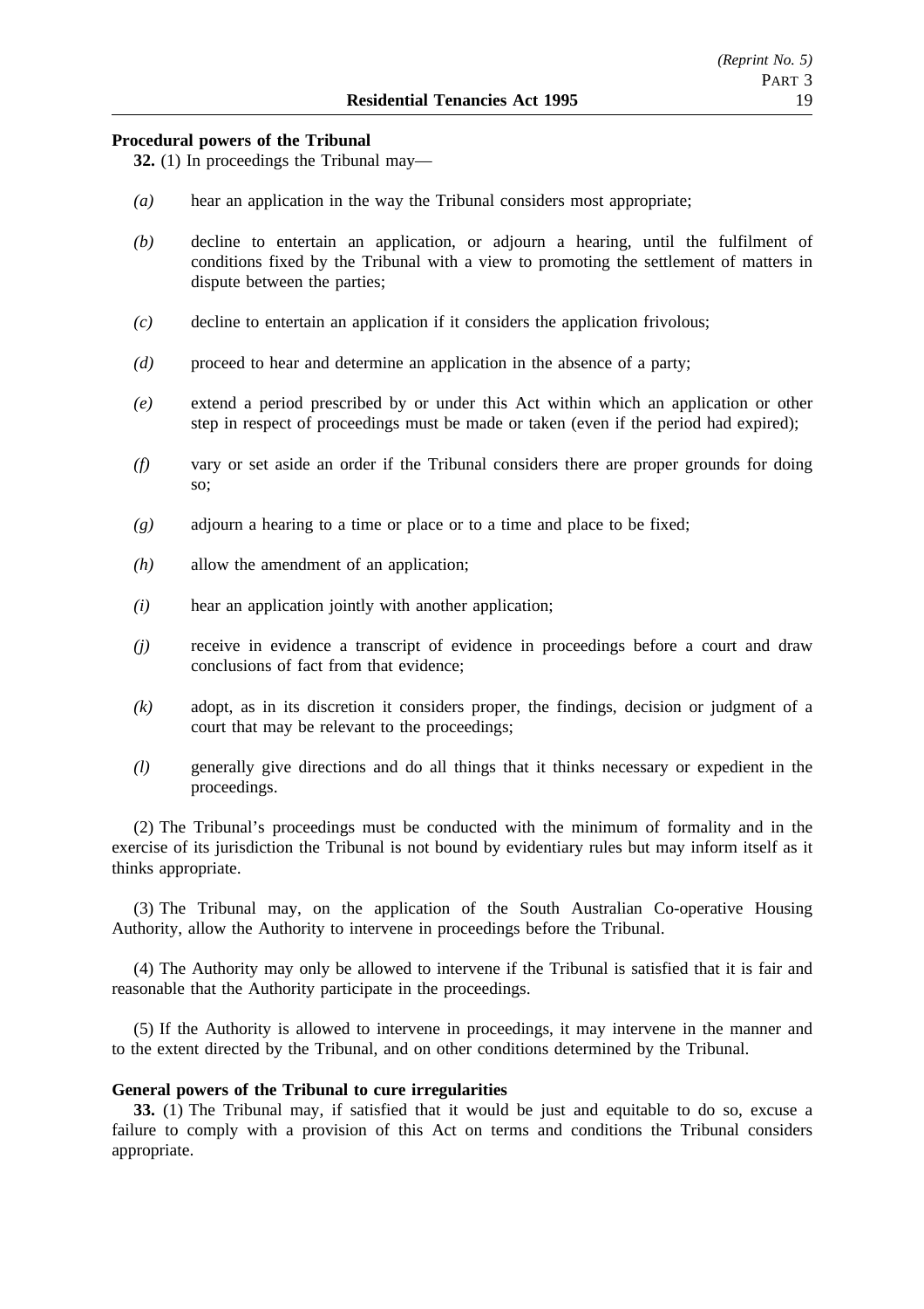**Procedural powers of the Tribunal**

**32.** (1) In proceedings the Tribunal may—

*(a)* hear an application in the way the Tribunal considers most appropriate;

*(b)* decline to entertain an application, or adjourn a hearing, until the fulfilment of conditions fixed by the Tribunal with a view to promoting the settlement of matters in dispute between the parties;

*(c)* decline to entertain an application if it considers the application frivolous;

*(d)* proceed to hear and determine an application in the absence of a party;

*(e)* extend a period prescribed by or under this Act within which an application or other step in respect of proceedings must be made or taken (even if the period had expired);

*(f)* vary or set aside an order if the Tribunal considers there are proper grounds for doing so;

*(g)* adjourn a hearing to a time or place or to a time and place to be fixed;

*(h)* allow the amendment of an application;

*(i)* hear an application jointly with another application;

*(j)* receive in evidence a transcript of evidence in proceedings before a court and draw conclusions of fact from that evidence;

*(k)* adopt, as in its discretion it considers proper, the findings, decision or judgment of a court that may be relevant to the proceedings;

*(l)* generally give directions and do all things that it thinks necessary or expedient in the proceedings.

(2) The Tribunal's proceedings must be conducted with the minimum of formality and in the exercise of its jurisdiction the Tribunal is not bound by evidentiary rules but may inform itself as it thinks appropriate.

(3) The Tribunal may, on the application of the South Australian Co-operative Housing Authority, allow the Authority to intervene in proceedings before the Tribunal.

(4) The Authority may only be allowed to intervene if the Tribunal is satisfied that it is fair and reasonable that the Authority participate in the proceedings.

(5) If the Authority is allowed to intervene in proceedings, it may intervene in the manner and to the extent directed by the Tribunal, and on other conditions determined by the Tribunal.

**General powers of the Tribunal to cure irregularities**

**33.** (1) The Tribunal may, if satisfied that it would be just and equitable to do so, excuse a failure to comply with a provision of this Act on terms and conditions the Tribunal considers appropriate.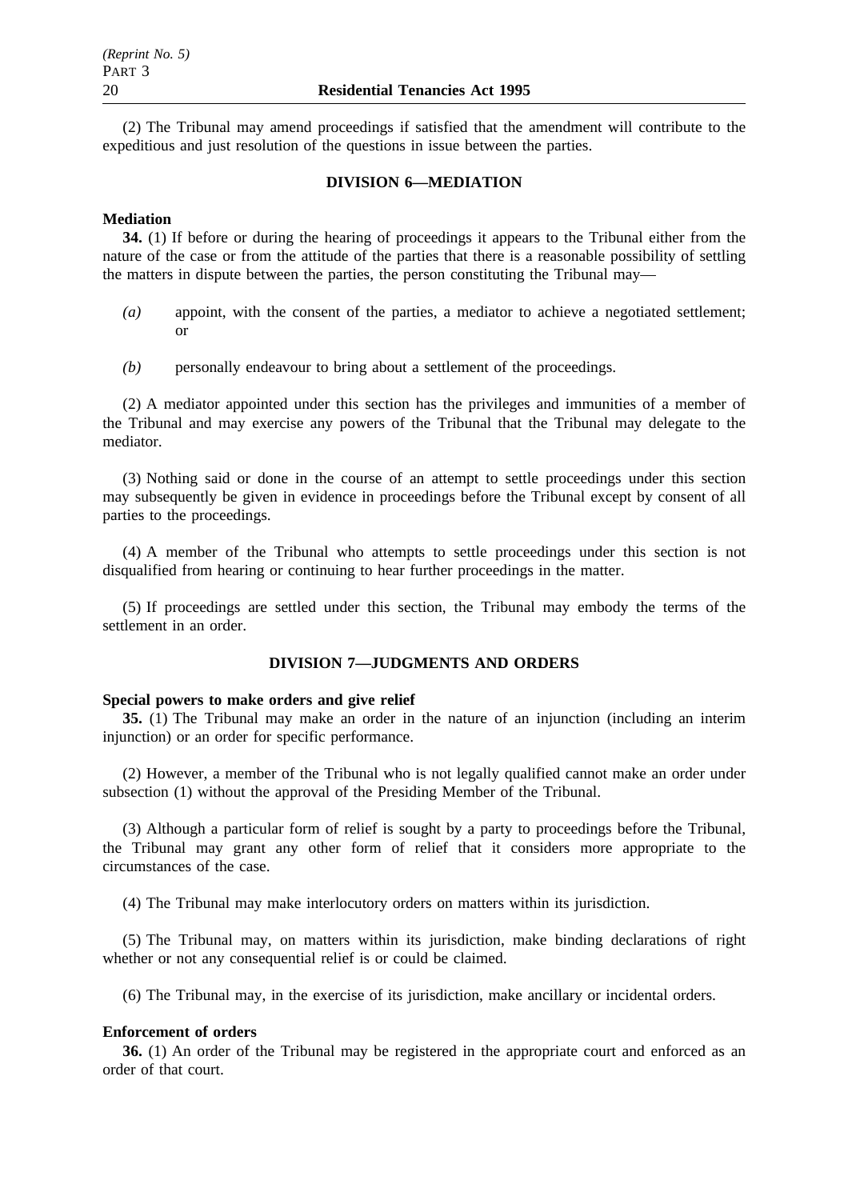(2) The Tribunal may amend proceedings if satisfied that the amendment will contribute to the expeditious and just resolution of the questions in issue between the parties.

## DIVISION 6—MEDIATION

**Mediation**

**34.** (1) If before or during the hearing of proceedings it appears to the Tribunal either from the nature of the case or from the attitude of the parties that there is a reasonable possibility of settling the matters in dispute between the parties, the person constituting the Tribunal may—

*(a)* appoint, with the consent of the parties, a mediator to achieve a negotiated settlement; or

*(b)* personally endeavour to bring about a settlement of the proceedings.

(2) A mediator appointed under this section has the privileges and immunities of a member of the Tribunal and may exercise any powers of the Tribunal that the Tribunal may delegate to the mediator.

(3) Nothing said or done in the course of an attempt to settle proceedings under this section may subsequently be given in evidence in proceedings before the Tribunal except by consent of all parties to the proceedings.

(4) A member of the Tribunal who attempts to settle proceedings under this section is not disqualified from hearing or continuing to hear further proceedings in the matter.

(5) If proceedings are settled under this section, the Tribunal may embody the terms of the settlement in an order.

## DIVISION 7—JUDGMENTS AND ORDERS

**Special powers to make orders and give relief**

**35.** (1) The Tribunal may make an order in the nature of an injunction (including an interim injunction) or an order for specific performance.

(2) However, a member of the Tribunal who is not legally qualified cannot make an order under subsection (1) without the approval of the Presiding Member of the Tribunal.

(3) Although a particular form of relief is sought by a party to proceedings before the Tribunal, the Tribunal may grant any other form of relief that it considers more appropriate to the circumstances of the case.

(4) The Tribunal may make interlocutory orders on matters within its jurisdiction.

(5) The Tribunal may, on matters within its jurisdiction, make binding declarations of right whether or not any consequential relief is or could be claimed.

(6) The Tribunal may, in the exercise of its jurisdiction, make ancillary or incidental orders.

**Enforcement of orders**

**36.** (1) An order of the Tribunal may be registered in the appropriate court and enforced as an order of that court.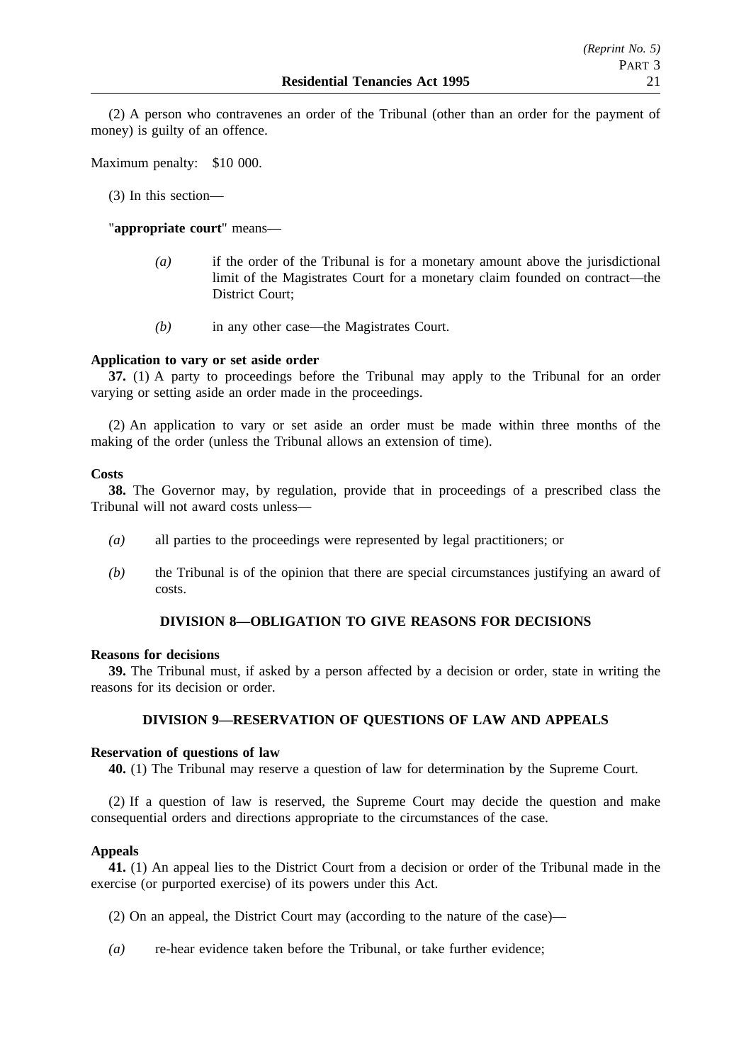(2) A person who contravenes an order of the Tribunal (other than an order for the payment of money) is guilty of an offence.

Maximum penalty: $10 000.

(3) In this section—

"**appropriate court**" means—

*(a)* if the order of the Tribunal is for a monetary amount above the jurisdictional limit of the Magistrates Court for a monetary claim founded on contract—the District Court;

*(b)* in any other case—the Magistrates Court.

**Application to vary or set aside order**

**37.** (1) A party to proceedings before the Tribunal may apply to the Tribunal for an order varying or setting aside an order made in the proceedings.

(2) An application to vary or set aside an order must be made within three months of the making of the order (unless the Tribunal allows an extension of time).

**Costs**

**38.** The Governor may, by regulation, provide that in proceedings of a prescribed class the Tribunal will not award costs unless—

*(a)* all parties to the proceedings were represented by legal practitioners; or

*(b)* the Tribunal is of the opinion that there are special circumstances justifying an award of costs.

## DIVISION 8—OBLIGATION TO GIVE REASONS FOR DECISIONS

**Reasons for decisions**

**39.** The Tribunal must, if asked by a person affected by a decision or order, state in writing the reasons for its decision or order.

## DIVISION 9—RESERVATION OF QUESTIONS OF LAW AND APPEALS

**Reservation of questions of law**

**40.** (1) The Tribunal may reserve a question of law for determination by the Supreme Court.

(2) If a question of law is reserved, the Supreme Court may decide the question and make consequential orders and directions appropriate to the circumstances of the case.

**Appeals**

**41.** (1) An appeal lies to the District Court from a decision or order of the Tribunal made in the exercise (or purported exercise) of its powers under this Act.

(2) On an appeal, the District Court may (according to the nature of the case)—

*(a)* re-hear evidence taken before the Tribunal, or take further evidence;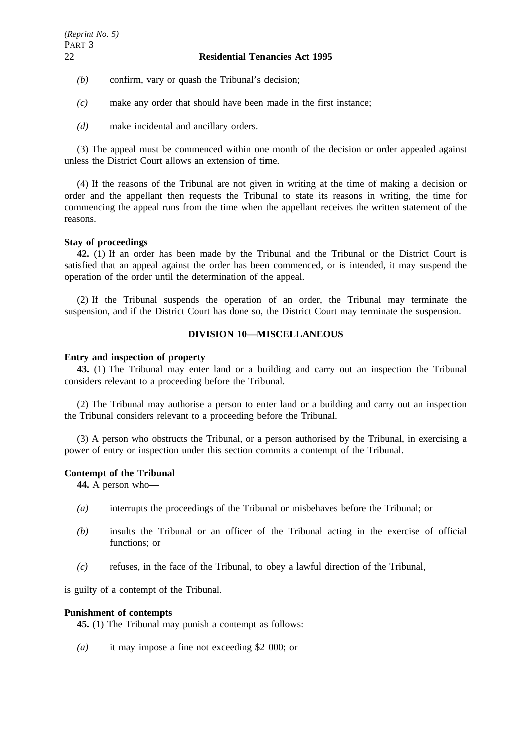*(b)* confirm, vary or quash the Tribunal's decision;

*(c)* make any order that should have been made in the first instance;

*(d)* make incidental and ancillary orders.

(3) The appeal must be commenced within one month of the decision or order appealed against unless the District Court allows an extension of time.

(4) If the reasons of the Tribunal are not given in writing at the time of making a decision or order and the appellant then requests the Tribunal to state its reasons in writing, the time for commencing the appeal runs from the time when the appellant receives the written statement of the reasons.

**Stay of proceedings**

**42.** (1) If an order has been made by the Tribunal and the Tribunal or the District Court is satisfied that an appeal against the order has been commenced, or is intended, it may suspend the operation of the order until the determination of the appeal.

(2) If the Tribunal suspends the operation of an order, the Tribunal may terminate the suspension, and if the District Court has done so, the District Court may terminate the suspension.

## DIVISION 10—MISCELLANEOUS

**Entry and inspection of property**

**43.** (1) The Tribunal may enter land or a building and carry out an inspection the Tribunal considers relevant to a proceeding before the Tribunal.

(2) The Tribunal may authorise a person to enter land or a building and carry out an inspection the Tribunal considers relevant to a proceeding before the Tribunal.

(3) A person who obstructs the Tribunal, or a person authorised by the Tribunal, in exercising a power of entry or inspection under this section commits a contempt of the Tribunal.

**Contempt of the Tribunal**

**44.** A person who—

*(a)* interrupts the proceedings of the Tribunal or misbehaves before the Tribunal; or

*(b)* insults the Tribunal or an officer of the Tribunal acting in the exercise of official functions; or

*(c)* refuses, in the face of the Tribunal, to obey a lawful direction of the Tribunal,

is guilty of a contempt of the Tribunal.

**Punishment of contempts**

**45.** (1) The Tribunal may punish a contempt as follows:

*(a)* it may impose a fine not exceeding $2 000; or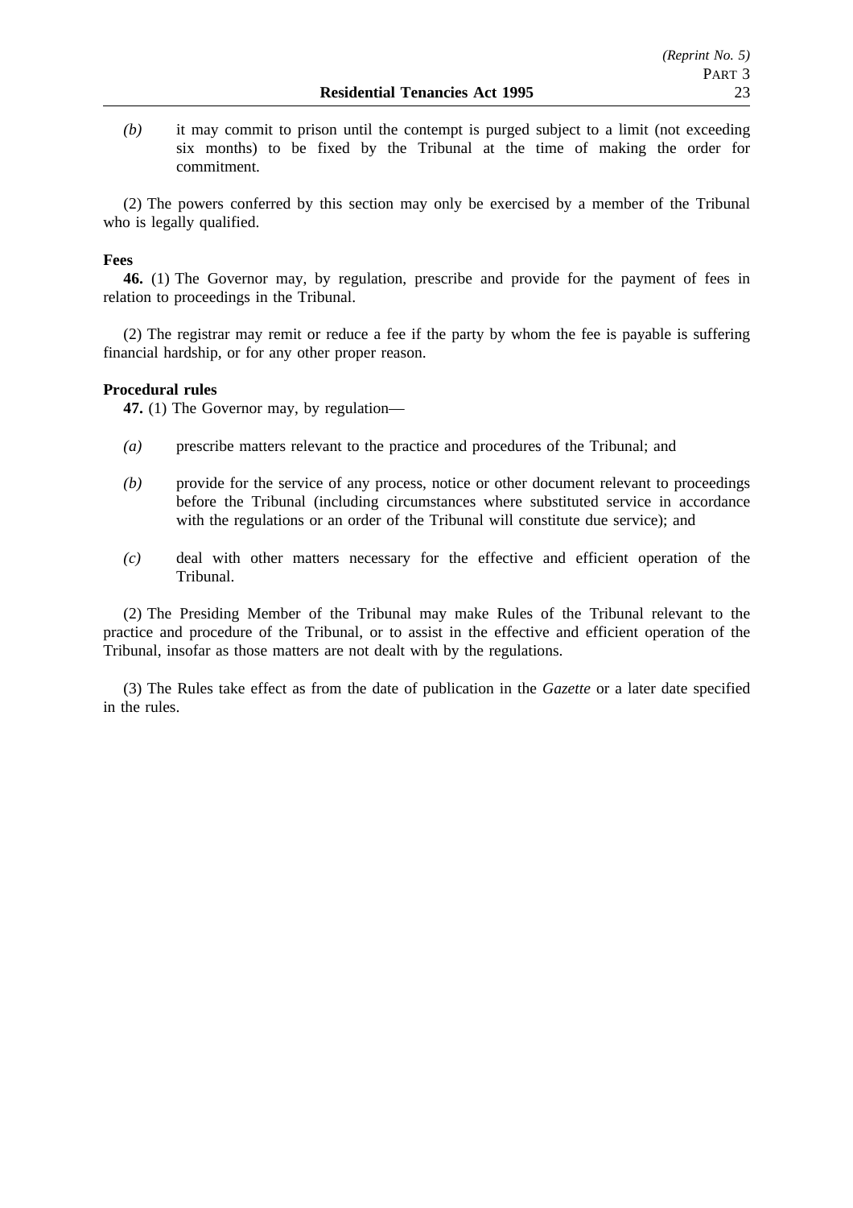*(b)* it may commit to prison until the contempt is purged subject to a limit (not exceeding six months) to be fixed by the Tribunal at the time of making the order for commitment.

(2) The powers conferred by this section may only be exercised by a member of the Tribunal who is legally qualified.

**Fees**

**46.** (1) The Governor may, by regulation, prescribe and provide for the payment of fees in relation to proceedings in the Tribunal.

(2) The registrar may remit or reduce a fee if the party by whom the fee is payable is suffering financial hardship, or for any other proper reason.

**Procedural rules**

**47.** (1) The Governor may, by regulation—

*(a)* prescribe matters relevant to the practice and procedures of the Tribunal; and

*(b)* provide for the service of any process, notice or other document relevant to proceedings before the Tribunal (including circumstances where substituted service in accordance with the regulations or an order of the Tribunal will constitute due service); and

*(c)* deal with other matters necessary for the effective and efficient operation of the Tribunal.

(2) The Presiding Member of the Tribunal may make Rules of the Tribunal relevant to the practice and procedure of the Tribunal, or to assist in the effective and efficient operation of the Tribunal, insofar as those matters are not dealt with by the regulations.

(3) The Rules take effect as from the date of publication in the *Gazette* or a later date specified in the rules.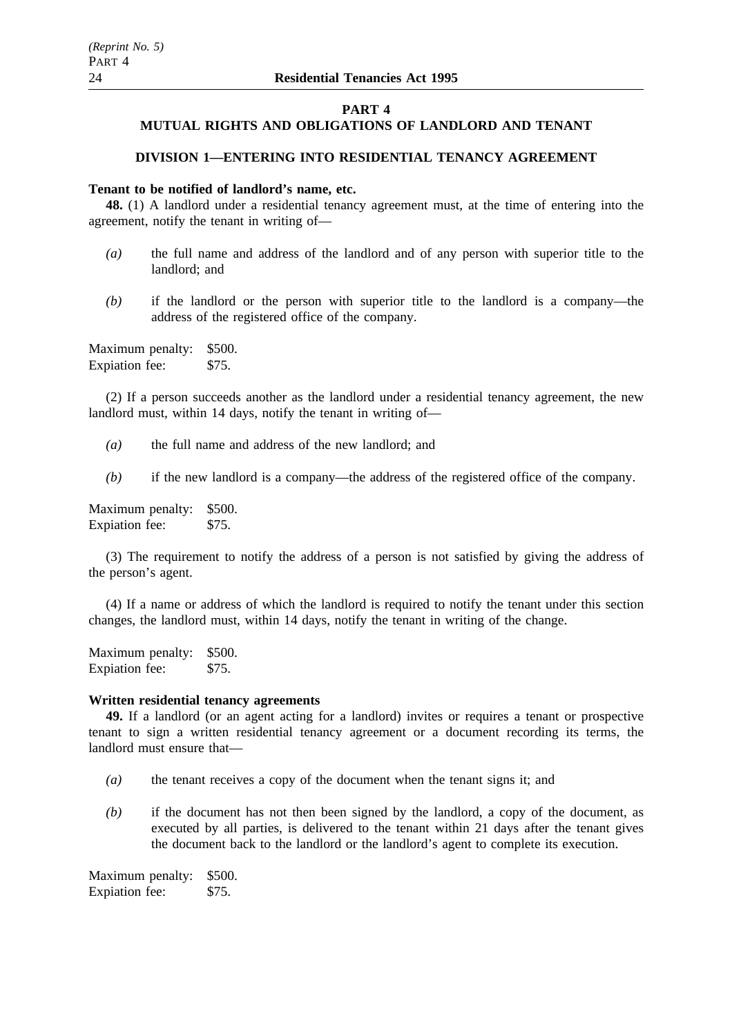## PART 4

## MUTUAL RIGHTS AND OBLIGATIONS OF LANDLORD AND TENANT

### DIVISION 1—ENTERING INTO RESIDENTIAL TENANCY AGREEMENT

**Tenant to be notified of landlord's name, etc.**

**48.** (1) A landlord under a residential tenancy agreement must, at the time of entering into the agreement, notify the tenant in writing of—

*(a)* the full name and address of the landlord and of any person with superior title to the landlord; and

*(b)* if the landlord or the person with superior title to the landlord is a company—the address of the registered office of the company.

Maximum penalty: $500.
Expiation fee: $75.

(2) If a person succeeds another as the landlord under a residential tenancy agreement, the new landlord must, within 14 days, notify the tenant in writing of—

*(a)* the full name and address of the new landlord; and

*(b)* if the new landlord is a company—the address of the registered office of the company.

Maximum penalty: $500.
Expiation fee: $75.

(3) The requirement to notify the address of a person is not satisfied by giving the address of the person's agent.

(4) If a name or address of which the landlord is required to notify the tenant under this section changes, the landlord must, within 14 days, notify the tenant in writing of the change.

Maximum penalty: $500.
Expiation fee: $75.

**Written residential tenancy agreements**

**49.** If a landlord (or an agent acting for a landlord) invites or requires a tenant or prospective tenant to sign a written residential tenancy agreement or a document recording its terms, the landlord must ensure that—

*(a)* the tenant receives a copy of the document when the tenant signs it; and

*(b)* if the document has not then been signed by the landlord, a copy of the document, as executed by all parties, is delivered to the tenant within 21 days after the tenant gives the document back to the landlord or the landlord's agent to complete its execution.

Maximum penalty: $500.
Expiation fee: $75.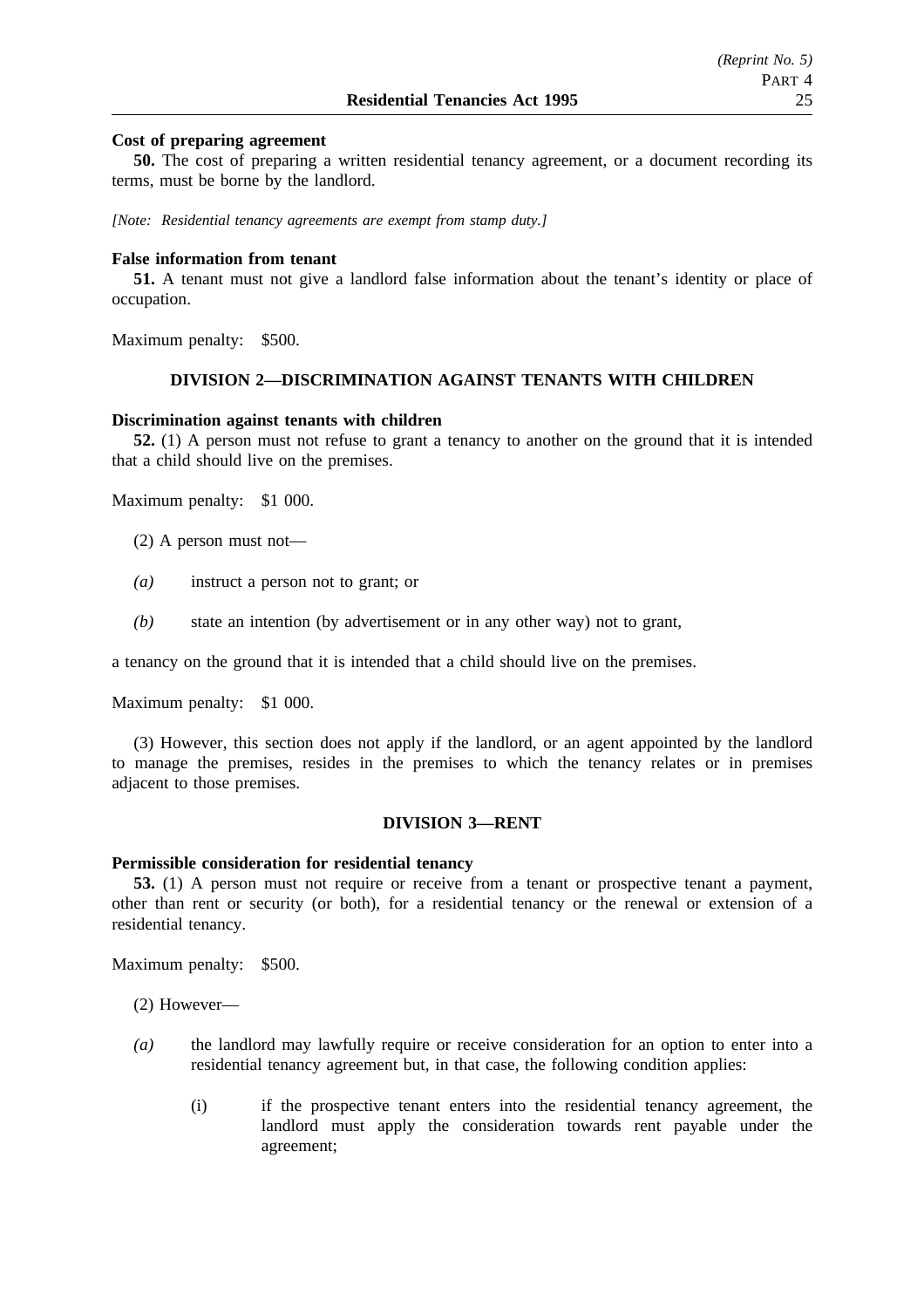**Cost of preparing agreement**

**50.** The cost of preparing a written residential tenancy agreement, or a document recording its terms, must be borne by the landlord.

*[Note: Residential tenancy agreements are exempt from stamp duty.]*

**False information from tenant**

**51.** A tenant must not give a landlord false information about the tenant's identity or place of occupation.

Maximum penalty: $500.

## DIVISION 2—DISCRIMINATION AGAINST TENANTS WITH CHILDREN

**Discrimination against tenants with children**

**52.** (1) A person must not refuse to grant a tenancy to another on the ground that it is intended that a child should live on the premises.

Maximum penalty: $1 000.

(2) A person must not—

*(a)* instruct a person not to grant; or

*(b)* state an intention (by advertisement or in any other way) not to grant,

a tenancy on the ground that it is intended that a child should live on the premises.

Maximum penalty: $1 000.

(3) However, this section does not apply if the landlord, or an agent appointed by the landlord to manage the premises, resides in the premises to which the tenancy relates or in premises adjacent to those premises.

## DIVISION 3—RENT

**Permissible consideration for residential tenancy**

**53.** (1) A person must not require or receive from a tenant or prospective tenant a payment, other than rent or security (or both), for a residential tenancy or the renewal or extension of a residential tenancy.

Maximum penalty: $500.

(2) However—

*(a)* the landlord may lawfully require or receive consideration for an option to enter into a residential tenancy agreement but, in that case, the following condition applies:

(i) if the prospective tenant enters into the residential tenancy agreement, the landlord must apply the consideration towards rent payable under the agreement;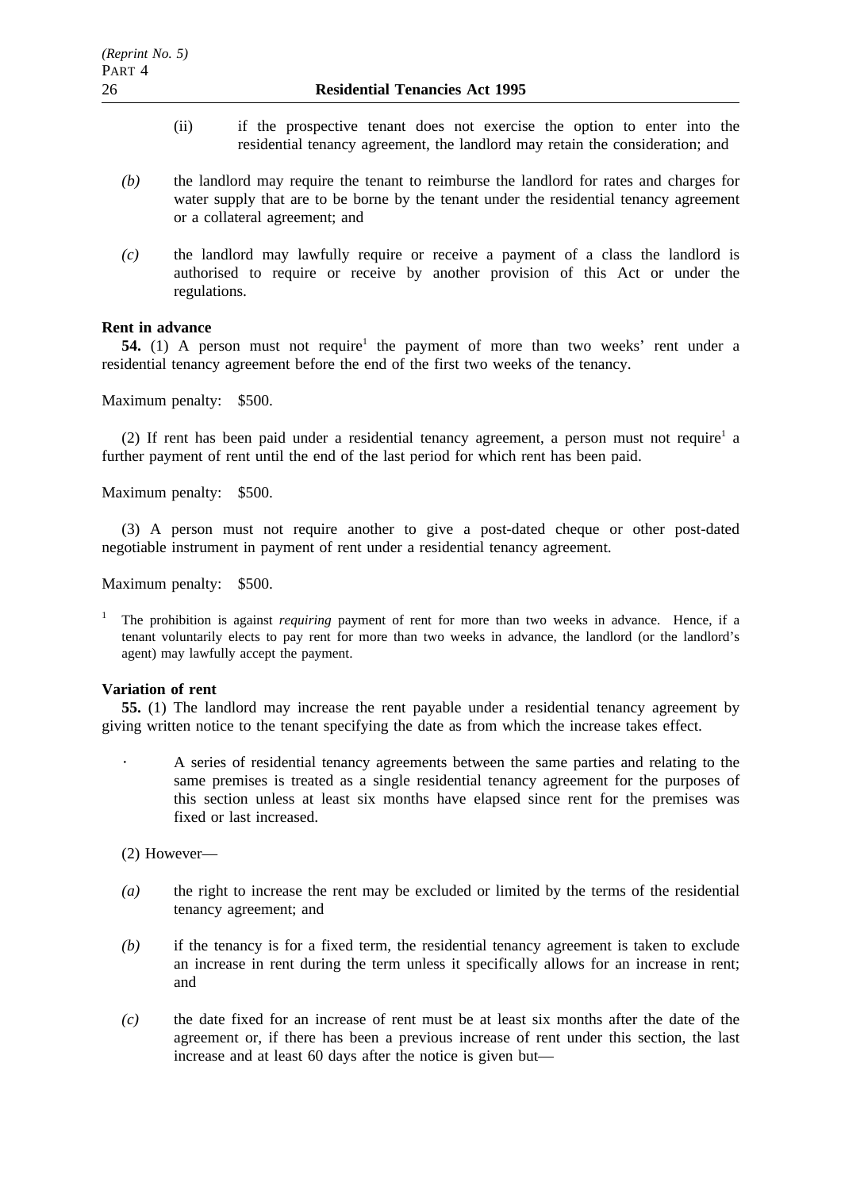(ii) if the prospective tenant does not exercise the option to enter into the residential tenancy agreement, the landlord may retain the consideration; and

*(b)* the landlord may require the tenant to reimburse the landlord for rates and charges for water supply that are to be borne by the tenant under the residential tenancy agreement or a collateral agreement; and

*(c)* the landlord may lawfully require or receive a payment of a class the landlord is authorised to require or receive by another provision of this Act or under the regulations.

**Rent in advance**

**54.** (1) A person must not require[1] the payment of more than two weeks' rent under a residential tenancy agreement before the end of the first two weeks of the tenancy.

Maximum penalty: $500.

(2) If rent has been paid under a residential tenancy agreement, a person must not require[1] a further payment of rent until the end of the last period for which rent has been paid.

Maximum penalty: $500.

(3) A person must not require another to give a post-dated cheque or other post-dated negotiable instrument in payment of rent under a residential tenancy agreement.

Maximum penalty: $500.

[1] The prohibition is against *requiring* payment of rent for more than two weeks in advance. Hence, if a tenant voluntarily elects to pay rent for more than two weeks in advance, the landlord (or the landlord's agent) may lawfully accept the payment.

**Variation of rent**

**55.** (1) The landlord may increase the rent payable under a residential tenancy agreement by giving written notice to the tenant specifying the date as from which the increase takes effect.

· A series of residential tenancy agreements between the same parties and relating to the same premises is treated as a single residential tenancy agreement for the purposes of this section unless at least six months have elapsed since rent for the premises was fixed or last increased.

(2) However—

*(a)* the right to increase the rent may be excluded or limited by the terms of the residential tenancy agreement; and

*(b)* if the tenancy is for a fixed term, the residential tenancy agreement is taken to exclude an increase in rent during the term unless it specifically allows for an increase in rent; and

*(c)* the date fixed for an increase of rent must be at least six months after the date of the agreement or, if there has been a previous increase of rent under this section, the last increase and at least 60 days after the notice is given but—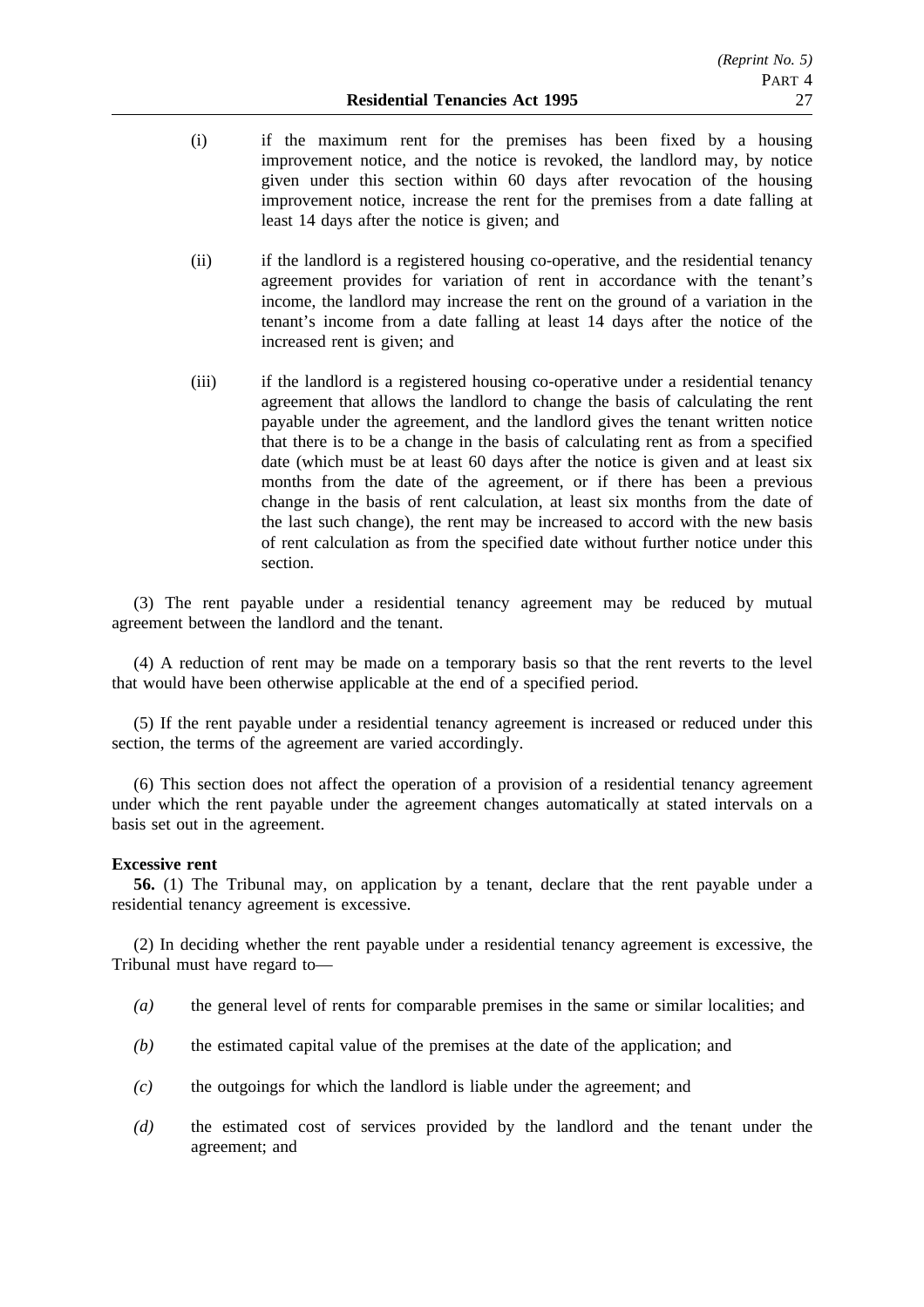(i) if the maximum rent for the premises has been fixed by a housing improvement notice, and the notice is revoked, the landlord may, by notice given under this section within 60 days after revocation of the housing improvement notice, increase the rent for the premises from a date falling at least 14 days after the notice is given; and

(ii) if the landlord is a registered housing co-operative, and the residential tenancy agreement provides for variation of rent in accordance with the tenant's income, the landlord may increase the rent on the ground of a variation in the tenant's income from a date falling at least 14 days after the notice of the increased rent is given; and

(iii) if the landlord is a registered housing co-operative under a residential tenancy agreement that allows the landlord to change the basis of calculating the rent payable under the agreement, and the landlord gives the tenant written notice that there is to be a change in the basis of calculating rent as from a specified date (which must be at least 60 days after the notice is given and at least six months from the date of the agreement, or if there has been a previous change in the basis of rent calculation, at least six months from the date of the last such change), the rent may be increased to accord with the new basis of rent calculation as from the specified date without further notice under this section.

(3) The rent payable under a residential tenancy agreement may be reduced by mutual agreement between the landlord and the tenant.

(4) A reduction of rent may be made on a temporary basis so that the rent reverts to the level that would have been otherwise applicable at the end of a specified period.

(5) If the rent payable under a residential tenancy agreement is increased or reduced under this section, the terms of the agreement are varied accordingly.

(6) This section does not affect the operation of a provision of a residential tenancy agreement under which the rent payable under the agreement changes automatically at stated intervals on a basis set out in the agreement.

**Excessive rent**

**56.** (1) The Tribunal may, on application by a tenant, declare that the rent payable under a residential tenancy agreement is excessive.

(2) In deciding whether the rent payable under a residential tenancy agreement is excessive, the Tribunal must have regard to—

*(a)* the general level of rents for comparable premises in the same or similar localities; and

*(b)* the estimated capital value of the premises at the date of the application; and

*(c)* the outgoings for which the landlord is liable under the agreement; and

*(d)* the estimated cost of services provided by the landlord and the tenant under the agreement; and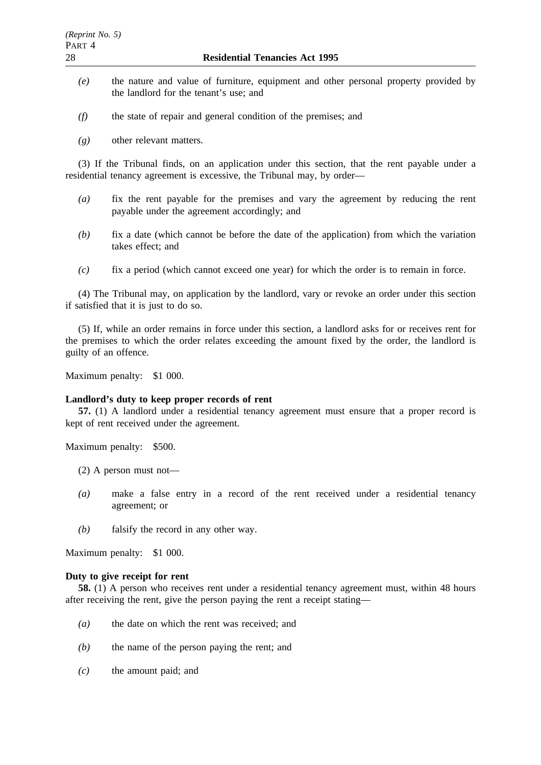*(e)* the nature and value of furniture, equipment and other personal property provided by the landlord for the tenant's use; and

*(f)* the state of repair and general condition of the premises; and

*(g)* other relevant matters.

(3) If the Tribunal finds, on an application under this section, that the rent payable under a residential tenancy agreement is excessive, the Tribunal may, by order—

*(a)* fix the rent payable for the premises and vary the agreement by reducing the rent payable under the agreement accordingly; and

*(b)* fix a date (which cannot be before the date of the application) from which the variation takes effect; and

*(c)* fix a period (which cannot exceed one year) for which the order is to remain in force.

(4) The Tribunal may, on application by the landlord, vary or revoke an order under this section if satisfied that it is just to do so.

(5) If, while an order remains in force under this section, a landlord asks for or receives rent for the premises to which the order relates exceeding the amount fixed by the order, the landlord is guilty of an offence.

Maximum penalty: $1 000.

**Landlord's duty to keep proper records of rent**

**57.** (1) A landlord under a residential tenancy agreement must ensure that a proper record is kept of rent received under the agreement.

Maximum penalty: $500.

(2) A person must not—

*(a)* make a false entry in a record of the rent received under a residential tenancy agreement; or

*(b)* falsify the record in any other way.

Maximum penalty: $1 000.

**Duty to give receipt for rent**

**58.** (1) A person who receives rent under a residential tenancy agreement must, within 48 hours after receiving the rent, give the person paying the rent a receipt stating—

*(a)* the date on which the rent was received; and

*(b)* the name of the person paying the rent; and

*(c)* the amount paid; and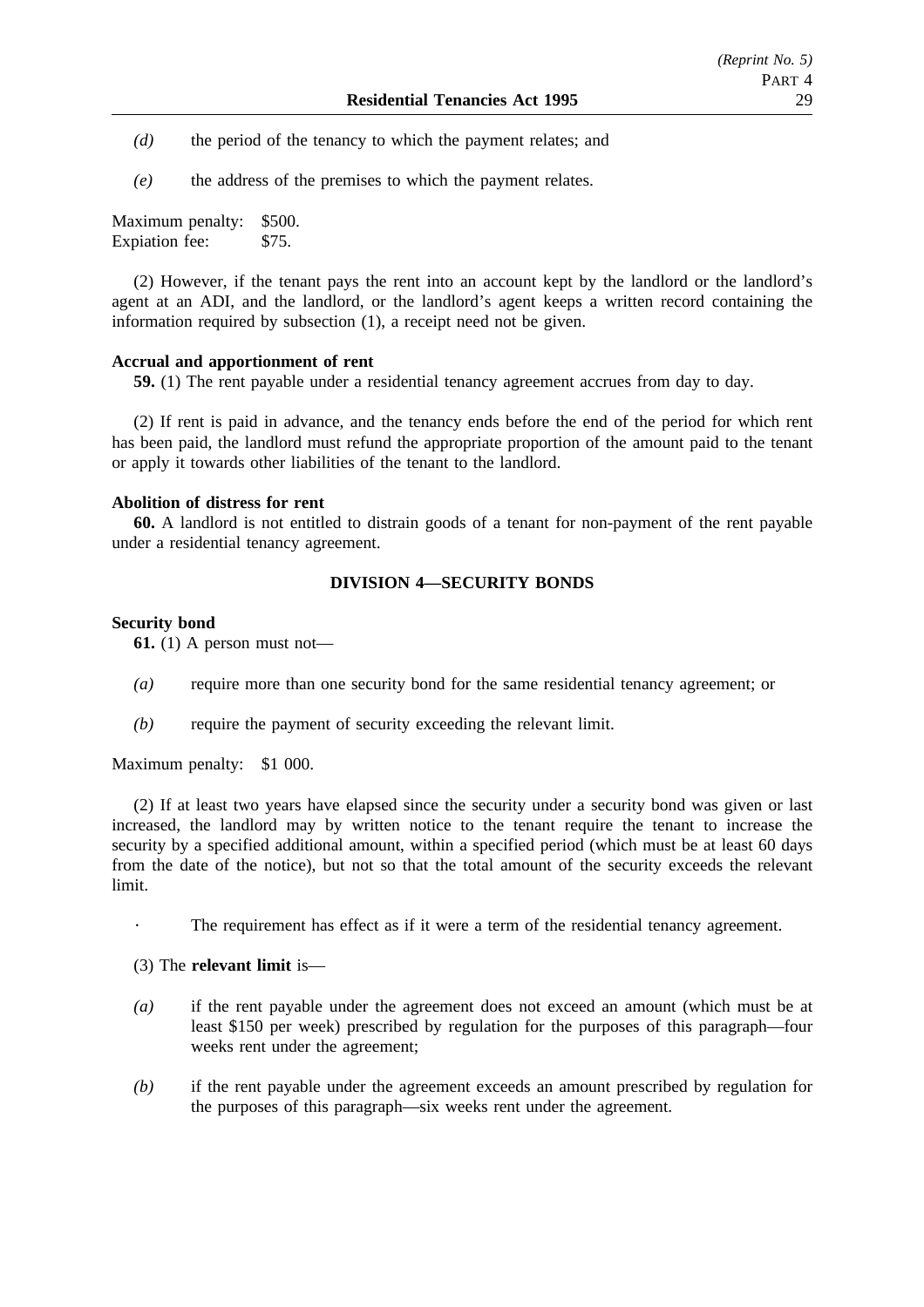*(d)* the period of the tenancy to which the payment relates; and

*(e)* the address of the premises to which the payment relates.

Maximum penalty: $500.
Expiation fee: $75.

(2) However, if the tenant pays the rent into an account kept by the landlord or the landlord's agent at an ADI, and the landlord, or the landlord's agent keeps a written record containing the information required by subsection (1), a receipt need not be given.

**Accrual and apportionment of rent**

**59.** (1) The rent payable under a residential tenancy agreement accrues from day to day.

(2) If rent is paid in advance, and the tenancy ends before the end of the period for which rent has been paid, the landlord must refund the appropriate proportion of the amount paid to the tenant or apply it towards other liabilities of the tenant to the landlord.

**Abolition of distress for rent**

**60.** A landlord is not entitled to distrain goods of a tenant for non-payment of the rent payable under a residential tenancy agreement.

## DIVISION 4—SECURITY BONDS

**Security bond**

**61.** (1) A person must not—

*(a)* require more than one security bond for the same residential tenancy agreement; or

*(b)* require the payment of security exceeding the relevant limit.

Maximum penalty: $1 000.

(2) If at least two years have elapsed since the security under a security bond was given or last increased, the landlord may by written notice to the tenant require the tenant to increase the security by a specified additional amount, within a specified period (which must be at least 60 days from the date of the notice), but not so that the total amount of the security exceeds the relevant limit.

· The requirement has effect as if it were a term of the residential tenancy agreement.

(3) The **relevant limit** is—

*(a)* if the rent payable under the agreement does not exceed an amount (which must be at least $150 per week) prescribed by regulation for the purposes of this paragraph—four weeks rent under the agreement;

*(b)* if the rent payable under the agreement exceeds an amount prescribed by regulation for the purposes of this paragraph—six weeks rent under the agreement.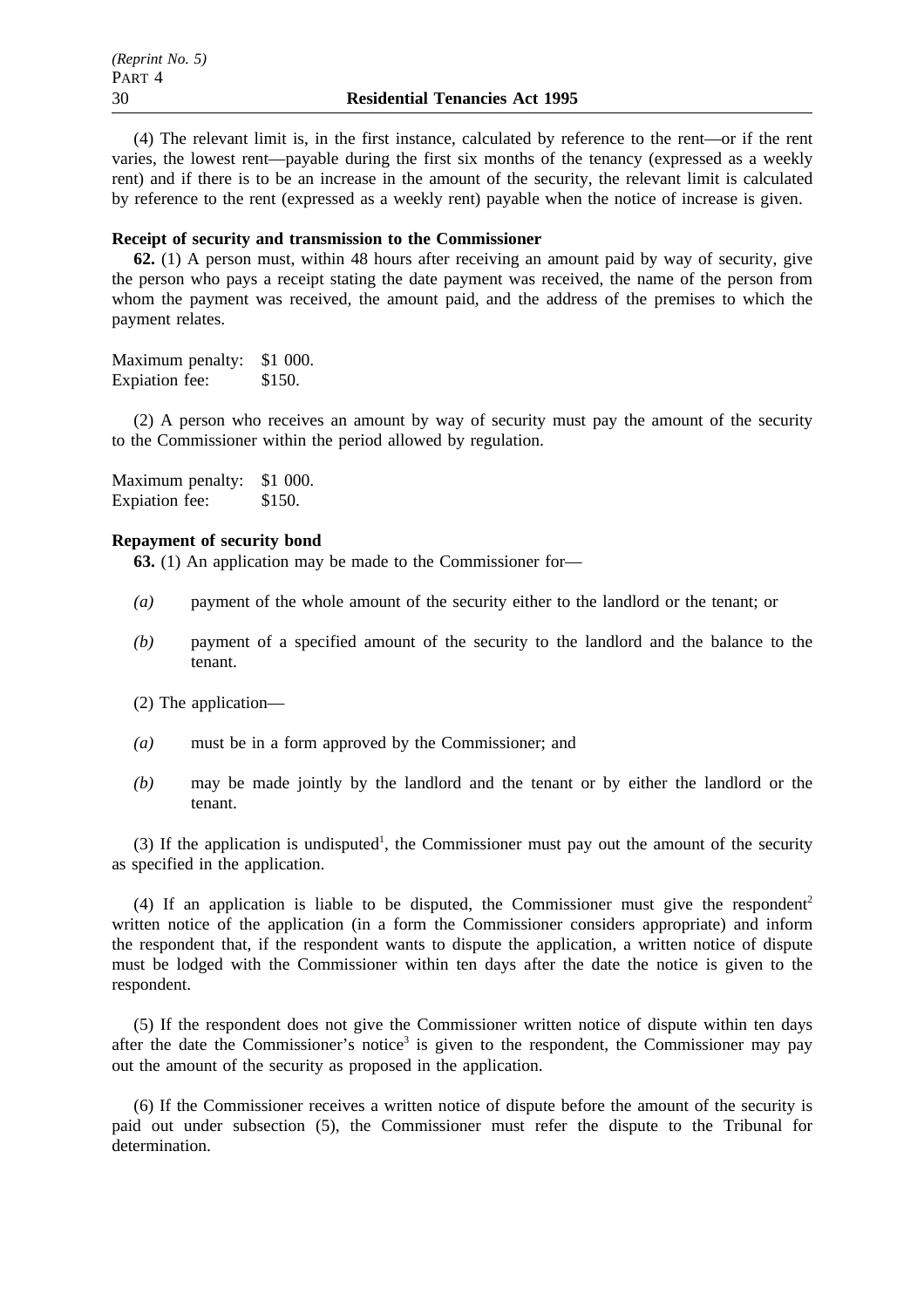(4) The relevant limit is, in the first instance, calculated by reference to the rent—or if the rent varies, the lowest rent—payable during the first six months of the tenancy (expressed as a weekly rent) and if there is to be an increase in the amount of the security, the relevant limit is calculated by reference to the rent (expressed as a weekly rent) payable when the notice of increase is given.

**Receipt of security and transmission to the Commissioner**

**62.** (1) A person must, within 48 hours after receiving an amount paid by way of security, give the person who pays a receipt stating the date payment was received, the name of the person from whom the payment was received, the amount paid, and the address of the premises to which the payment relates.

Maximum penalty: $1 000.
Expiation fee: $150.

(2) A person who receives an amount by way of security must pay the amount of the security to the Commissioner within the period allowed by regulation.

Maximum penalty: $1 000.
Expiation fee: $150.

**Repayment of security bond**

**63.** (1) An application may be made to the Commissioner for—

*(a)* payment of the whole amount of the security either to the landlord or the tenant; or

*(b)* payment of a specified amount of the security to the landlord and the balance to the tenant.

(2) The application—

*(a)* must be in a form approved by the Commissioner; and

*(b)* may be made jointly by the landlord and the tenant or by either the landlord or the tenant.

(3) If the application is undisputed[1], the Commissioner must pay out the amount of the security as specified in the application.

(4) If an application is liable to be disputed, the Commissioner must give the respondent[2] written notice of the application (in a form the Commissioner considers appropriate) and inform the respondent that, if the respondent wants to dispute the application, a written notice of dispute must be lodged with the Commissioner within ten days after the date the notice is given to the respondent.

(5) If the respondent does not give the Commissioner written notice of dispute within ten days after the date the Commissioner's notice[3] is given to the respondent, the Commissioner may pay out the amount of the security as proposed in the application.

(6) If the Commissioner receives a written notice of dispute before the amount of the security is paid out under subsection (5), the Commissioner must refer the dispute to the Tribunal for determination.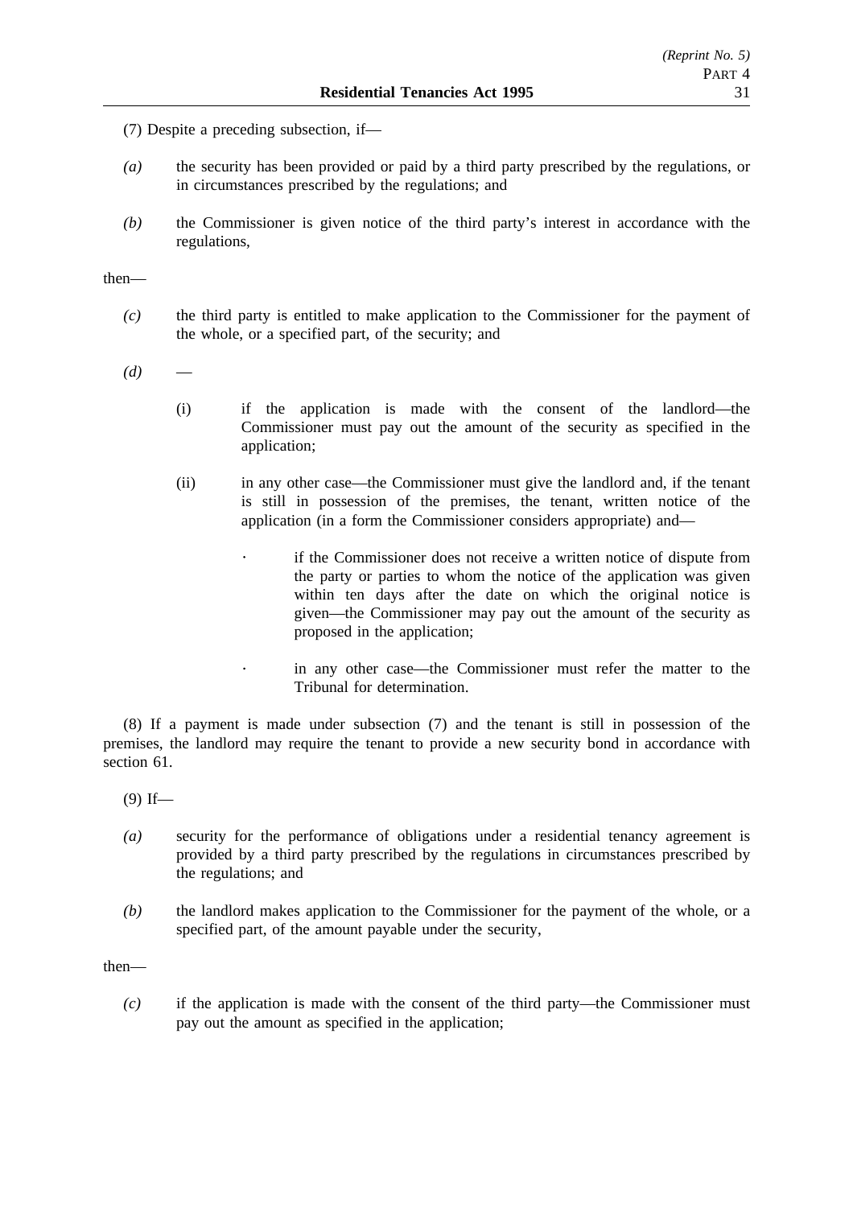(7) Despite a preceding subsection, if—

*(a)* the security has been provided or paid by a third party prescribed by the regulations, or in circumstances prescribed by the regulations; and

*(b)* the Commissioner is given notice of the third party's interest in accordance with the regulations,

then—

*(c)* the third party is entitled to make application to the Commissioner for the payment of the whole, or a specified part, of the security; and

*(d)* —

(i) if the application is made with the consent of the landlord—the Commissioner must pay out the amount of the security as specified in the application;

(ii) in any other case—the Commissioner must give the landlord and, if the tenant is still in possession of the premises, the tenant, written notice of the application (in a form the Commissioner considers appropriate) and—

· if the Commissioner does not receive a written notice of dispute from the party or parties to whom the notice of the application was given within ten days after the date on which the original notice is given—the Commissioner may pay out the amount of the security as proposed in the application;

· in any other case—the Commissioner must refer the matter to the Tribunal for determination.

(8) If a payment is made under subsection (7) and the tenant is still in possession of the premises, the landlord may require the tenant to provide a new security bond in accordance with section 61.

(9) If—

*(a)* security for the performance of obligations under a residential tenancy agreement is provided by a third party prescribed by the regulations in circumstances prescribed by the regulations; and

*(b)* the landlord makes application to the Commissioner for the payment of the whole, or a specified part, of the amount payable under the security,

then—

*(c)* if the application is made with the consent of the third party—the Commissioner must pay out the amount as specified in the application;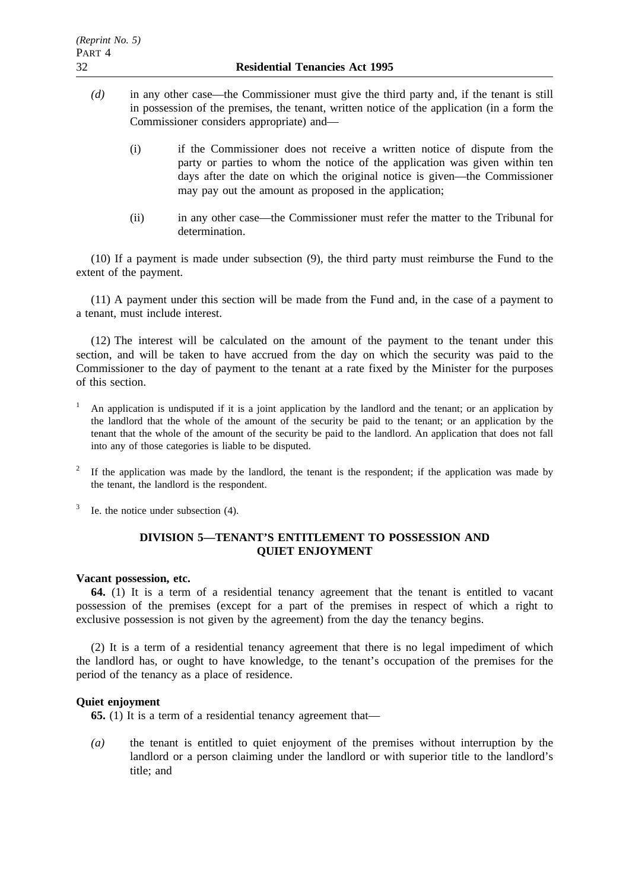*(d)* in any other case—the Commissioner must give the third party and, if the tenant is still in possession of the premises, the tenant, written notice of the application (in a form the Commissioner considers appropriate) and—

(i) if the Commissioner does not receive a written notice of dispute from the party or parties to whom the notice of the application was given within ten days after the date on which the original notice is given—the Commissioner may pay out the amount as proposed in the application;

(ii) in any other case—the Commissioner must refer the matter to the Tribunal for determination.

(10) If a payment is made under subsection (9), the third party must reimburse the Fund to the extent of the payment.

(11) A payment under this section will be made from the Fund and, in the case of a payment to a tenant, must include interest.

(12) The interest will be calculated on the amount of the payment to the tenant under this section, and will be taken to have accrued from the day on which the security was paid to the Commissioner to the day of payment to the tenant at a rate fixed by the Minister for the purposes of this section.

[1] An application is undisputed if it is a joint application by the landlord and the tenant; or an application by the landlord that the whole of the amount of the security be paid to the tenant; or an application by the tenant that the whole of the amount of the security be paid to the landlord. An application that does not fall into any of those categories is liable to be disputed.

[2] If the application was made by the landlord, the tenant is the respondent; if the application was made by the tenant, the landlord is the respondent.

[3] Ie. the notice under subsection (4).

## DIVISION 5—TENANT'S ENTITLEMENT TO POSSESSION AND QUIET ENJOYMENT

**Vacant possession, etc.**

**64.** (1) It is a term of a residential tenancy agreement that the tenant is entitled to vacant possession of the premises (except for a part of the premises in respect of which a right to exclusive possession is not given by the agreement) from the day the tenancy begins.

(2) It is a term of a residential tenancy agreement that there is no legal impediment of which the landlord has, or ought to have knowledge, to the tenant's occupation of the premises for the period of the tenancy as a place of residence.

**Quiet enjoyment**

**65.** (1) It is a term of a residential tenancy agreement that—

*(a)* the tenant is entitled to quiet enjoyment of the premises without interruption by the landlord or a person claiming under the landlord or with superior title to the landlord's title; and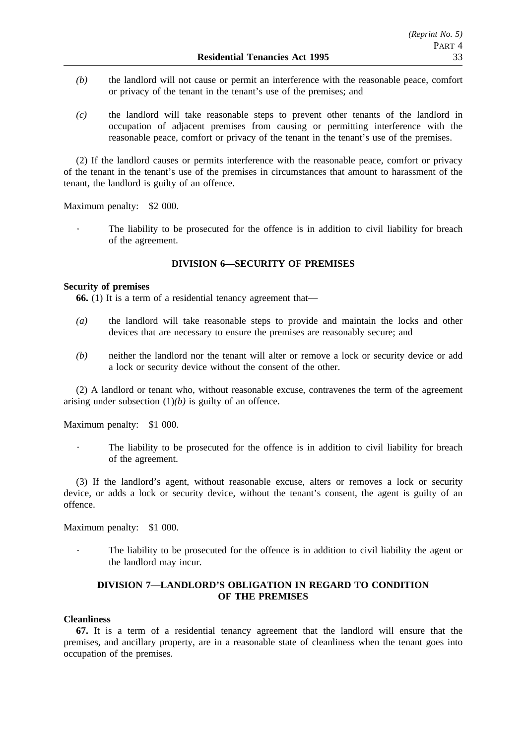*(b)* the landlord will not cause or permit an interference with the reasonable peace, comfort or privacy of the tenant in the tenant's use of the premises; and

*(c)* the landlord will take reasonable steps to prevent other tenants of the landlord in occupation of adjacent premises from causing or permitting interference with the reasonable peace, comfort or privacy of the tenant in the tenant's use of the premises.

(2) If the landlord causes or permits interference with the reasonable peace, comfort or privacy of the tenant in the tenant's use of the premises in circumstances that amount to harassment of the tenant, the landlord is guilty of an offence.

Maximum penalty: $2 000.

· The liability to be prosecuted for the offence is in addition to civil liability for breach of the agreement.

## DIVISION 6—SECURITY OF PREMISES

**Security of premises**

**66.** (1) It is a term of a residential tenancy agreement that—

*(a)* the landlord will take reasonable steps to provide and maintain the locks and other devices that are necessary to ensure the premises are reasonably secure; and

*(b)* neither the landlord nor the tenant will alter or remove a lock or security device or add a lock or security device without the consent of the other.

(2) A landlord or tenant who, without reasonable excuse, contravenes the term of the agreement arising under subsection (1)*(b)* is guilty of an offence.

Maximum penalty: $1 000.

· The liability to be prosecuted for the offence is in addition to civil liability for breach of the agreement.

(3) If the landlord's agent, without reasonable excuse, alters or removes a lock or security device, or adds a lock or security device, without the tenant's consent, the agent is guilty of an offence.

Maximum penalty: $1 000.

· The liability to be prosecuted for the offence is in addition to civil liability the agent or the landlord may incur.

## DIVISION 7—LANDLORD'S OBLIGATION IN REGARD TO CONDITION OF THE PREMISES

**Cleanliness**

**67.** It is a term of a residential tenancy agreement that the landlord will ensure that the premises, and ancillary property, are in a reasonable state of cleanliness when the tenant goes into occupation of the premises.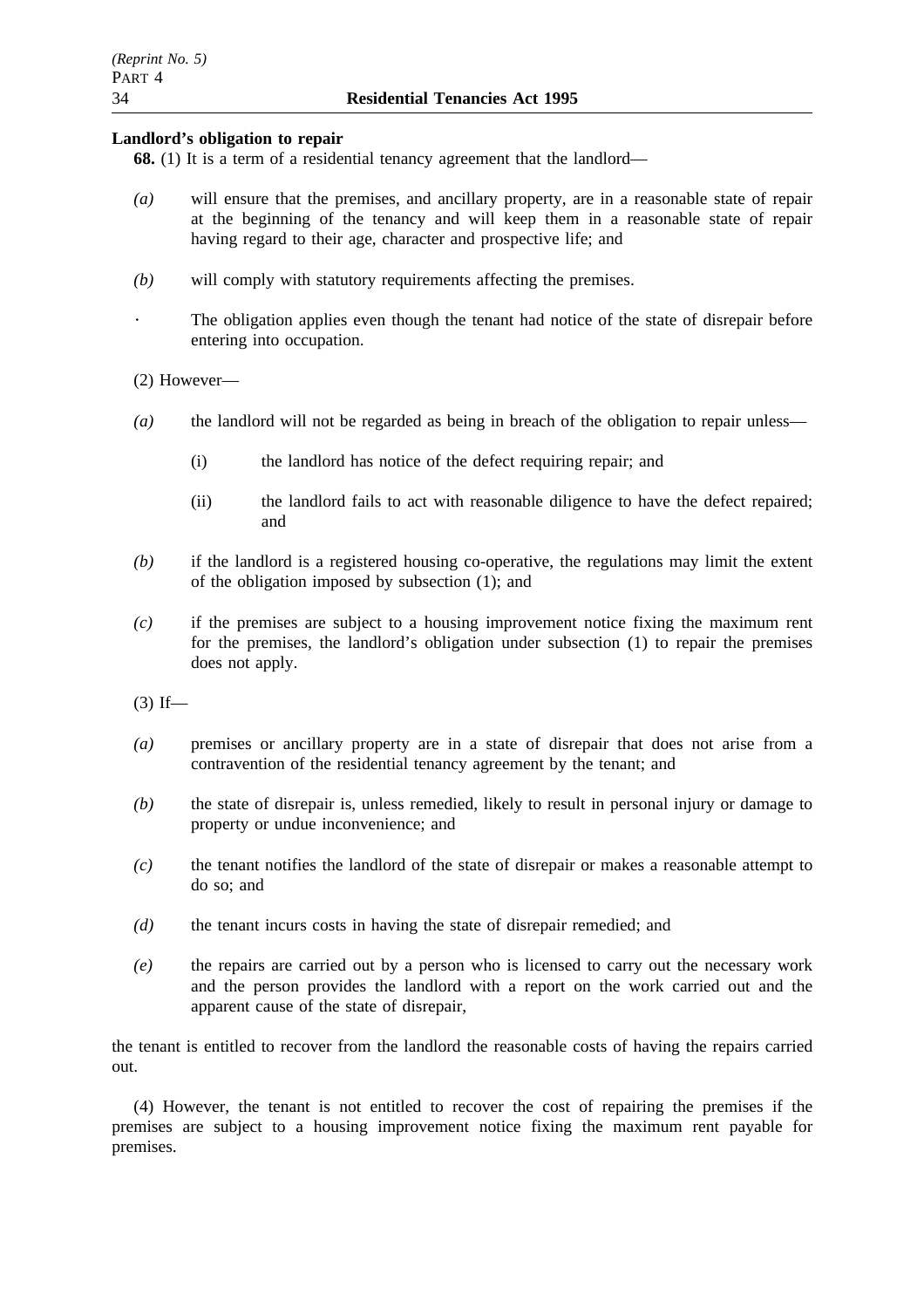**Landlord's obligation to repair**

**68.** (1) It is a term of a residential tenancy agreement that the landlord—

*(a)* will ensure that the premises, and ancillary property, are in a reasonable state of repair at the beginning of the tenancy and will keep them in a reasonable state of repair having regard to their age, character and prospective life; and

*(b)* will comply with statutory requirements affecting the premises.

· The obligation applies even though the tenant had notice of the state of disrepair before entering into occupation.

(2) However—

*(a)* the landlord will not be regarded as being in breach of the obligation to repair unless—

(i) the landlord has notice of the defect requiring repair; and

(ii) the landlord fails to act with reasonable diligence to have the defect repaired; and

*(b)* if the landlord is a registered housing co-operative, the regulations may limit the extent of the obligation imposed by subsection (1); and

*(c)* if the premises are subject to a housing improvement notice fixing the maximum rent for the premises, the landlord's obligation under subsection (1) to repair the premises does not apply.

(3) If—

*(a)* premises or ancillary property are in a state of disrepair that does not arise from a contravention of the residential tenancy agreement by the tenant; and

*(b)* the state of disrepair is, unless remedied, likely to result in personal injury or damage to property or undue inconvenience; and

*(c)* the tenant notifies the landlord of the state of disrepair or makes a reasonable attempt to do so; and

*(d)* the tenant incurs costs in having the state of disrepair remedied; and

*(e)* the repairs are carried out by a person who is licensed to carry out the necessary work and the person provides the landlord with a report on the work carried out and the apparent cause of the state of disrepair,

the tenant is entitled to recover from the landlord the reasonable costs of having the repairs carried out.

(4) However, the tenant is not entitled to recover the cost of repairing the premises if the premises are subject to a housing improvement notice fixing the maximum rent payable for premises.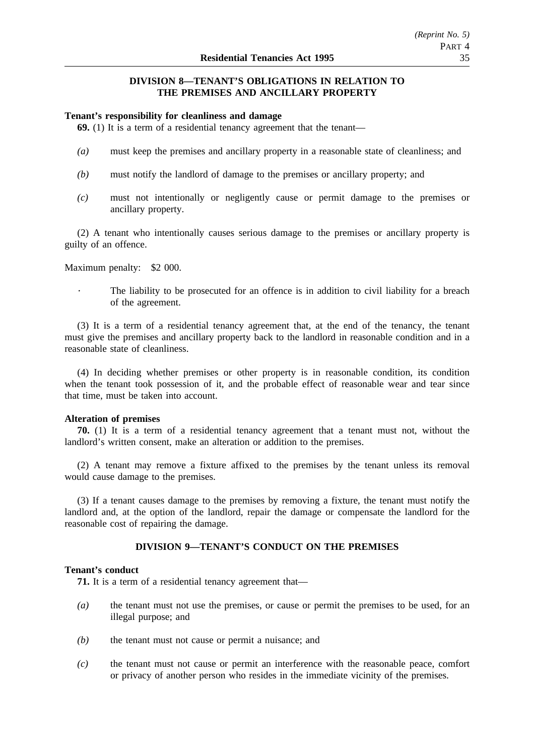## DIVISION 8—TENANT'S OBLIGATIONS IN RELATION TO THE PREMISES AND ANCILLARY PROPERTY

**Tenant's responsibility for cleanliness and damage**

**69.** (1) It is a term of a residential tenancy agreement that the tenant—

*(a)* must keep the premises and ancillary property in a reasonable state of cleanliness; and

*(b)* must notify the landlord of damage to the premises or ancillary property; and

*(c)* must not intentionally or negligently cause or permit damage to the premises or ancillary property.

(2) A tenant who intentionally causes serious damage to the premises or ancillary property is guilty of an offence.

Maximum penalty: $2 000.

· The liability to be prosecuted for an offence is in addition to civil liability for a breach of the agreement.

(3) It is a term of a residential tenancy agreement that, at the end of the tenancy, the tenant must give the premises and ancillary property back to the landlord in reasonable condition and in a reasonable state of cleanliness.

(4) In deciding whether premises or other property is in reasonable condition, its condition when the tenant took possession of it, and the probable effect of reasonable wear and tear since that time, must be taken into account.

**Alteration of premises**

**70.** (1) It is a term of a residential tenancy agreement that a tenant must not, without the landlord's written consent, make an alteration or addition to the premises.

(2) A tenant may remove a fixture affixed to the premises by the tenant unless its removal would cause damage to the premises.

(3) If a tenant causes damage to the premises by removing a fixture, the tenant must notify the landlord and, at the option of the landlord, repair the damage or compensate the landlord for the reasonable cost of repairing the damage.

## DIVISION 9—TENANT'S CONDUCT ON THE PREMISES

**Tenant's conduct**

**71.** It is a term of a residential tenancy agreement that—

*(a)* the tenant must not use the premises, or cause or permit the premises to be used, for an illegal purpose; and

*(b)* the tenant must not cause or permit a nuisance; and

*(c)* the tenant must not cause or permit an interference with the reasonable peace, comfort or privacy of another person who resides in the immediate vicinity of the premises.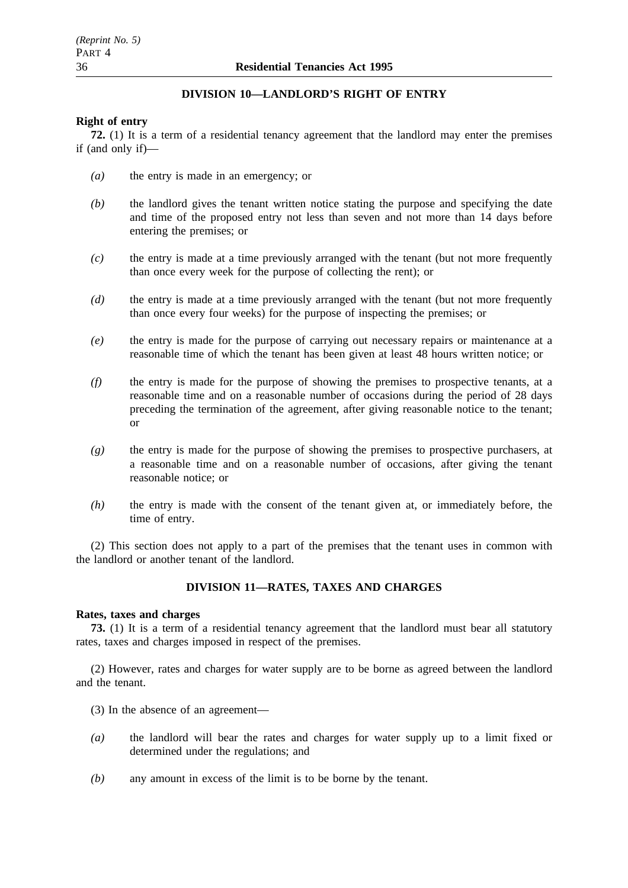## DIVISION 10—LANDLORD'S RIGHT OF ENTRY

**Right of entry**

**72.** (1) It is a term of a residential tenancy agreement that the landlord may enter the premises if (and only if)—

*(a)* the entry is made in an emergency; or

*(b)* the landlord gives the tenant written notice stating the purpose and specifying the date and time of the proposed entry not less than seven and not more than 14 days before entering the premises; or

*(c)* the entry is made at a time previously arranged with the tenant (but not more frequently than once every week for the purpose of collecting the rent); or

*(d)* the entry is made at a time previously arranged with the tenant (but not more frequently than once every four weeks) for the purpose of inspecting the premises; or

*(e)* the entry is made for the purpose of carrying out necessary repairs or maintenance at a reasonable time of which the tenant has been given at least 48 hours written notice; or

*(f)* the entry is made for the purpose of showing the premises to prospective tenants, at a reasonable time and on a reasonable number of occasions during the period of 28 days preceding the termination of the agreement, after giving reasonable notice to the tenant; or

*(g)* the entry is made for the purpose of showing the premises to prospective purchasers, at a reasonable time and on a reasonable number of occasions, after giving the tenant reasonable notice; or

*(h)* the entry is made with the consent of the tenant given at, or immediately before, the time of entry.

(2) This section does not apply to a part of the premises that the tenant uses in common with the landlord or another tenant of the landlord.

## DIVISION 11—RATES, TAXES AND CHARGES

**Rates, taxes and charges**

**73.** (1) It is a term of a residential tenancy agreement that the landlord must bear all statutory rates, taxes and charges imposed in respect of the premises.

(2) However, rates and charges for water supply are to be borne as agreed between the landlord and the tenant.

(3) In the absence of an agreement—

*(a)* the landlord will bear the rates and charges for water supply up to a limit fixed or determined under the regulations; and

*(b)* any amount in excess of the limit is to be borne by the tenant.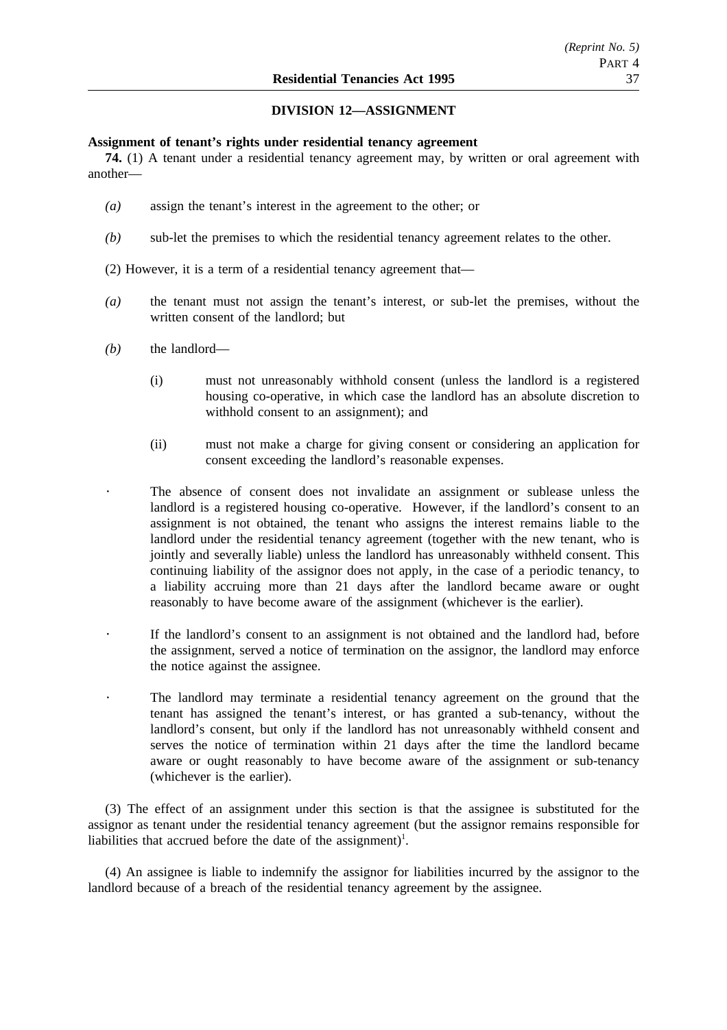## DIVISION 12—ASSIGNMENT

**Assignment of tenant's rights under residential tenancy agreement**

**74.** (1) A tenant under a residential tenancy agreement may, by written or oral agreement with another—

*(a)* assign the tenant's interest in the agreement to the other; or

*(b)* sub-let the premises to which the residential tenancy agreement relates to the other.

(2) However, it is a term of a residential tenancy agreement that—

*(a)* the tenant must not assign the tenant's interest, or sub-let the premises, without the written consent of the landlord; but

*(b)* the landlord—

(i) must not unreasonably withhold consent (unless the landlord is a registered housing co-operative, in which case the landlord has an absolute discretion to withhold consent to an assignment); and

(ii) must not make a charge for giving consent or considering an application for consent exceeding the landlord's reasonable expenses.

· The absence of consent does not invalidate an assignment or sublease unless the landlord is a registered housing co-operative. However, if the landlord's consent to an assignment is not obtained, the tenant who assigns the interest remains liable to the landlord under the residential tenancy agreement (together with the new tenant, who is jointly and severally liable) unless the landlord has unreasonably withheld consent. This continuing liability of the assignor does not apply, in the case of a periodic tenancy, to a liability accruing more than 21 days after the landlord became aware or ought reasonably to have become aware of the assignment (whichever is the earlier).

· If the landlord's consent to an assignment is not obtained and the landlord had, before the assignment, served a notice of termination on the assignor, the landlord may enforce the notice against the assignee.

· The landlord may terminate a residential tenancy agreement on the ground that the tenant has assigned the tenant's interest, or has granted a sub-tenancy, without the landlord's consent, but only if the landlord has not unreasonably withheld consent and serves the notice of termination within 21 days after the time the landlord became aware or ought reasonably to have become aware of the assignment or sub-tenancy (whichever is the earlier).

(3) The effect of an assignment under this section is that the assignee is substituted for the assignor as tenant under the residential tenancy agreement (but the assignor remains responsible for liabilities that accrued before the date of the assignment)[1].

(4) An assignee is liable to indemnify the assignor for liabilities incurred by the assignor to the landlord because of a breach of the residential tenancy agreement by the assignee.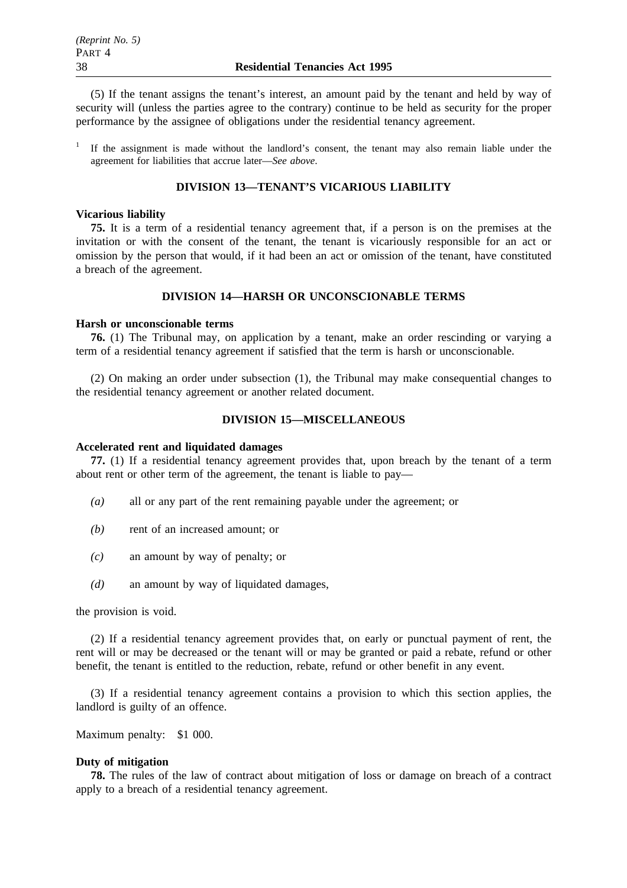(5) If the tenant assigns the tenant's interest, an amount paid by the tenant and held by way of security will (unless the parties agree to the contrary) continue to be held as security for the proper performance by the assignee of obligations under the residential tenancy agreement.

[1] If the assignment is made without the landlord's consent, the tenant may also remain liable under the agreement for liabilities that accrue later—*See above*.

## DIVISION 13—TENANT'S VICARIOUS LIABILITY

**Vicarious liability**

**75.** It is a term of a residential tenancy agreement that, if a person is on the premises at the invitation or with the consent of the tenant, the tenant is vicariously responsible for an act or omission by the person that would, if it had been an act or omission of the tenant, have constituted a breach of the agreement.

## DIVISION 14—HARSH OR UNCONSCIONABLE TERMS

**Harsh or unconscionable terms**

**76.** (1) The Tribunal may, on application by a tenant, make an order rescinding or varying a term of a residential tenancy agreement if satisfied that the term is harsh or unconscionable.

(2) On making an order under subsection (1), the Tribunal may make consequential changes to the residential tenancy agreement or another related document.

## DIVISION 15—MISCELLANEOUS

**Accelerated rent and liquidated damages**

**77.** (1) If a residential tenancy agreement provides that, upon breach by the tenant of a term about rent or other term of the agreement, the tenant is liable to pay—

*(a)* all or any part of the rent remaining payable under the agreement; or

*(b)* rent of an increased amount; or

*(c)* an amount by way of penalty; or

*(d)* an amount by way of liquidated damages,

the provision is void.

(2) If a residential tenancy agreement provides that, on early or punctual payment of rent, the rent will or may be decreased or the tenant will or may be granted or paid a rebate, refund or other benefit, the tenant is entitled to the reduction, rebate, refund or other benefit in any event.

(3) If a residential tenancy agreement contains a provision to which this section applies, the landlord is guilty of an offence.

Maximum penalty: $1 000.

**Duty of mitigation**

**78.** The rules of the law of contract about mitigation of loss or damage on breach of a contract apply to a breach of a residential tenancy agreement.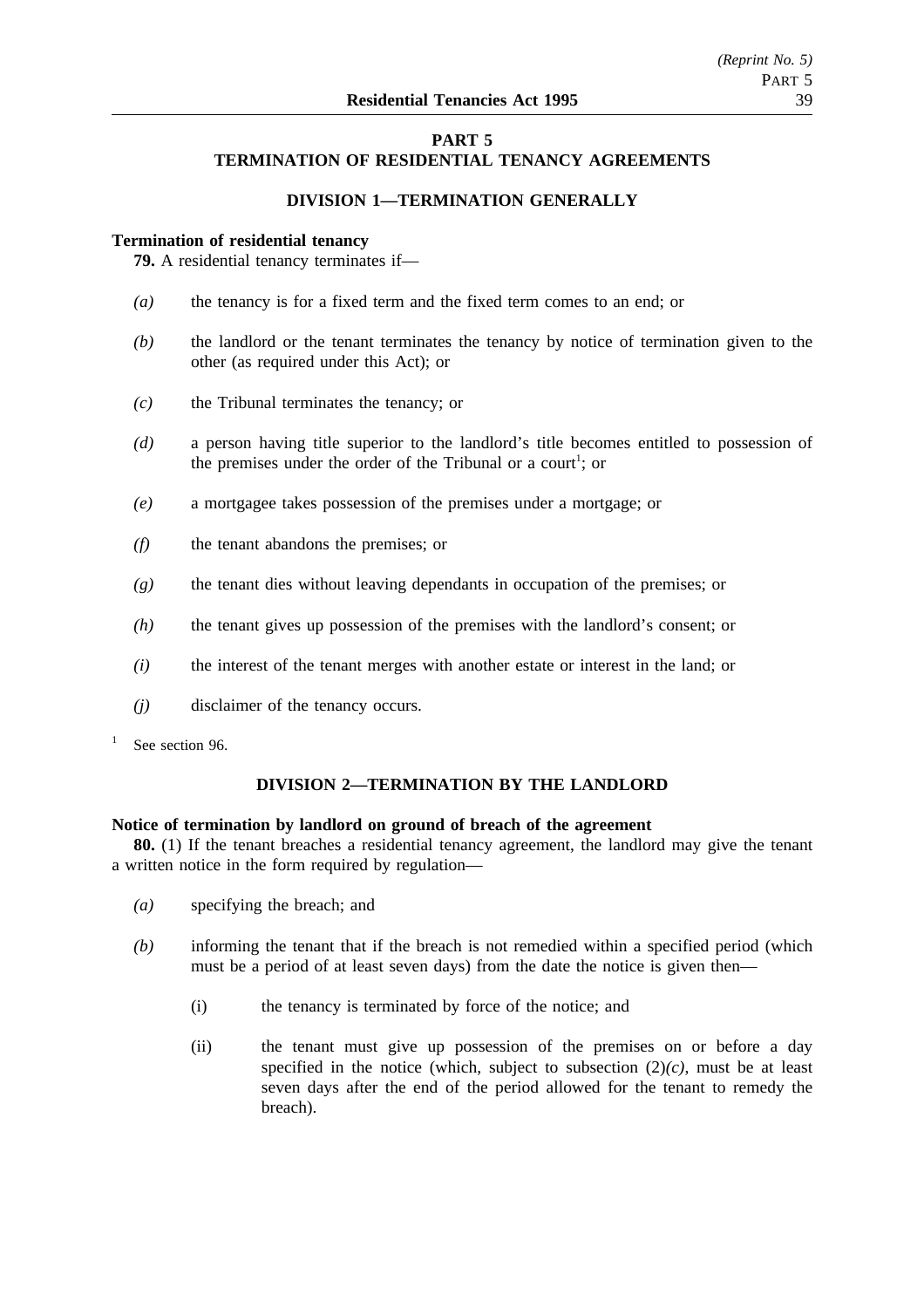## PART 5
## TERMINATION OF RESIDENTIAL TENANCY AGREEMENTS

### DIVISION 1—TERMINATION GENERALLY

**Termination of residential tenancy**

**79.** A residential tenancy terminates if—

*(a)* the tenancy is for a fixed term and the fixed term comes to an end; or

*(b)* the landlord or the tenant terminates the tenancy by notice of termination given to the other (as required under this Act); or

*(c)* the Tribunal terminates the tenancy; or

*(d)* a person having title superior to the landlord's title becomes entitled to possession of the premises under the order of the Tribunal or a court[1]; or

*(e)* a mortgagee takes possession of the premises under a mortgage; or

*(f)* the tenant abandons the premises; or

*(g)* the tenant dies without leaving dependants in occupation of the premises; or

*(h)* the tenant gives up possession of the premises with the landlord's consent; or

*(i)* the interest of the tenant merges with another estate or interest in the land; or

*(j)* disclaimer of the tenancy occurs.

[1] See section 96.

### DIVISION 2—TERMINATION BY THE LANDLORD

**Notice of termination by landlord on ground of breach of the agreement**

**80.** (1) If the tenant breaches a residential tenancy agreement, the landlord may give the tenant a written notice in the form required by regulation—

*(a)* specifying the breach; and

*(b)* informing the tenant that if the breach is not remedied within a specified period (which must be a period of at least seven days) from the date the notice is given then—

(i) the tenancy is terminated by force of the notice; and

(ii) the tenant must give up possession of the premises on or before a day specified in the notice (which, subject to subsection (2)*(c)*, must be at least seven days after the end of the period allowed for the tenant to remedy the breach).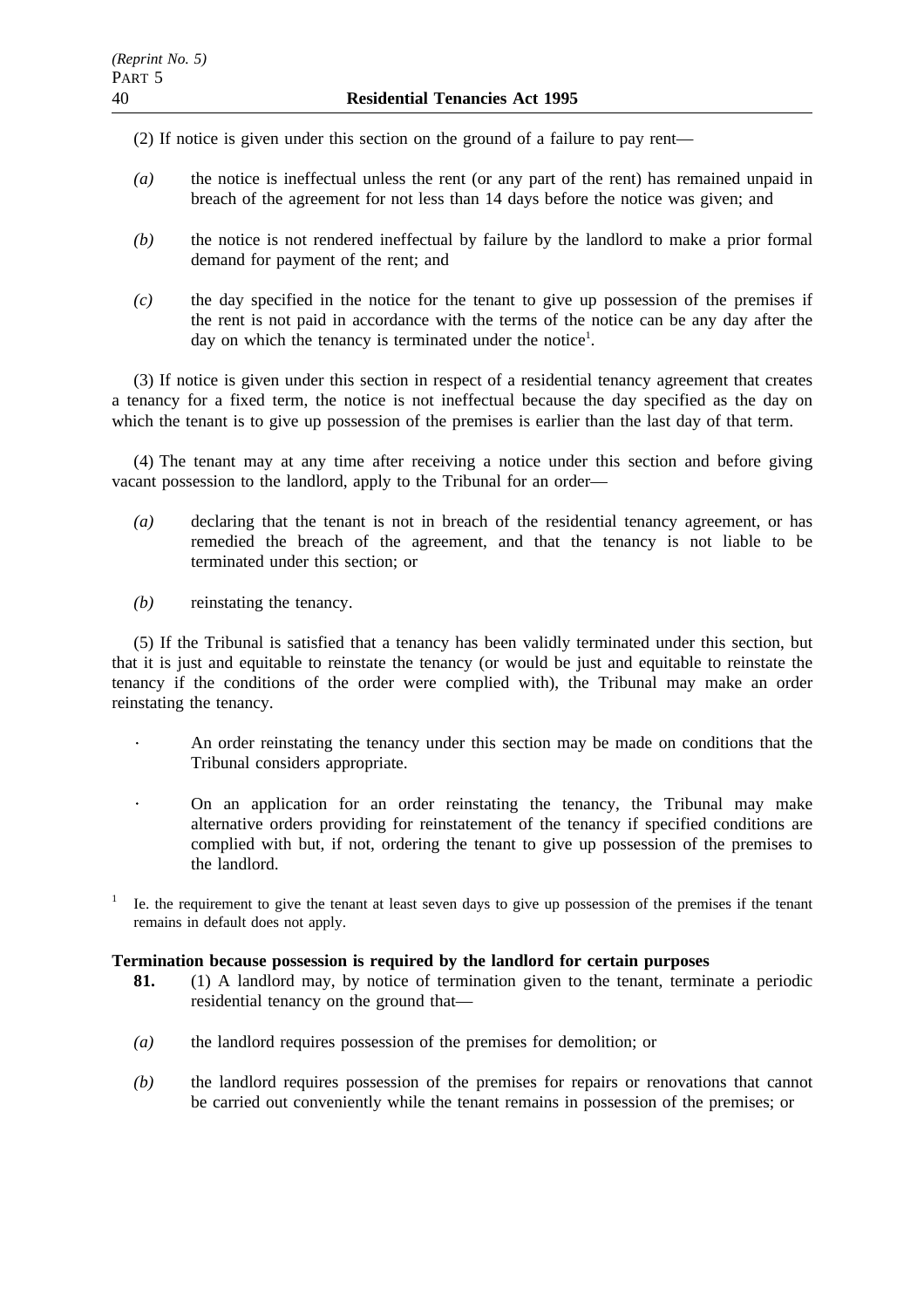(2) If notice is given under this section on the ground of a failure to pay rent—

*(a)* the notice is ineffectual unless the rent (or any part of the rent) has remained unpaid in breach of the agreement for not less than 14 days before the notice was given; and

*(b)* the notice is not rendered ineffectual by failure by the landlord to make a prior formal demand for payment of the rent; and

*(c)* the day specified in the notice for the tenant to give up possession of the premises if the rent is not paid in accordance with the terms of the notice can be any day after the day on which the tenancy is terminated under the notice[1].

(3) If notice is given under this section in respect of a residential tenancy agreement that creates a tenancy for a fixed term, the notice is not ineffectual because the day specified as the day on which the tenant is to give up possession of the premises is earlier than the last day of that term.

(4) The tenant may at any time after receiving a notice under this section and before giving vacant possession to the landlord, apply to the Tribunal for an order—

*(a)* declaring that the tenant is not in breach of the residential tenancy agreement, or has remedied the breach of the agreement, and that the tenancy is not liable to be terminated under this section; or

*(b)* reinstating the tenancy.

(5) If the Tribunal is satisfied that a tenancy has been validly terminated under this section, but that it is just and equitable to reinstate the tenancy (or would be just and equitable to reinstate the tenancy if the conditions of the order were complied with), the Tribunal may make an order reinstating the tenancy.

· An order reinstating the tenancy under this section may be made on conditions that the Tribunal considers appropriate.

· On an application for an order reinstating the tenancy, the Tribunal may make alternative orders providing for reinstatement of the tenancy if specified conditions are complied with but, if not, ordering the tenant to give up possession of the premises to the landlord.

[1] Ie. the requirement to give the tenant at least seven days to give up possession of the premises if the tenant remains in default does not apply.

**Termination because possession is required by the landlord for certain purposes**

**81.** (1) A landlord may, by notice of termination given to the tenant, terminate a periodic residential tenancy on the ground that—

*(a)* the landlord requires possession of the premises for demolition; or

*(b)* the landlord requires possession of the premises for repairs or renovations that cannot be carried out conveniently while the tenant remains in possession of the premises; or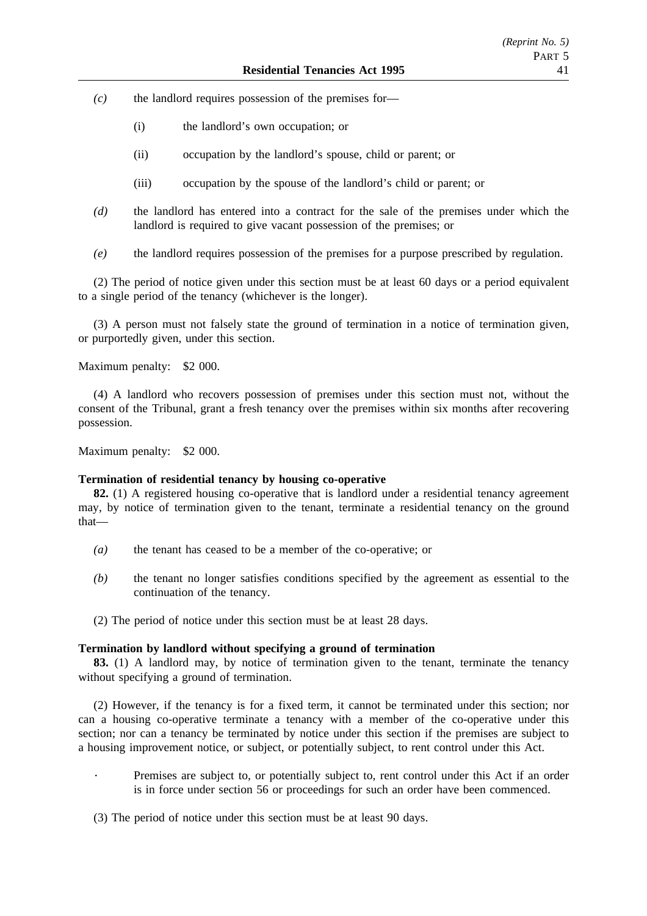*(c)* the landlord requires possession of the premises for—

(i) the landlord's own occupation; or

(ii) occupation by the landlord's spouse, child or parent; or

(iii) occupation by the spouse of the landlord's child or parent; or

*(d)* the landlord has entered into a contract for the sale of the premises under which the landlord is required to give vacant possession of the premises; or

*(e)* the landlord requires possession of the premises for a purpose prescribed by regulation.

(2) The period of notice given under this section must be at least 60 days or a period equivalent to a single period of the tenancy (whichever is the longer).

(3) A person must not falsely state the ground of termination in a notice of termination given, or purportedly given, under this section.

Maximum penalty: $2 000.

(4) A landlord who recovers possession of premises under this section must not, without the consent of the Tribunal, grant a fresh tenancy over the premises within six months after recovering possession.

Maximum penalty: $2 000.

**Termination of residential tenancy by housing co-operative**

**82.** (1) A registered housing co-operative that is landlord under a residential tenancy agreement may, by notice of termination given to the tenant, terminate a residential tenancy on the ground that—

*(a)* the tenant has ceased to be a member of the co-operative; or

*(b)* the tenant no longer satisfies conditions specified by the agreement as essential to the continuation of the tenancy.

(2) The period of notice under this section must be at least 28 days.

**Termination by landlord without specifying a ground of termination**

**83.** (1) A landlord may, by notice of termination given to the tenant, terminate the tenancy without specifying a ground of termination.

(2) However, if the tenancy is for a fixed term, it cannot be terminated under this section; nor can a housing co-operative terminate a tenancy with a member of the co-operative under this section; nor can a tenancy be terminated by notice under this section if the premises are subject to a housing improvement notice, or subject, or potentially subject, to rent control under this Act.

· Premises are subject to, or potentially subject to, rent control under this Act if an order is in force under section 56 or proceedings for such an order have been commenced.

(3) The period of notice under this section must be at least 90 days.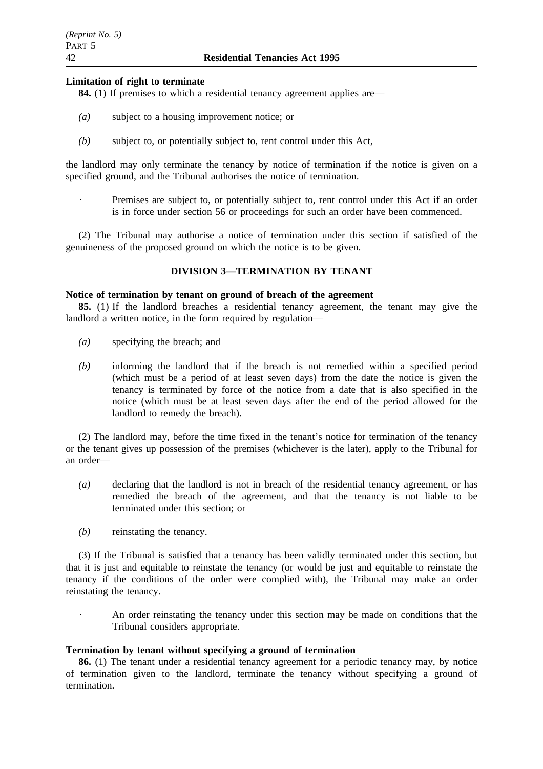**Limitation of right to terminate**

**84.** (1) If premises to which a residential tenancy agreement applies are—

*(a)* subject to a housing improvement notice; or

*(b)* subject to, or potentially subject to, rent control under this Act,

the landlord may only terminate the tenancy by notice of termination if the notice is given on a specified ground, and the Tribunal authorises the notice of termination.

· Premises are subject to, or potentially subject to, rent control under this Act if an order is in force under section 56 or proceedings for such an order have been commenced.

(2) The Tribunal may authorise a notice of termination under this section if satisfied of the genuineness of the proposed ground on which the notice is to be given.

## DIVISION 3—TERMINATION BY TENANT

**Notice of termination by tenant on ground of breach of the agreement**

**85.** (1) If the landlord breaches a residential tenancy agreement, the tenant may give the landlord a written notice, in the form required by regulation—

*(a)* specifying the breach; and

*(b)* informing the landlord that if the breach is not remedied within a specified period (which must be a period of at least seven days) from the date the notice is given the tenancy is terminated by force of the notice from a date that is also specified in the notice (which must be at least seven days after the end of the period allowed for the landlord to remedy the breach).

(2) The landlord may, before the time fixed in the tenant's notice for termination of the tenancy or the tenant gives up possession of the premises (whichever is the later), apply to the Tribunal for an order—

*(a)* declaring that the landlord is not in breach of the residential tenancy agreement, or has remedied the breach of the agreement, and that the tenancy is not liable to be terminated under this section; or

*(b)* reinstating the tenancy.

(3) If the Tribunal is satisfied that a tenancy has been validly terminated under this section, but that it is just and equitable to reinstate the tenancy (or would be just and equitable to reinstate the tenancy if the conditions of the order were complied with), the Tribunal may make an order reinstating the tenancy.

· An order reinstating the tenancy under this section may be made on conditions that the Tribunal considers appropriate.

**Termination by tenant without specifying a ground of termination**

**86.** (1) The tenant under a residential tenancy agreement for a periodic tenancy may, by notice of termination given to the landlord, terminate the tenancy without specifying a ground of termination.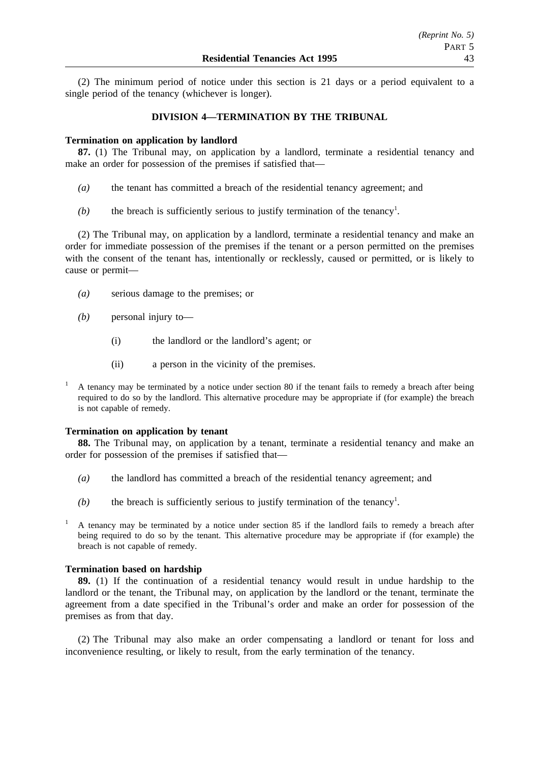(2) The minimum period of notice under this section is 21 days or a period equivalent to a single period of the tenancy (whichever is longer).

## DIVISION 4—TERMINATION BY THE TRIBUNAL

**Termination on application by landlord**

**87.** (1) The Tribunal may, on application by a landlord, terminate a residential tenancy and make an order for possession of the premises if satisfied that—

*(a)* the tenant has committed a breach of the residential tenancy agreement; and

*(b)* the breach is sufficiently serious to justify termination of the tenancy[1].

(2) The Tribunal may, on application by a landlord, terminate a residential tenancy and make an order for immediate possession of the premises if the tenant or a person permitted on the premises with the consent of the tenant has, intentionally or recklessly, caused or permitted, or is likely to cause or permit—

*(a)* serious damage to the premises; or

*(b)* personal injury to—

(i) the landlord or the landlord's agent; or

(ii) a person in the vicinity of the premises.

[1] A tenancy may be terminated by a notice under section 80 if the tenant fails to remedy a breach after being required to do so by the landlord. This alternative procedure may be appropriate if (for example) the breach is not capable of remedy.

**Termination on application by tenant**

**88.** The Tribunal may, on application by a tenant, terminate a residential tenancy and make an order for possession of the premises if satisfied that—

*(a)* the landlord has committed a breach of the residential tenancy agreement; and

*(b)* the breach is sufficiently serious to justify termination of the tenancy[1].

[1] A tenancy may be terminated by a notice under section 85 if the landlord fails to remedy a breach after being required to do so by the tenant. This alternative procedure may be appropriate if (for example) the breach is not capable of remedy.

**Termination based on hardship**

**89.** (1) If the continuation of a residential tenancy would result in undue hardship to the landlord or the tenant, the Tribunal may, on application by the landlord or the tenant, terminate the agreement from a date specified in the Tribunal's order and make an order for possession of the premises as from that day.

(2) The Tribunal may also make an order compensating a landlord or tenant for loss and inconvenience resulting, or likely to result, from the early termination of the tenancy.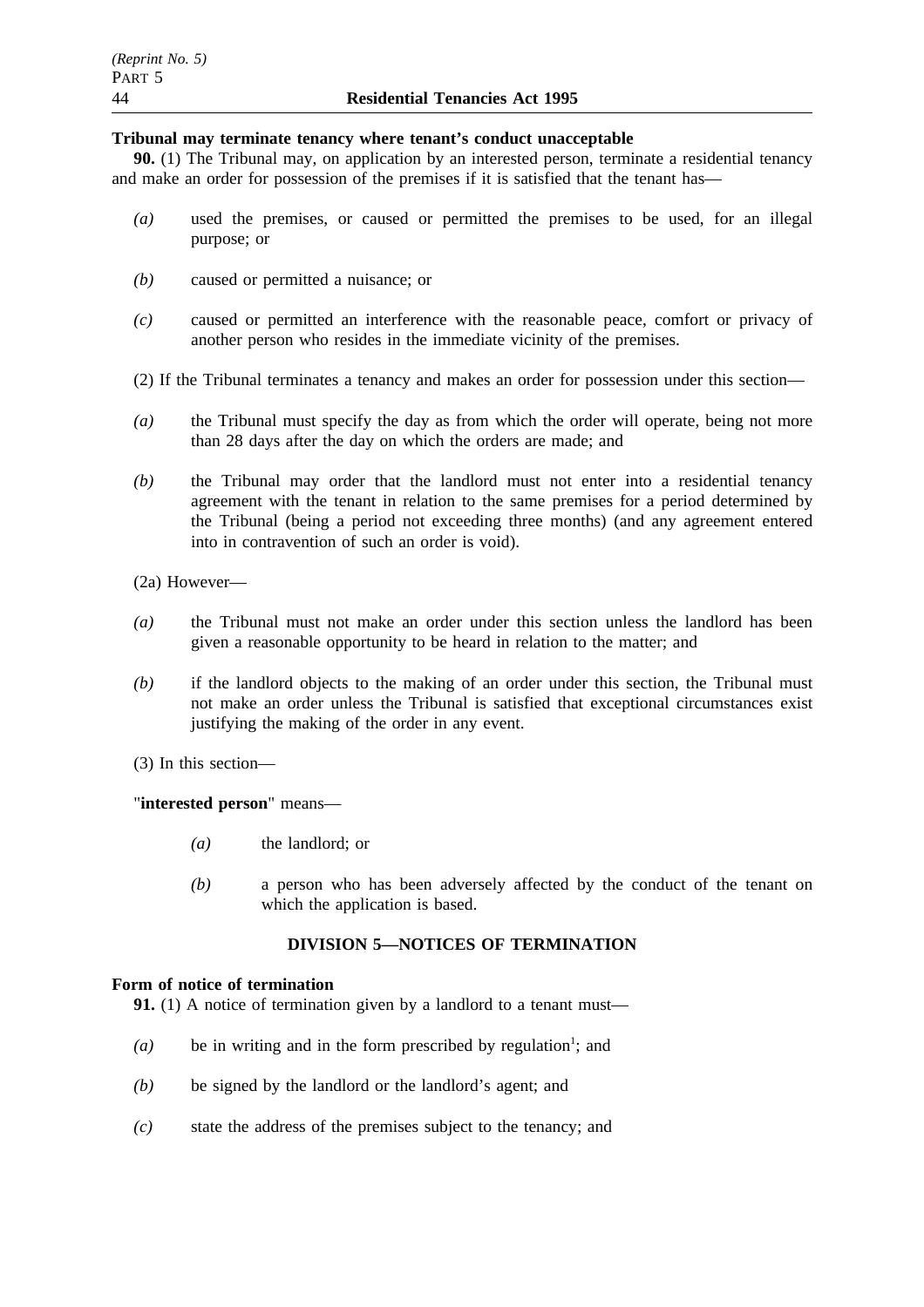**Tribunal may terminate tenancy where tenant's conduct unacceptable**

**90.** (1) The Tribunal may, on application by an interested person, terminate a residential tenancy and make an order for possession of the premises if it is satisfied that the tenant has—

*(a)* used the premises, or caused or permitted the premises to be used, for an illegal purpose; or

*(b)* caused or permitted a nuisance; or

*(c)* caused or permitted an interference with the reasonable peace, comfort or privacy of another person who resides in the immediate vicinity of the premises.

(2) If the Tribunal terminates a tenancy and makes an order for possession under this section—

*(a)* the Tribunal must specify the day as from which the order will operate, being not more than 28 days after the day on which the orders are made; and

*(b)* the Tribunal may order that the landlord must not enter into a residential tenancy agreement with the tenant in relation to the same premises for a period determined by the Tribunal (being a period not exceeding three months) (and any agreement entered into in contravention of such an order is void).

(2a) However—

*(a)* the Tribunal must not make an order under this section unless the landlord has been given a reasonable opportunity to be heard in relation to the matter; and

*(b)* if the landlord objects to the making of an order under this section, the Tribunal must not make an order unless the Tribunal is satisfied that exceptional circumstances exist justifying the making of the order in any event.

(3) In this section—

"**interested person**" means—

*(a)* the landlord; or

*(b)* a person who has been adversely affected by the conduct of the tenant on which the application is based.

## DIVISION 5—NOTICES OF TERMINATION

**Form of notice of termination**

**91.** (1) A notice of termination given by a landlord to a tenant must—

*(a)* be in writing and in the form prescribed by regulation[1]; and

*(b)* be signed by the landlord or the landlord's agent; and

*(c)* state the address of the premises subject to the tenancy; and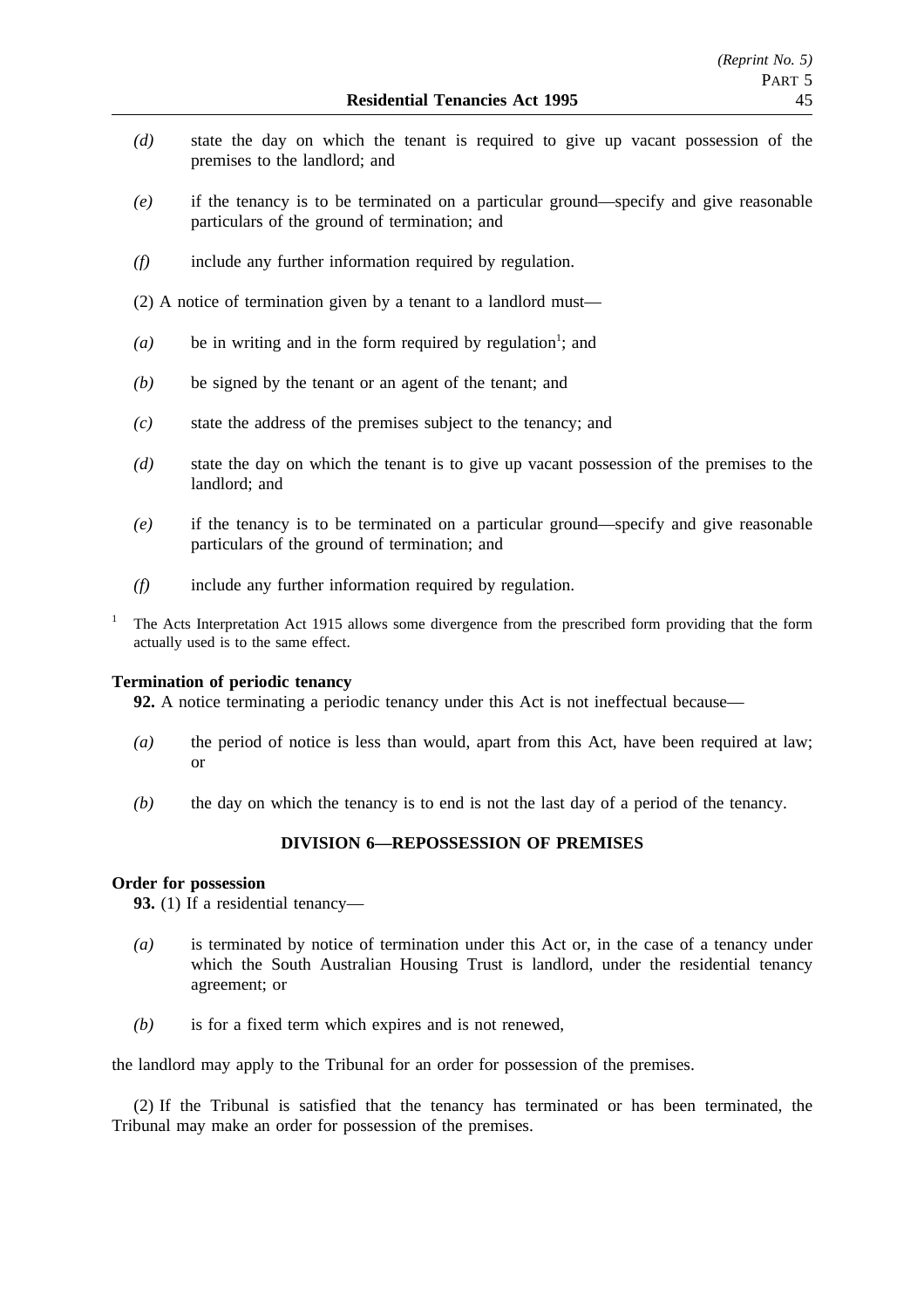*(d)* state the day on which the tenant is required to give up vacant possession of the premises to the landlord; and

*(e)* if the tenancy is to be terminated on a particular ground—specify and give reasonable particulars of the ground of termination; and

*(f)* include any further information required by regulation.

(2) A notice of termination given by a tenant to a landlord must—

*(a)* be in writing and in the form required by regulation[1]; and

*(b)* be signed by the tenant or an agent of the tenant; and

*(c)* state the address of the premises subject to the tenancy; and

*(d)* state the day on which the tenant is to give up vacant possession of the premises to the landlord; and

*(e)* if the tenancy is to be terminated on a particular ground—specify and give reasonable particulars of the ground of termination; and

*(f)* include any further information required by regulation.

[1] The Acts Interpretation Act 1915 allows some divergence from the prescribed form providing that the form actually used is to the same effect.

**Termination of periodic tenancy**

**92.** A notice terminating a periodic tenancy under this Act is not ineffectual because—

*(a)* the period of notice is less than would, apart from this Act, have been required at law; or

*(b)* the day on which the tenancy is to end is not the last day of a period of the tenancy.

## DIVISION 6—REPOSSESSION OF PREMISES

**Order for possession**

**93.** (1) If a residential tenancy—

*(a)* is terminated by notice of termination under this Act or, in the case of a tenancy under which the South Australian Housing Trust is landlord, under the residential tenancy agreement; or

*(b)* is for a fixed term which expires and is not renewed,

the landlord may apply to the Tribunal for an order for possession of the premises.

(2) If the Tribunal is satisfied that the tenancy has terminated or has been terminated, the Tribunal may make an order for possession of the premises.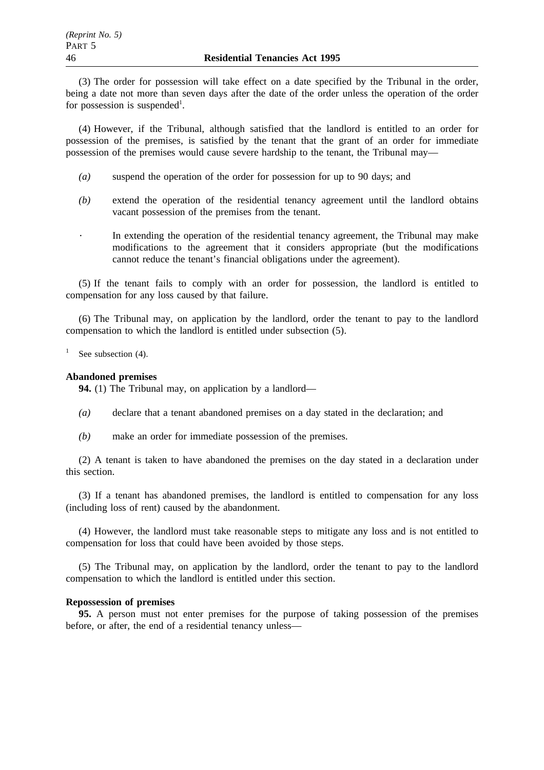(3) The order for possession will take effect on a date specified by the Tribunal in the order, being a date not more than seven days after the date of the order unless the operation of the order for possession is suspended[1].

(4) However, if the Tribunal, although satisfied that the landlord is entitled to an order for possession of the premises, is satisfied by the tenant that the grant of an order for immediate possession of the premises would cause severe hardship to the tenant, the Tribunal may—

*(a)* suspend the operation of the order for possession for up to 90 days; and

*(b)* extend the operation of the residential tenancy agreement until the landlord obtains vacant possession of the premises from the tenant.

· In extending the operation of the residential tenancy agreement, the Tribunal may make modifications to the agreement that it considers appropriate (but the modifications cannot reduce the tenant's financial obligations under the agreement).

(5) If the tenant fails to comply with an order for possession, the landlord is entitled to compensation for any loss caused by that failure.

(6) The Tribunal may, on application by the landlord, order the tenant to pay to the landlord compensation to which the landlord is entitled under subsection (5).

[1] See subsection (4).

**Abandoned premises**

**94.** (1) The Tribunal may, on application by a landlord—

*(a)* declare that a tenant abandoned premises on a day stated in the declaration; and

*(b)* make an order for immediate possession of the premises.

(2) A tenant is taken to have abandoned the premises on the day stated in a declaration under this section.

(3) If a tenant has abandoned premises, the landlord is entitled to compensation for any loss (including loss of rent) caused by the abandonment.

(4) However, the landlord must take reasonable steps to mitigate any loss and is not entitled to compensation for loss that could have been avoided by those steps.

(5) The Tribunal may, on application by the landlord, order the tenant to pay to the landlord compensation to which the landlord is entitled under this section.

**Repossession of premises**

**95.** A person must not enter premises for the purpose of taking possession of the premises before, or after, the end of a residential tenancy unless—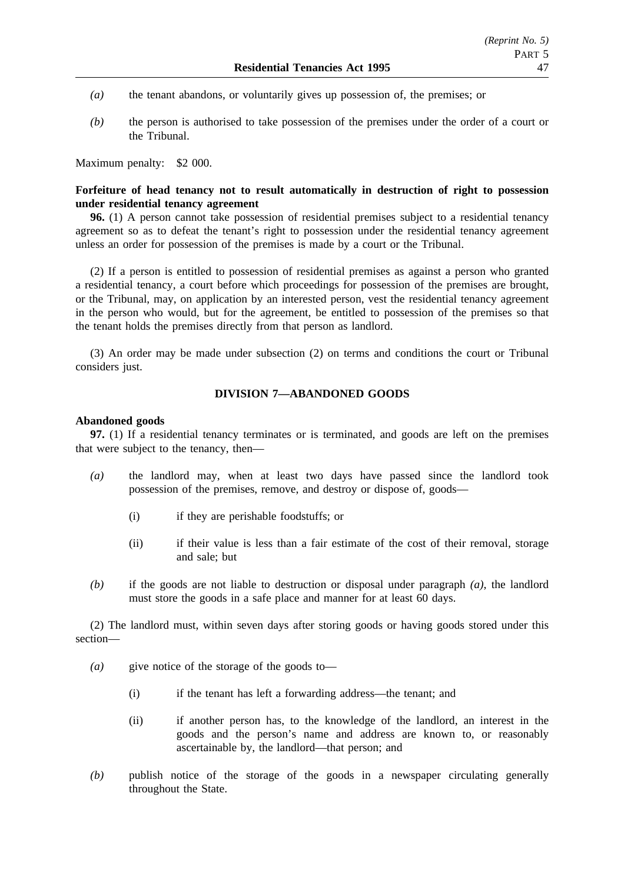*(a)* the tenant abandons, or voluntarily gives up possession of, the premises; or

*(b)* the person is authorised to take possession of the premises under the order of a court or the Tribunal.

Maximum penalty: $2 000.

**Forfeiture of head tenancy not to result automatically in destruction of right to possession under residential tenancy agreement**

**96.** (1) A person cannot take possession of residential premises subject to a residential tenancy agreement so as to defeat the tenant's right to possession under the residential tenancy agreement unless an order for possession of the premises is made by a court or the Tribunal.

(2) If a person is entitled to possession of residential premises as against a person who granted a residential tenancy, a court before which proceedings for possession of the premises are brought, or the Tribunal, may, on application by an interested person, vest the residential tenancy agreement in the person who would, but for the agreement, be entitled to possession of the premises so that the tenant holds the premises directly from that person as landlord.

(3) An order may be made under subsection (2) on terms and conditions the court or Tribunal considers just.

## DIVISION 7—ABANDONED GOODS

**Abandoned goods**

**97.** (1) If a residential tenancy terminates or is terminated, and goods are left on the premises that were subject to the tenancy, then—

*(a)* the landlord may, when at least two days have passed since the landlord took possession of the premises, remove, and destroy or dispose of, goods—

(i) if they are perishable foodstuffs; or

(ii) if their value is less than a fair estimate of the cost of their removal, storage and sale; but

*(b)* if the goods are not liable to destruction or disposal under paragraph *(a)*, the landlord must store the goods in a safe place and manner for at least 60 days.

(2) The landlord must, within seven days after storing goods or having goods stored under this section—

*(a)* give notice of the storage of the goods to—

(i) if the tenant has left a forwarding address—the tenant; and

(ii) if another person has, to the knowledge of the landlord, an interest in the goods and the person's name and address are known to, or reasonably ascertainable by, the landlord—that person; and

*(b)* publish notice of the storage of the goods in a newspaper circulating generally throughout the State.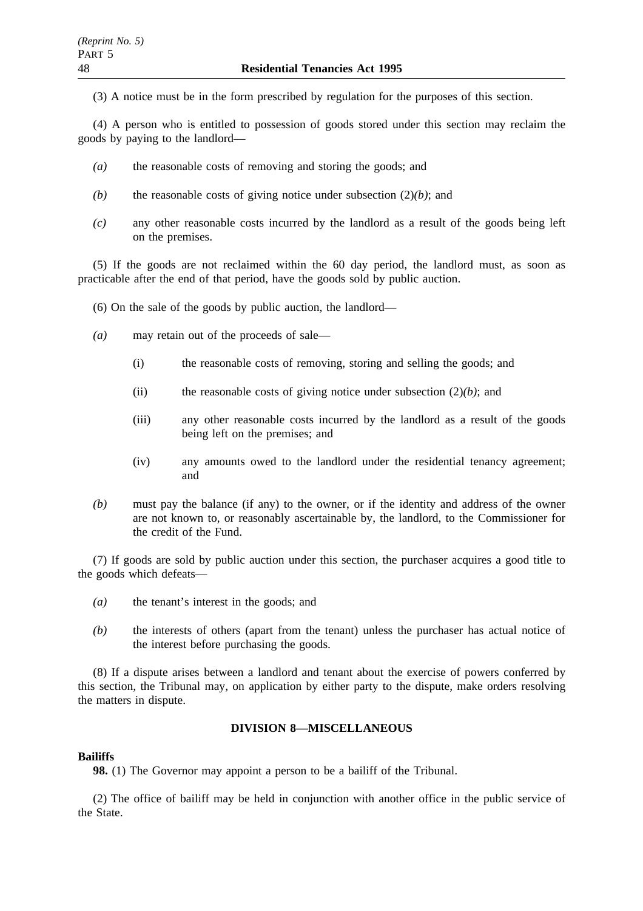(3) A notice must be in the form prescribed by regulation for the purposes of this section.

(4) A person who is entitled to possession of goods stored under this section may reclaim the goods by paying to the landlord—

*(a)* the reasonable costs of removing and storing the goods; and

*(b)* the reasonable costs of giving notice under subsection (2)*(b)*; and

*(c)* any other reasonable costs incurred by the landlord as a result of the goods being left on the premises.

(5) If the goods are not reclaimed within the 60 day period, the landlord must, as soon as practicable after the end of that period, have the goods sold by public auction.

(6) On the sale of the goods by public auction, the landlord—

*(a)* may retain out of the proceeds of sale—

(i) the reasonable costs of removing, storing and selling the goods; and

(ii) the reasonable costs of giving notice under subsection (2)*(b)*; and

(iii) any other reasonable costs incurred by the landlord as a result of the goods being left on the premises; and

(iv) any amounts owed to the landlord under the residential tenancy agreement; and

*(b)* must pay the balance (if any) to the owner, or if the identity and address of the owner are not known to, or reasonably ascertainable by, the landlord, to the Commissioner for the credit of the Fund.

(7) If goods are sold by public auction under this section, the purchaser acquires a good title to the goods which defeats—

*(a)* the tenant's interest in the goods; and

*(b)* the interests of others (apart from the tenant) unless the purchaser has actual notice of the interest before purchasing the goods.

(8) If a dispute arises between a landlord and tenant about the exercise of powers conferred by this section, the Tribunal may, on application by either party to the dispute, make orders resolving the matters in dispute.

## DIVISION 8—MISCELLANEOUS

**Bailiffs**

**98.** (1) The Governor may appoint a person to be a bailiff of the Tribunal.

(2) The office of bailiff may be held in conjunction with another office in the public service of the State.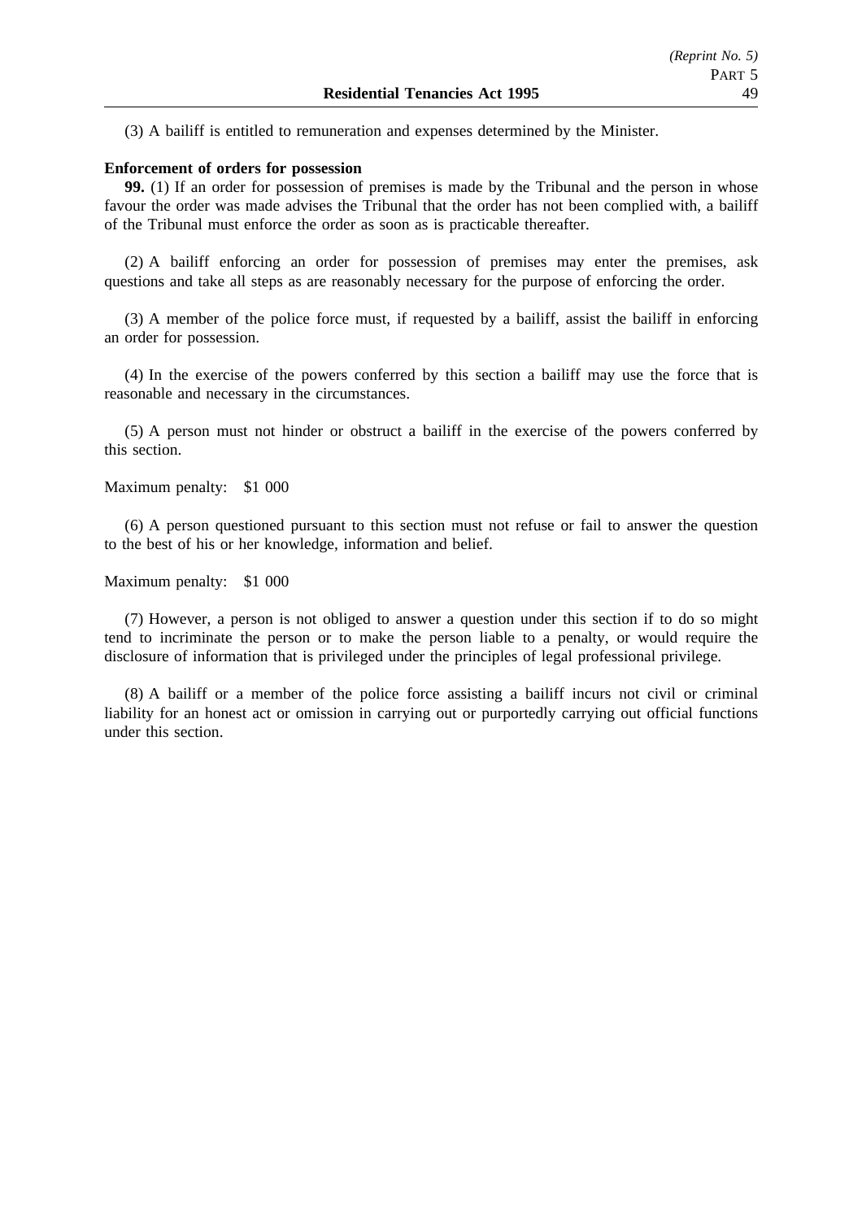(3) A bailiff is entitled to remuneration and expenses determined by the Minister.

**Enforcement of orders for possession**

**99.** (1) If an order for possession of premises is made by the Tribunal and the person in whose favour the order was made advises the Tribunal that the order has not been complied with, a bailiff of the Tribunal must enforce the order as soon as is practicable thereafter.

(2) A bailiff enforcing an order for possession of premises may enter the premises, ask questions and take all steps as are reasonably necessary for the purpose of enforcing the order.

(3) A member of the police force must, if requested by a bailiff, assist the bailiff in enforcing an order for possession.

(4) In the exercise of the powers conferred by this section a bailiff may use the force that is reasonable and necessary in the circumstances.

(5) A person must not hinder or obstruct a bailiff in the exercise of the powers conferred by this section.

Maximum penalty: $1 000

(6) A person questioned pursuant to this section must not refuse or fail to answer the question to the best of his or her knowledge, information and belief.

Maximum penalty: $1 000

(7) However, a person is not obliged to answer a question under this section if to do so might tend to incriminate the person or to make the person liable to a penalty, or would require the disclosure of information that is privileged under the principles of legal professional privilege.

(8) A bailiff or a member of the police force assisting a bailiff incurs not civil or criminal liability for an honest act or omission in carrying out or purportedly carrying out official functions under this section.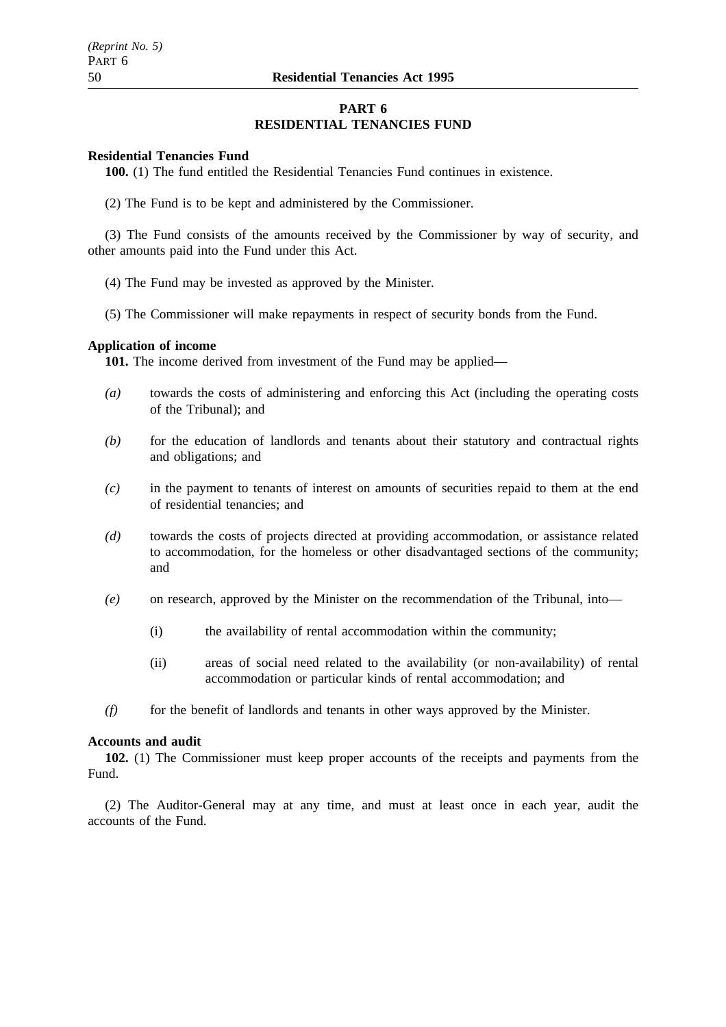## PART 6
## RESIDENTIAL TENANCIES FUND

**Residential Tenancies Fund**

**100.** (1) The fund entitled the Residential Tenancies Fund continues in existence.

(2) The Fund is to be kept and administered by the Commissioner.

(3) The Fund consists of the amounts received by the Commissioner by way of security, and other amounts paid into the Fund under this Act.

(4) The Fund may be invested as approved by the Minister.

(5) The Commissioner will make repayments in respect of security bonds from the Fund.

**Application of income**

**101.** The income derived from investment of the Fund may be applied—

*(a)* towards the costs of administering and enforcing this Act (including the operating costs of the Tribunal); and

*(b)* for the education of landlords and tenants about their statutory and contractual rights and obligations; and

*(c)* in the payment to tenants of interest on amounts of securities repaid to them at the end of residential tenancies; and

*(d)* towards the costs of projects directed at providing accommodation, or assistance related to accommodation, for the homeless or other disadvantaged sections of the community; and

*(e)* on research, approved by the Minister on the recommendation of the Tribunal, into—

  (i) the availability of rental accommodation within the community;

  (ii) areas of social need related to the availability (or non-availability) of rental accommodation or particular kinds of rental accommodation; and

*(f)* for the benefit of landlords and tenants in other ways approved by the Minister.

**Accounts and audit**

**102.** (1) The Commissioner must keep proper accounts of the receipts and payments from the Fund.

(2) The Auditor-General may at any time, and must at least once in each year, audit the accounts of the Fund.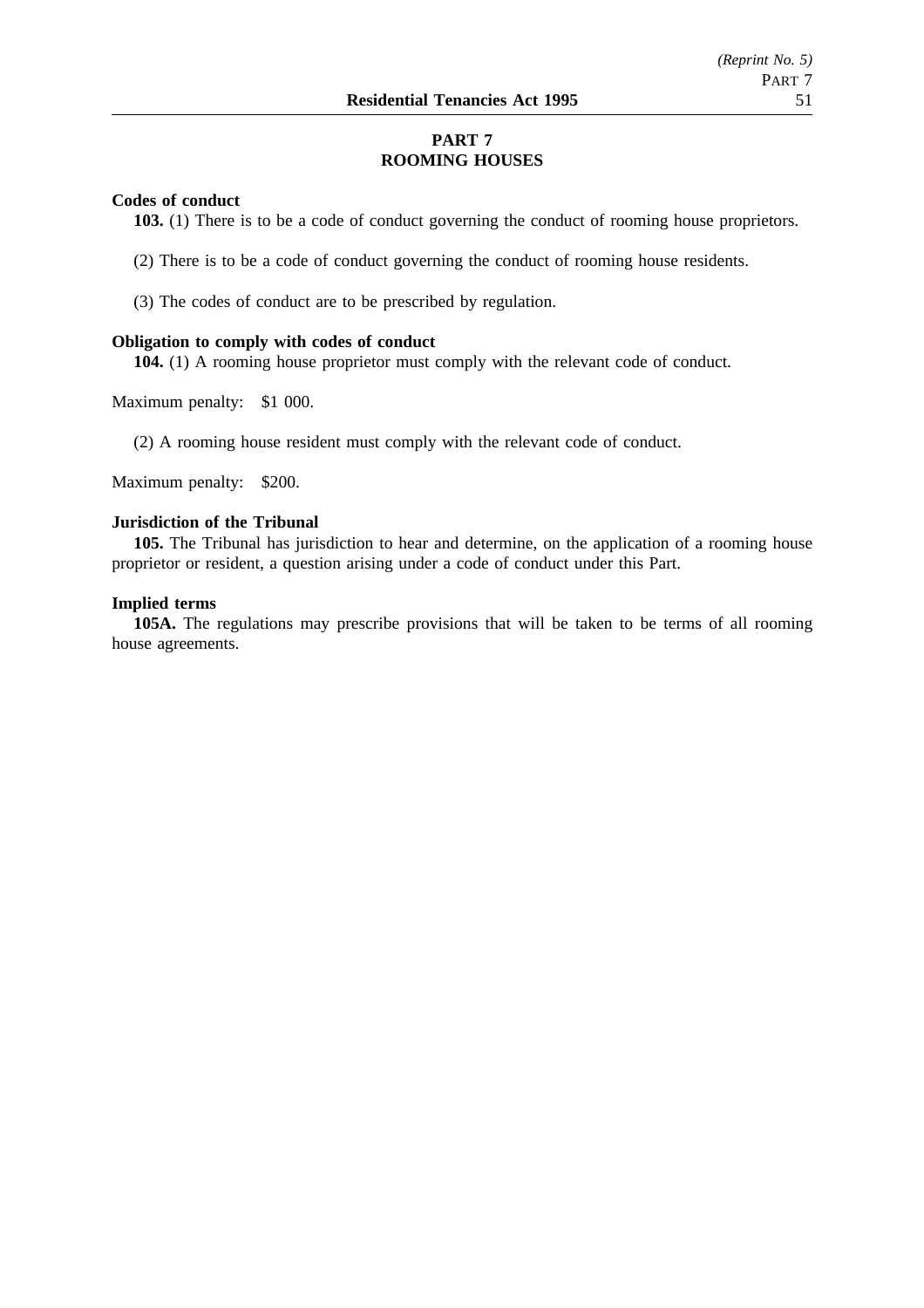# PART 7
# ROOMING HOUSES

**Codes of conduct**

**103.** (1) There is to be a code of conduct governing the conduct of rooming house proprietors.

(2) There is to be a code of conduct governing the conduct of rooming house residents.

(3) The codes of conduct are to be prescribed by regulation.

**Obligation to comply with codes of conduct**

**104.** (1) A rooming house proprietor must comply with the relevant code of conduct.

Maximum penalty: $1 000.

(2) A rooming house resident must comply with the relevant code of conduct.

Maximum penalty: $200.

**Jurisdiction of the Tribunal**

**105.** The Tribunal has jurisdiction to hear and determine, on the application of a rooming house proprietor or resident, a question arising under a code of conduct under this Part.

**Implied terms**

**105A.** The regulations may prescribe provisions that will be taken to be terms of all rooming house agreements.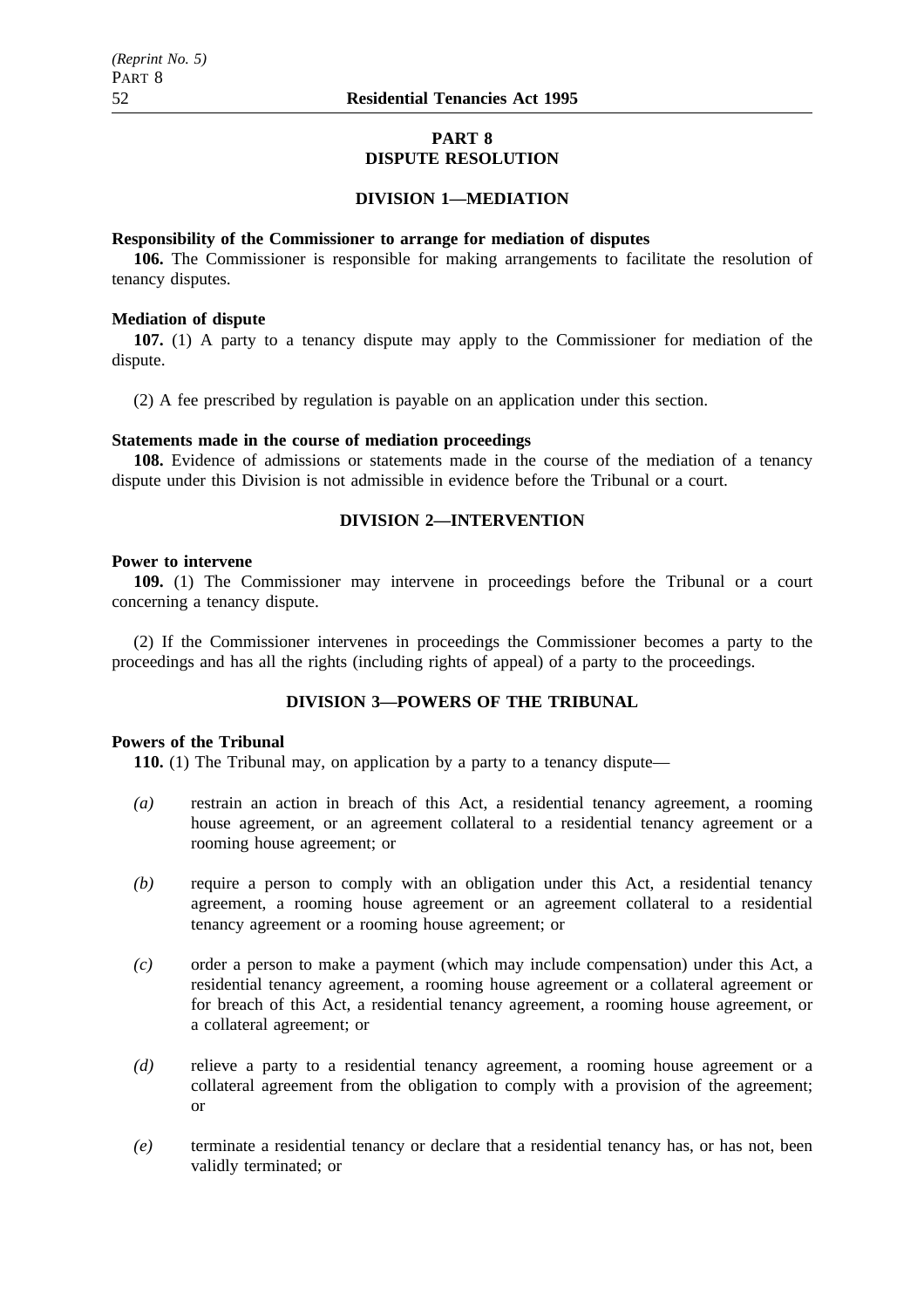## PART 8
## DISPUTE RESOLUTION

### DIVISION 1—MEDIATION

**Responsibility of the Commissioner to arrange for mediation of disputes**

**106.** The Commissioner is responsible for making arrangements to facilitate the resolution of tenancy disputes.

**Mediation of dispute**

**107.** (1) A party to a tenancy dispute may apply to the Commissioner for mediation of the dispute.

(2) A fee prescribed by regulation is payable on an application under this section.

**Statements made in the course of mediation proceedings**

**108.** Evidence of admissions or statements made in the course of the mediation of a tenancy dispute under this Division is not admissible in evidence before the Tribunal or a court.

### DIVISION 2—INTERVENTION

**Power to intervene**

**109.** (1) The Commissioner may intervene in proceedings before the Tribunal or a court concerning a tenancy dispute.

(2) If the Commissioner intervenes in proceedings the Commissioner becomes a party to the proceedings and has all the rights (including rights of appeal) of a party to the proceedings.

### DIVISION 3—POWERS OF THE TRIBUNAL

**Powers of the Tribunal**

**110.** (1) The Tribunal may, on application by a party to a tenancy dispute—

*(a)* restrain an action in breach of this Act, a residential tenancy agreement, a rooming house agreement, or an agreement collateral to a residential tenancy agreement or a rooming house agreement; or

*(b)* require a person to comply with an obligation under this Act, a residential tenancy agreement, a rooming house agreement or an agreement collateral to a residential tenancy agreement or a rooming house agreement; or

*(c)* order a person to make a payment (which may include compensation) under this Act, a residential tenancy agreement, a rooming house agreement or a collateral agreement or for breach of this Act, a residential tenancy agreement, a rooming house agreement, or a collateral agreement; or

*(d)* relieve a party to a residential tenancy agreement, a rooming house agreement or a collateral agreement from the obligation to comply with a provision of the agreement; or

*(e)* terminate a residential tenancy or declare that a residential tenancy has, or has not, been validly terminated; or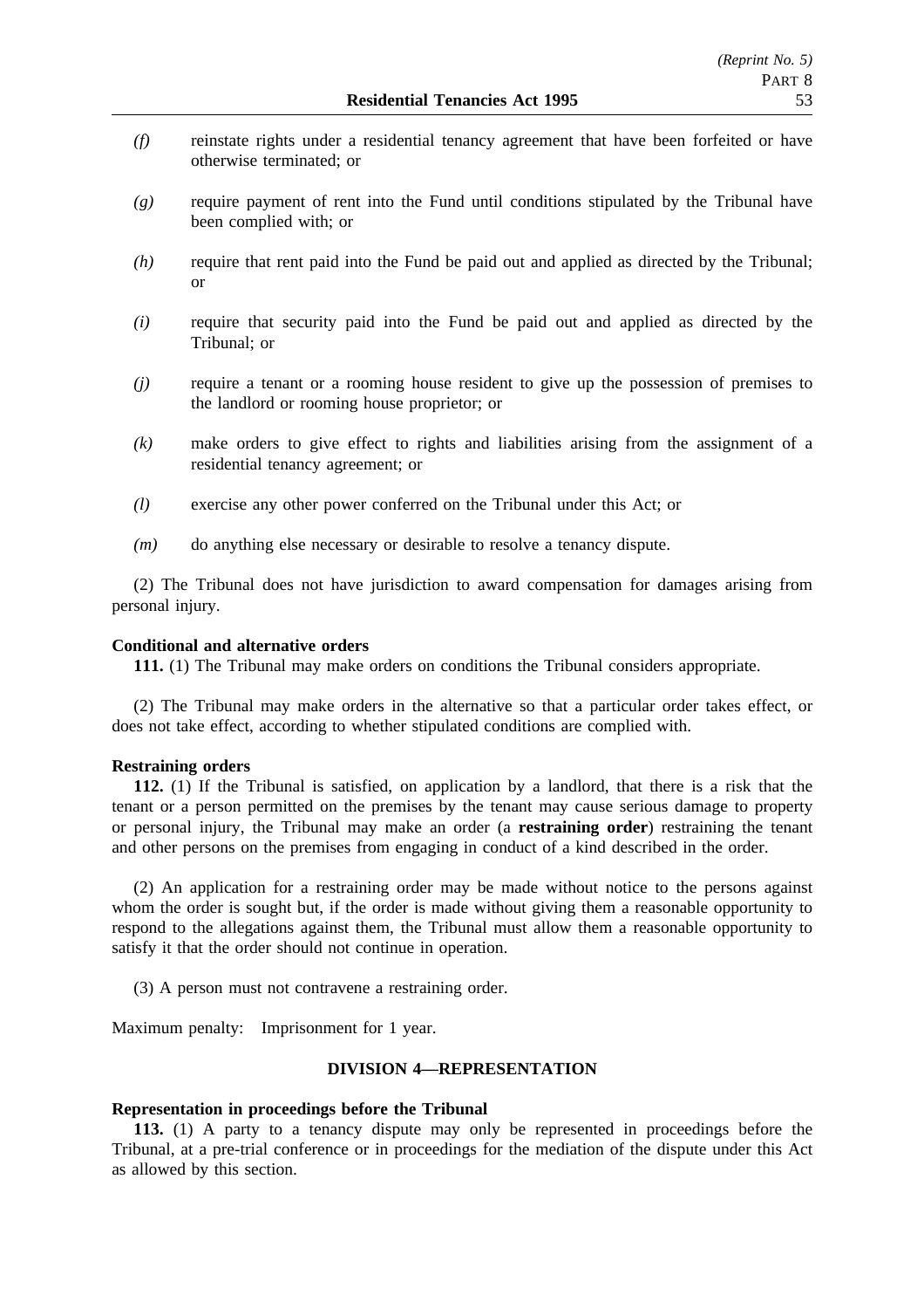*(f)* reinstate rights under a residential tenancy agreement that have been forfeited or have otherwise terminated; or

*(g)* require payment of rent into the Fund until conditions stipulated by the Tribunal have been complied with; or

*(h)* require that rent paid into the Fund be paid out and applied as directed by the Tribunal; or

*(i)* require that security paid into the Fund be paid out and applied as directed by the Tribunal; or

*(j)* require a tenant or a rooming house resident to give up the possession of premises to the landlord or rooming house proprietor; or

*(k)* make orders to give effect to rights and liabilities arising from the assignment of a residential tenancy agreement; or

*(l)* exercise any other power conferred on the Tribunal under this Act; or

*(m)* do anything else necessary or desirable to resolve a tenancy dispute.

(2) The Tribunal does not have jurisdiction to award compensation for damages arising from personal injury.

**Conditional and alternative orders**

**111.** (1) The Tribunal may make orders on conditions the Tribunal considers appropriate.

(2) The Tribunal may make orders in the alternative so that a particular order takes effect, or does not take effect, according to whether stipulated conditions are complied with.

**Restraining orders**

**112.** (1) If the Tribunal is satisfied, on application by a landlord, that there is a risk that the tenant or a person permitted on the premises by the tenant may cause serious damage to property or personal injury, the Tribunal may make an order (a **restraining order**) restraining the tenant and other persons on the premises from engaging in conduct of a kind described in the order.

(2) An application for a restraining order may be made without notice to the persons against whom the order is sought but, if the order is made without giving them a reasonable opportunity to respond to the allegations against them, the Tribunal must allow them a reasonable opportunity to satisfy it that the order should not continue in operation.

(3) A person must not contravene a restraining order.

Maximum penalty: Imprisonment for 1 year.

## DIVISION 4—REPRESENTATION

**Representation in proceedings before the Tribunal**

**113.** (1) A party to a tenancy dispute may only be represented in proceedings before the Tribunal, at a pre-trial conference or in proceedings for the mediation of the dispute under this Act as allowed by this section.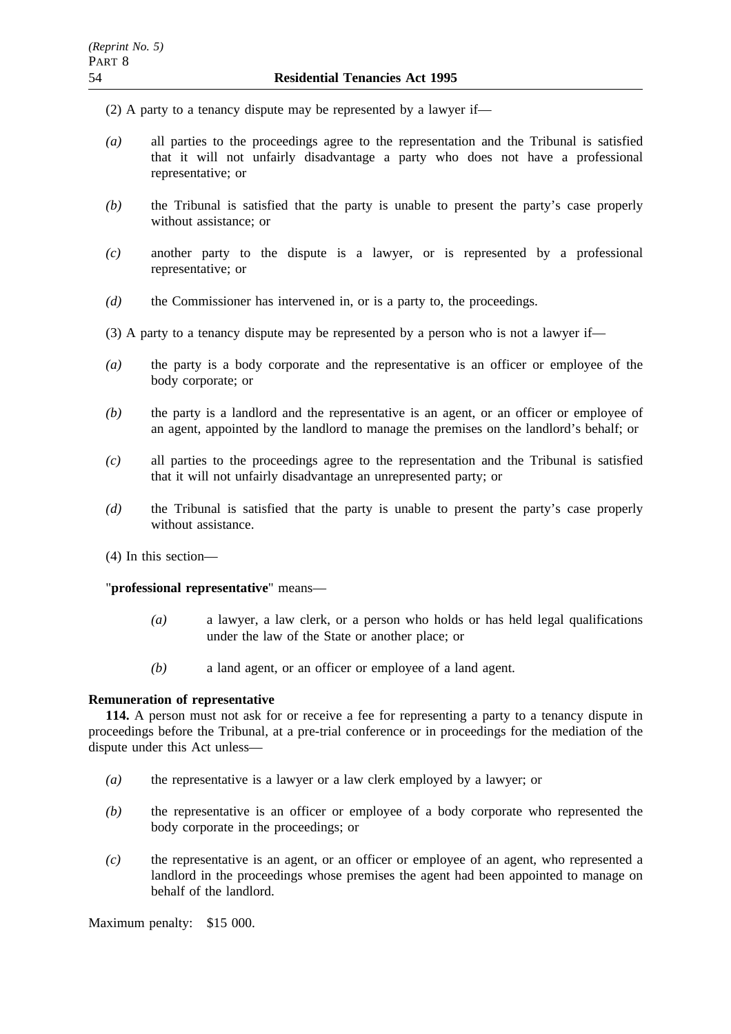(2) A party to a tenancy dispute may be represented by a lawyer if—

*(a)* all parties to the proceedings agree to the representation and the Tribunal is satisfied that it will not unfairly disadvantage a party who does not have a professional representative; or

*(b)* the Tribunal is satisfied that the party is unable to present the party's case properly without assistance; or

*(c)* another party to the dispute is a lawyer, or is represented by a professional representative; or

*(d)* the Commissioner has intervened in, or is a party to, the proceedings.

(3) A party to a tenancy dispute may be represented by a person who is not a lawyer if—

*(a)* the party is a body corporate and the representative is an officer or employee of the body corporate; or

*(b)* the party is a landlord and the representative is an agent, or an officer or employee of an agent, appointed by the landlord to manage the premises on the landlord's behalf; or

*(c)* all parties to the proceedings agree to the representation and the Tribunal is satisfied that it will not unfairly disadvantage an unrepresented party; or

*(d)* the Tribunal is satisfied that the party is unable to present the party's case properly without assistance.

(4) In this section—

"**professional representative**" means—

*(a)* a lawyer, a law clerk, or a person who holds or has held legal qualifications under the law of the State or another place; or

*(b)* a land agent, or an officer or employee of a land agent.

**Remuneration of representative**

**114.** A person must not ask for or receive a fee for representing a party to a tenancy dispute in proceedings before the Tribunal, at a pre-trial conference or in proceedings for the mediation of the dispute under this Act unless—

*(a)* the representative is a lawyer or a law clerk employed by a lawyer; or

*(b)* the representative is an officer or employee of a body corporate who represented the body corporate in the proceedings; or

*(c)* the representative is an agent, or an officer or employee of an agent, who represented a landlord in the proceedings whose premises the agent had been appointed to manage on behalf of the landlord.

Maximum penalty: $15 000.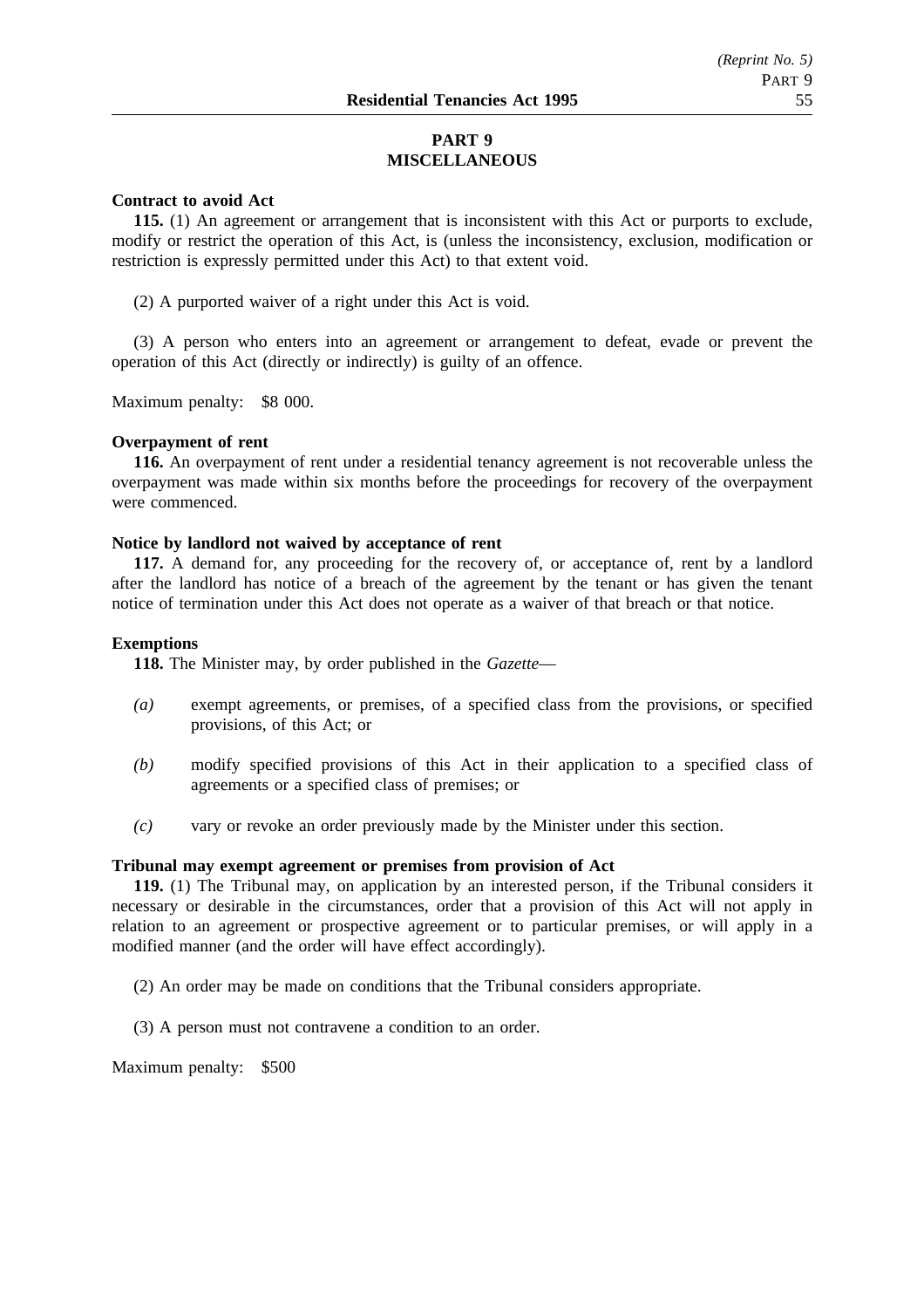## PART 9
## MISCELLANEOUS

**Contract to avoid Act**

**115.** (1) An agreement or arrangement that is inconsistent with this Act or purports to exclude, modify or restrict the operation of this Act, is (unless the inconsistency, exclusion, modification or restriction is expressly permitted under this Act) to that extent void.

(2) A purported waiver of a right under this Act is void.

(3) A person who enters into an agreement or arrangement to defeat, evade or prevent the operation of this Act (directly or indirectly) is guilty of an offence.

Maximum penalty: $8 000.

**Overpayment of rent**

**116.** An overpayment of rent under a residential tenancy agreement is not recoverable unless the overpayment was made within six months before the proceedings for recovery of the overpayment were commenced.

**Notice by landlord not waived by acceptance of rent**

**117.** A demand for, any proceeding for the recovery of, or acceptance of, rent by a landlord after the landlord has notice of a breach of the agreement by the tenant or has given the tenant notice of termination under this Act does not operate as a waiver of that breach or that notice.

**Exemptions**

**118.** The Minister may, by order published in the *Gazette*—

*(a)* exempt agreements, or premises, of a specified class from the provisions, or specified provisions, of this Act; or

*(b)* modify specified provisions of this Act in their application to a specified class of agreements or a specified class of premises; or

*(c)* vary or revoke an order previously made by the Minister under this section.

**Tribunal may exempt agreement or premises from provision of Act**

**119.** (1) The Tribunal may, on application by an interested person, if the Tribunal considers it necessary or desirable in the circumstances, order that a provision of this Act will not apply in relation to an agreement or prospective agreement or to particular premises, or will apply in a modified manner (and the order will have effect accordingly).

(2) An order may be made on conditions that the Tribunal considers appropriate.

(3) A person must not contravene a condition to an order.

Maximum penalty: $500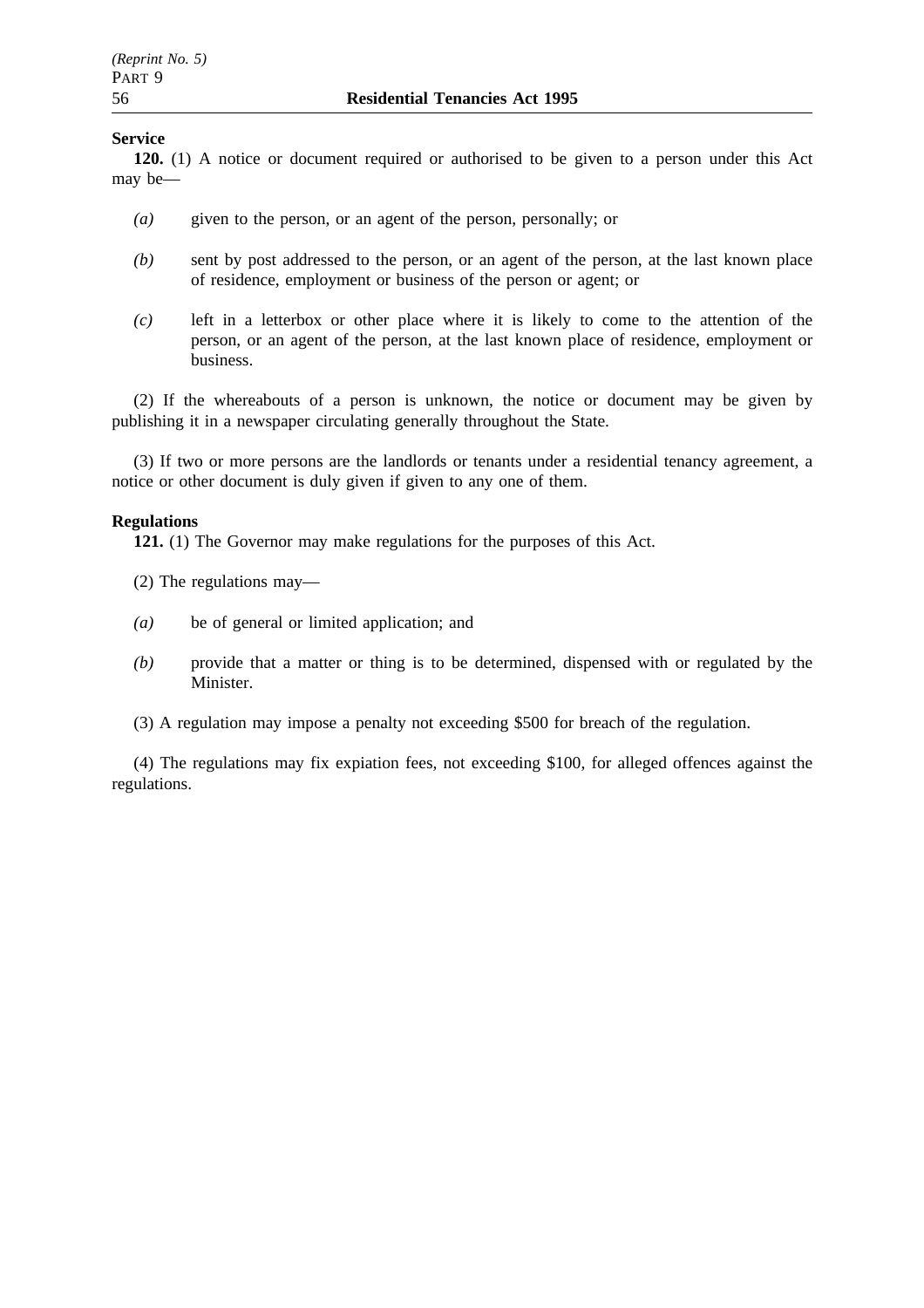**Service**

**120.** (1) A notice or document required or authorised to be given to a person under this Act may be—

*(a)* given to the person, or an agent of the person, personally; or

*(b)* sent by post addressed to the person, or an agent of the person, at the last known place of residence, employment or business of the person or agent; or

*(c)* left in a letterbox or other place where it is likely to come to the attention of the person, or an agent of the person, at the last known place of residence, employment or business.

(2) If the whereabouts of a person is unknown, the notice or document may be given by publishing it in a newspaper circulating generally throughout the State.

(3) If two or more persons are the landlords or tenants under a residential tenancy agreement, a notice or other document is duly given if given to any one of them.

**Regulations**

**121.** (1) The Governor may make regulations for the purposes of this Act.

(2) The regulations may—

*(a)* be of general or limited application; and

*(b)* provide that a matter or thing is to be determined, dispensed with or regulated by the Minister.

(3) A regulation may impose a penalty not exceeding $500 for breach of the regulation.

(4) The regulations may fix expiation fees, not exceeding $100, for alleged offences against the regulations.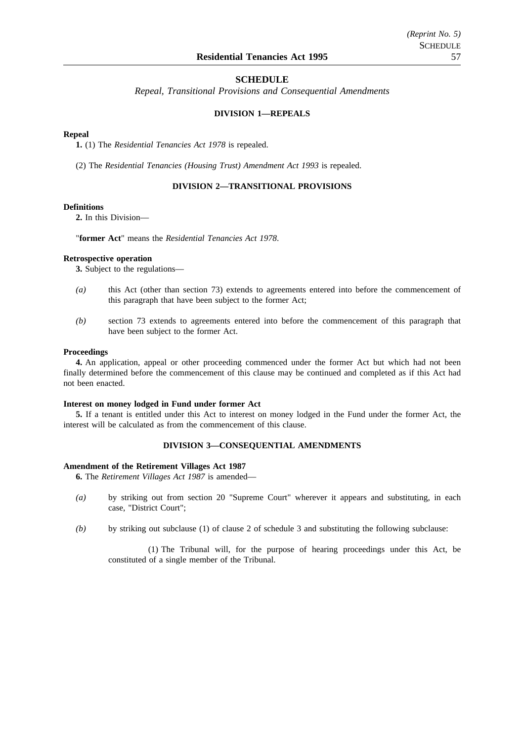## SCHEDULE

*Repeal, Transitional Provisions and Consequential Amendments*

### DIVISION 1—REPEALS

**Repeal**

**1.** (1) The *Residential Tenancies Act 1978* is repealed.

(2) The *Residential Tenancies (Housing Trust) Amendment Act 1993* is repealed.

### DIVISION 2—TRANSITIONAL PROVISIONS

**Definitions**

**2.** In this Division—

"**former Act**" means the *Residential Tenancies Act 1978*.

**Retrospective operation**

**3.** Subject to the regulations—

*(a)* this Act (other than section 73) extends to agreements entered into before the commencement of this paragraph that have been subject to the former Act;

*(b)* section 73 extends to agreements entered into before the commencement of this paragraph that have been subject to the former Act.

**Proceedings**

**4.** An application, appeal or other proceeding commenced under the former Act but which had not been finally determined before the commencement of this clause may be continued and completed as if this Act had not been enacted.

**Interest on money lodged in Fund under former Act**

**5.** If a tenant is entitled under this Act to interest on money lodged in the Fund under the former Act, the interest will be calculated as from the commencement of this clause.

### DIVISION 3—CONSEQUENTIAL AMENDMENTS

**Amendment of the Retirement Villages Act 1987**

**6.** The *Retirement Villages Act 1987* is amended—

*(a)* by striking out from section 20 "Supreme Court" wherever it appears and substituting, in each case, "District Court";

*(b)* by striking out subclause (1) of clause 2 of schedule 3 and substituting the following subclause:

> (1) The Tribunal will, for the purpose of hearing proceedings under this Act, be constituted of a single member of the Tribunal.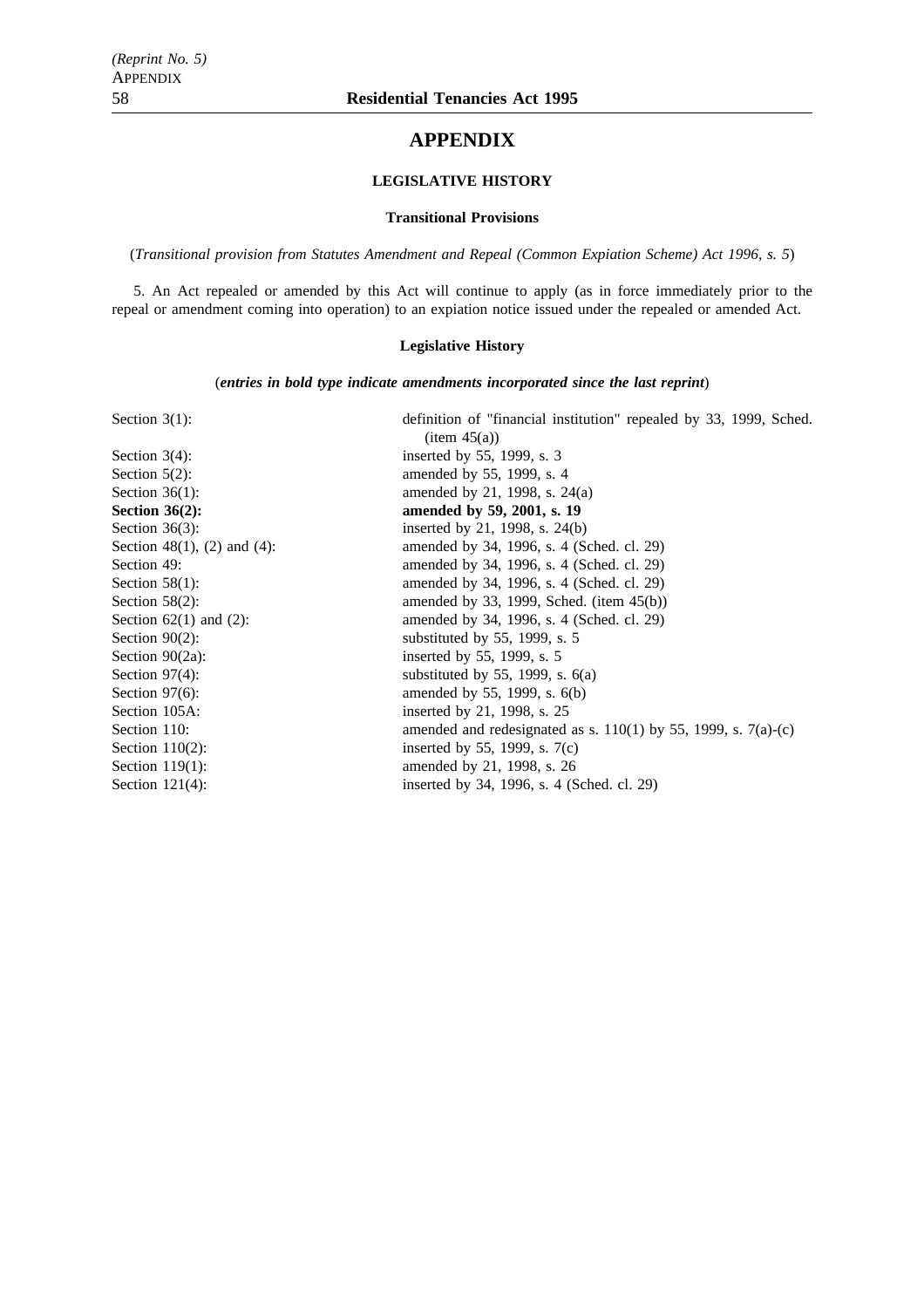# APPENDIX

## LEGISLATIVE HISTORY

### Transitional Provisions

(*Transitional provision from Statutes Amendment and Repeal (Common Expiation Scheme) Act 1996, s. 5*)

5. An Act repealed or amended by this Act will continue to apply (as in force immediately prior to the repeal or amendment coming into operation) to an expiation notice issued under the repealed or amended Act.

### Legislative History

(***entries in bold type indicate amendments incorporated since the last reprint***)

| | |
|---|---|
| Section 3(1): | definition of "financial institution" repealed by 33, 1999, Sched. (item 45(a)) |
| Section 3(4): | inserted by 55, 1999, s. 3 |
| Section 5(2): | amended by 55, 1999, s. 4 |
| Section 36(1): | amended by 21, 1998, s. 24(a) |
| **Section 36(2):** | **amended by 59, 2001, s. 19** |
| Section 36(3): | inserted by 21, 1998, s. 24(b) |
| Section 48(1), (2) and (4): | amended by 34, 1996, s. 4 (Sched. cl. 29) |
| Section 49: | amended by 34, 1996, s. 4 (Sched. cl. 29) |
| Section 58(1): | amended by 34, 1996, s. 4 (Sched. cl. 29) |
| Section 58(2): | amended by 33, 1999, Sched. (item 45(b)) |
| Section 62(1) and (2): | amended by 34, 1996, s. 4 (Sched. cl. 29) |
| Section 90(2): | substituted by 55, 1999, s. 5 |
| Section 90(2a): | inserted by 55, 1999, s. 5 |
| Section 97(4): | substituted by 55, 1999, s. 6(a) |
| Section 97(6): | amended by 55, 1999, s. 6(b) |
| Section 105A: | inserted by 21, 1998, s. 25 |
| Section 110: | amended and redesignated as s. 110(1) by 55, 1999, s. 7(a)-(c) |
| Section 110(2): | inserted by 55, 1999, s. 7(c) |
| Section 119(1): | amended by 21, 1998, s. 26 |
| Section 121(4): | inserted by 34, 1996, s. 4 (Sched. cl. 29) |